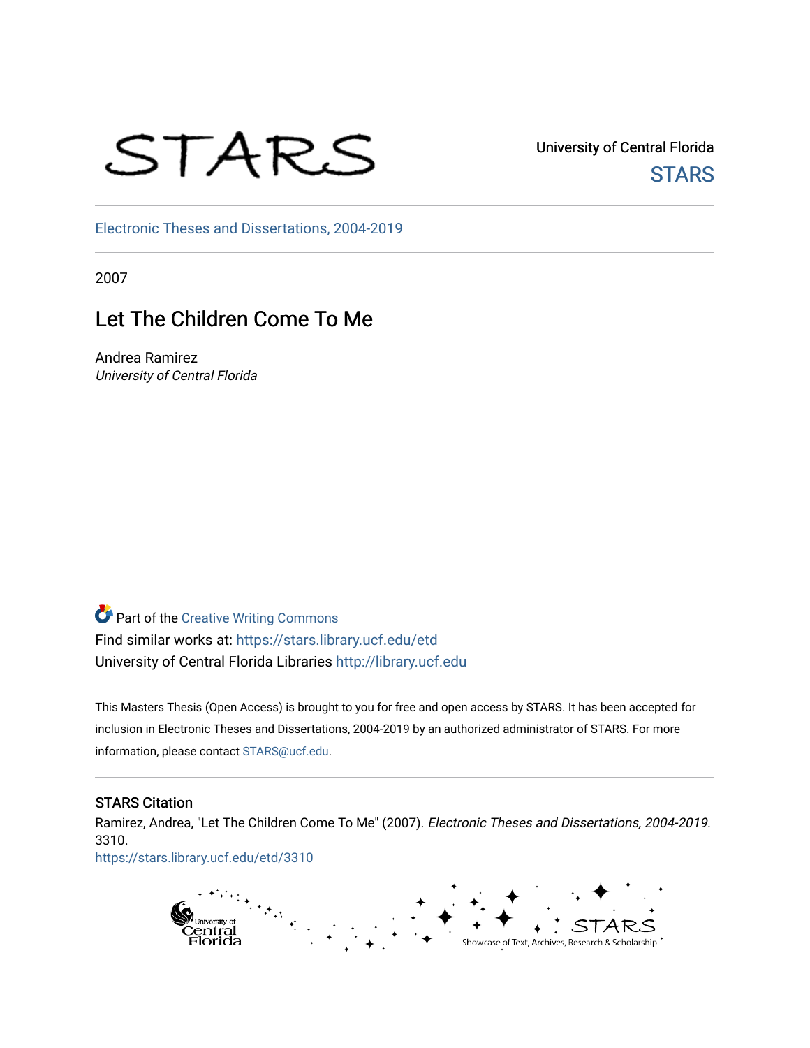STARS

University of Central Florida

STARS

Electronic Theses and Dissertations, 2004-2019

2007

# Let The Children Come To Me

Andrea Ramirez

*University of Central Florida*

Part of the Creative Writing Commons

Find similar works at: https://stars.library.ucf.edu/etd

University of Central Florida Libraries http://library.ucf.edu

This Masters Thesis (Open Access) is brought to you for free and open access by STARS. It has been accepted for inclusion in Electronic Theses and Dissertations, 2004-2019 by an authorized administrator of STARS. For more information, please contact STARS@ucf.edu.

## STARS Citation

Ramirez, Andrea, "Let The Children Come To Me" (2007). *Electronic Theses and Dissertations, 2004-2019*. 3310.

https://stars.library.ucf.edu/etd/3310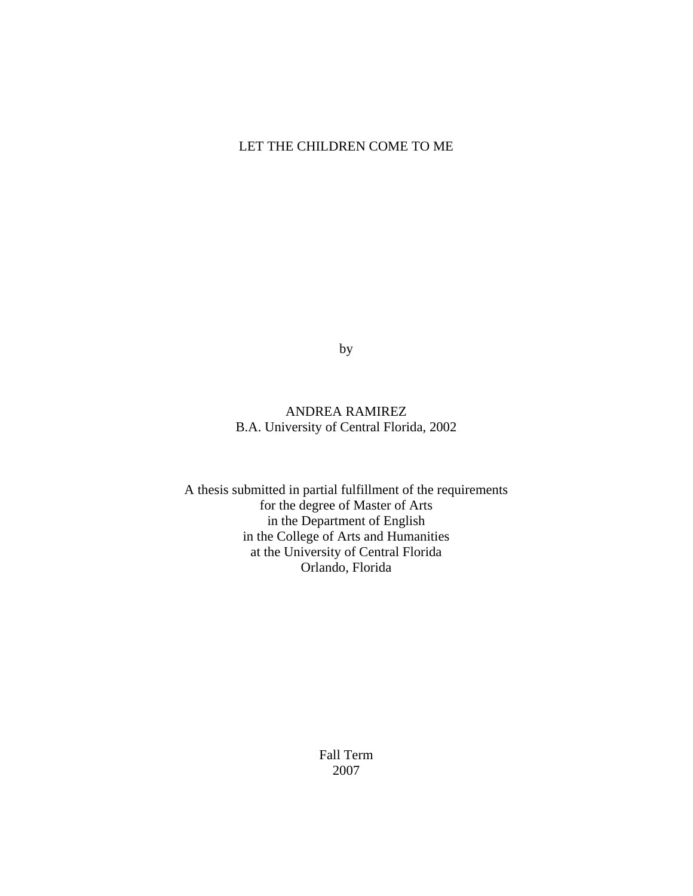# LET THE CHILDREN COME TO ME

by

ANDREA RAMIREZ
B.A. University of Central Florida, 2002

A thesis submitted in partial fulfillment of the requirements
for the degree of Master of Arts
in the Department of English
in the College of Arts and Humanities
at the University of Central Florida
Orlando, Florida

Fall Term
2007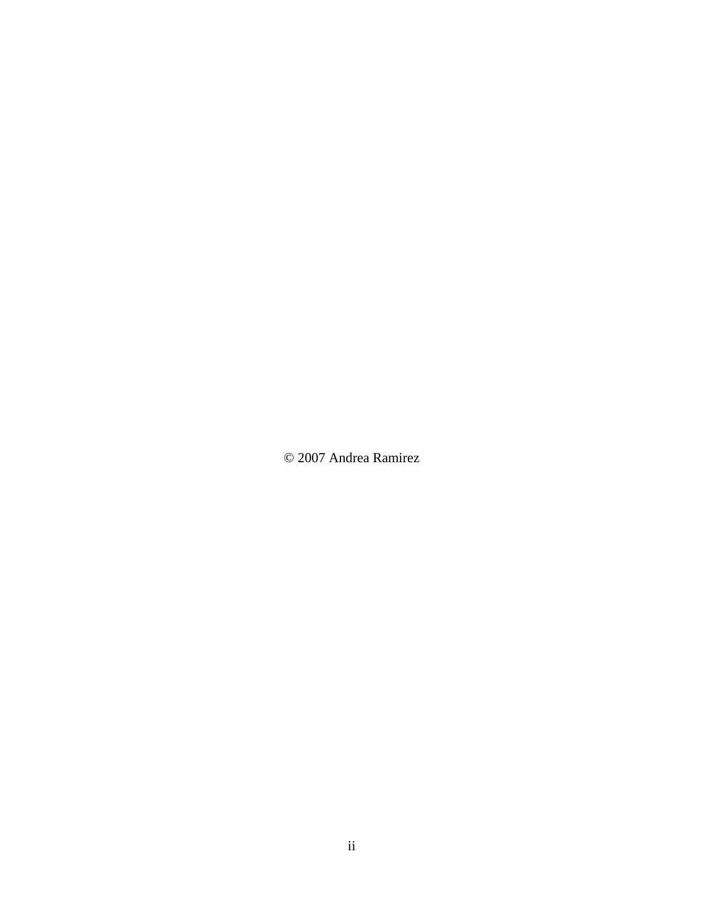© 2007 Andrea Ramirez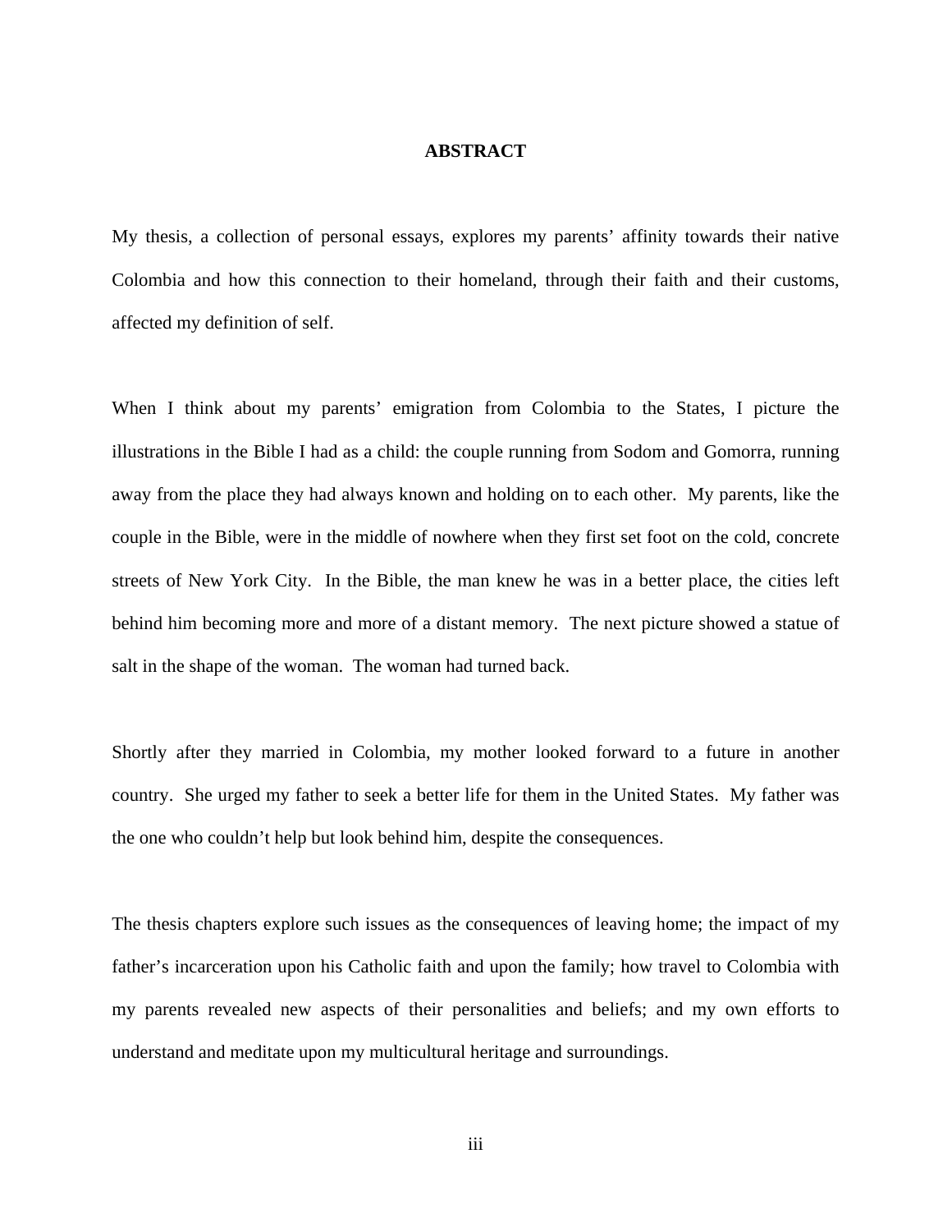# ABSTRACT

My thesis, a collection of personal essays, explores my parents' affinity towards their native Colombia and how this connection to their homeland, through their faith and their customs, affected my definition of self.

When I think about my parents' emigration from Colombia to the States, I picture the illustrations in the Bible I had as a child: the couple running from Sodom and Gomorra, running away from the place they had always known and holding on to each other. My parents, like the couple in the Bible, were in the middle of nowhere when they first set foot on the cold, concrete streets of New York City. In the Bible, the man knew he was in a better place, the cities left behind him becoming more and more of a distant memory. The next picture showed a statue of salt in the shape of the woman. The woman had turned back.

Shortly after they married in Colombia, my mother looked forward to a future in another country. She urged my father to seek a better life for them in the United States. My father was the one who couldn't help but look behind him, despite the consequences.

The thesis chapters explore such issues as the consequences of leaving home; the impact of my father's incarceration upon his Catholic faith and upon the family; how travel to Colombia with my parents revealed new aspects of their personalities and beliefs; and my own efforts to understand and meditate upon my multicultural heritage and surroundings.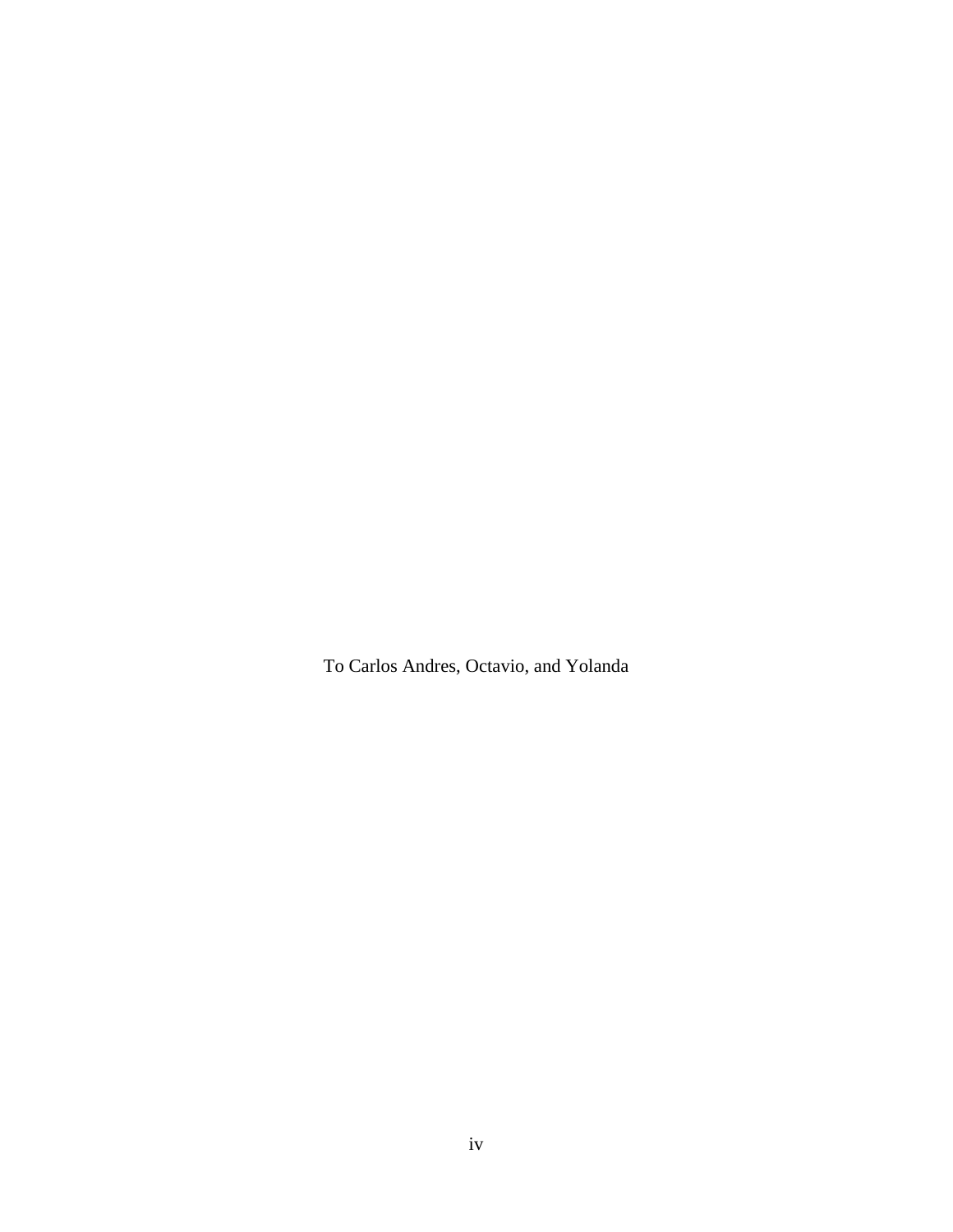To Carlos Andres, Octavio, and Yolanda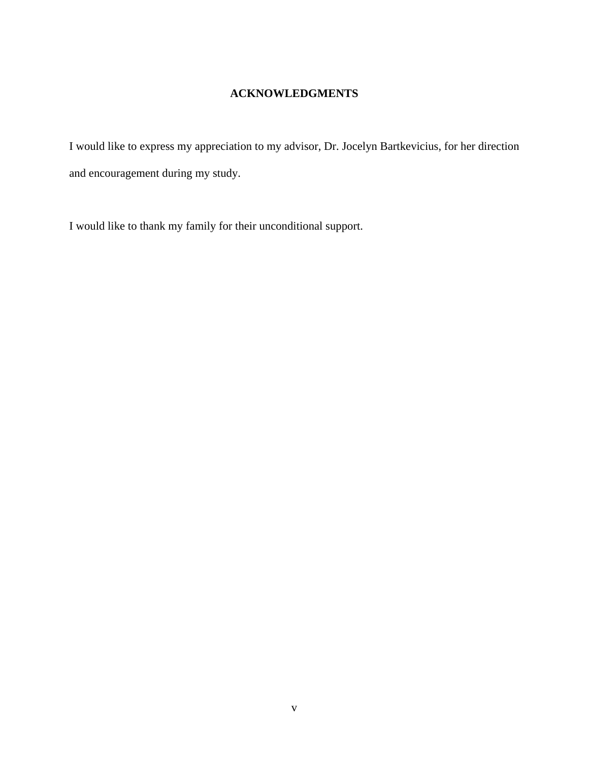## ACKNOWLEDGMENTS

I would like to express my appreciation to my advisor, Dr. Jocelyn Bartkevicius, for her direction and encouragement during my study.

I would like to thank my family for their unconditional support.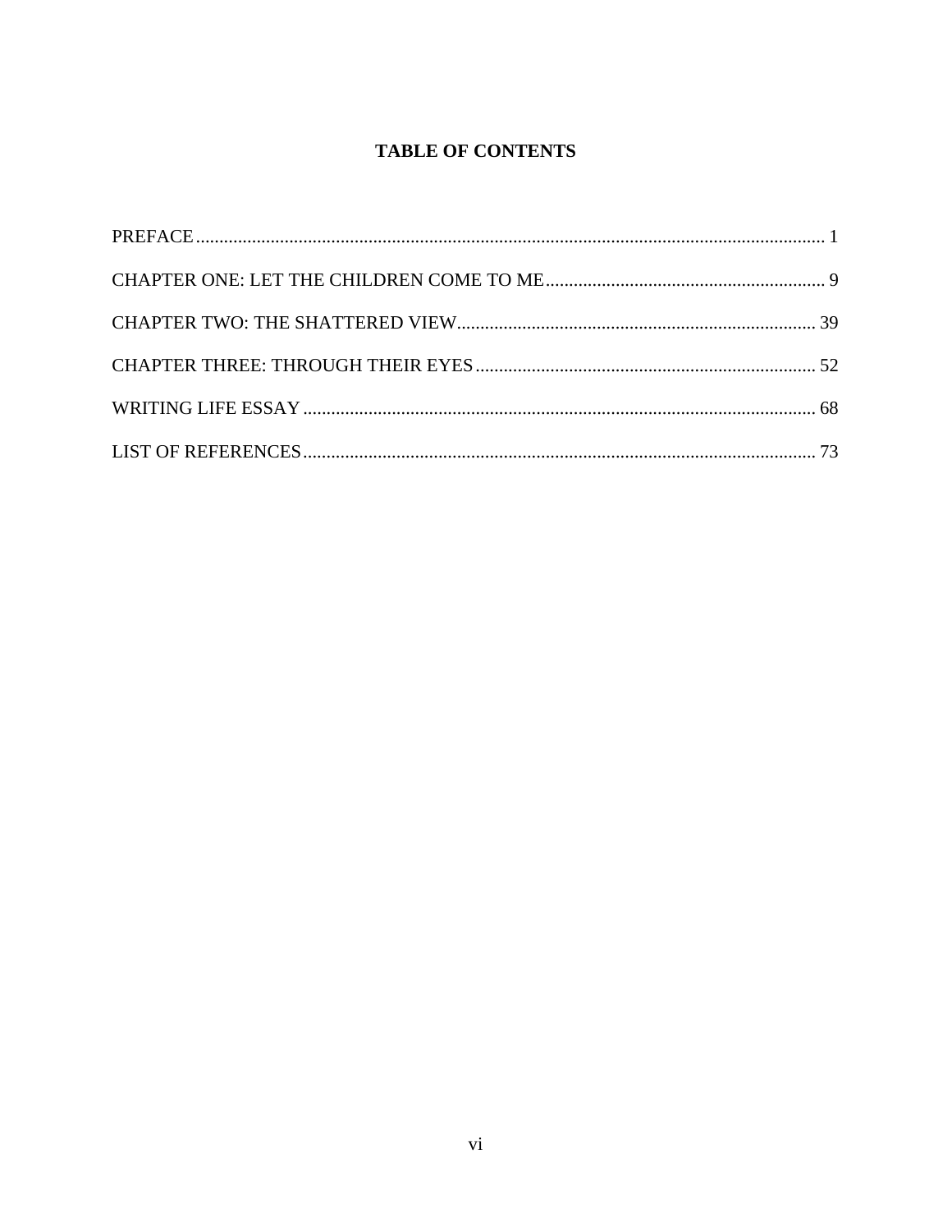# TABLE OF CONTENTS

PREFACE ........................................................................................................................................ 1

CHAPTER ONE: LET THE CHILDREN COME TO ME ............................................................ 9

CHAPTER TWO: THE SHATTERED VIEW ............................................................................ 39

CHAPTER THREE: THROUGH THEIR EYES ........................................................................ 52

WRITING LIFE ESSAY ............................................................................................................. 68

LIST OF REFERENCES ............................................................................................................. 73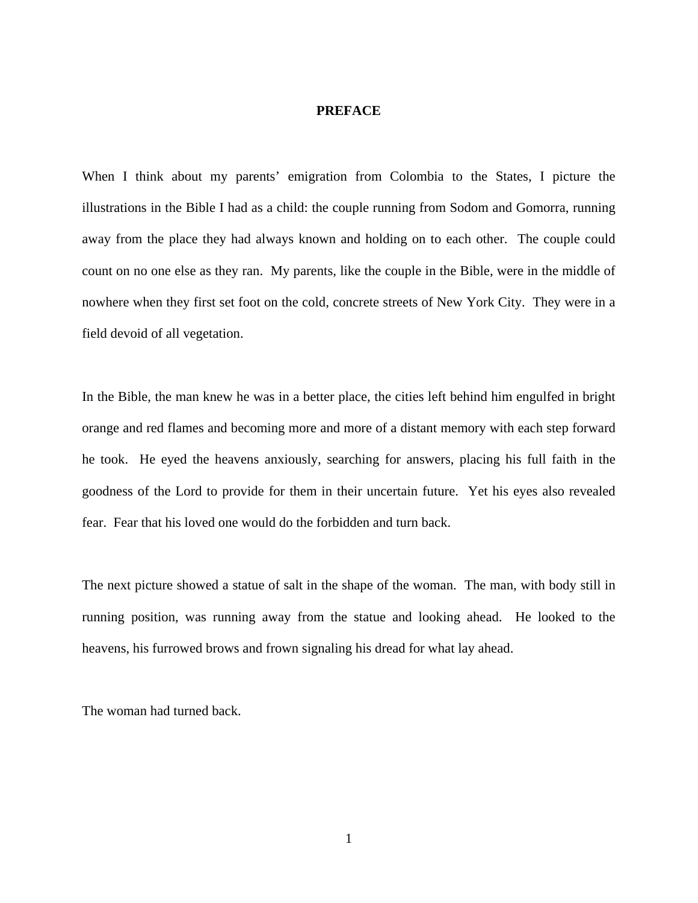# PREFACE

When I think about my parents' emigration from Colombia to the States, I picture the illustrations in the Bible I had as a child: the couple running from Sodom and Gomorra, running away from the place they had always known and holding on to each other. The couple could count on no one else as they ran. My parents, like the couple in the Bible, were in the middle of nowhere when they first set foot on the cold, concrete streets of New York City. They were in a field devoid of all vegetation.

In the Bible, the man knew he was in a better place, the cities left behind him engulfed in bright orange and red flames and becoming more and more of a distant memory with each step forward he took. He eyed the heavens anxiously, searching for answers, placing his full faith in the goodness of the Lord to provide for them in their uncertain future. Yet his eyes also revealed fear. Fear that his loved one would do the forbidden and turn back.

The next picture showed a statue of salt in the shape of the woman. The man, with body still in running position, was running away from the statue and looking ahead. He looked to the heavens, his furrowed brows and frown signaling his dread for what lay ahead.

The woman had turned back.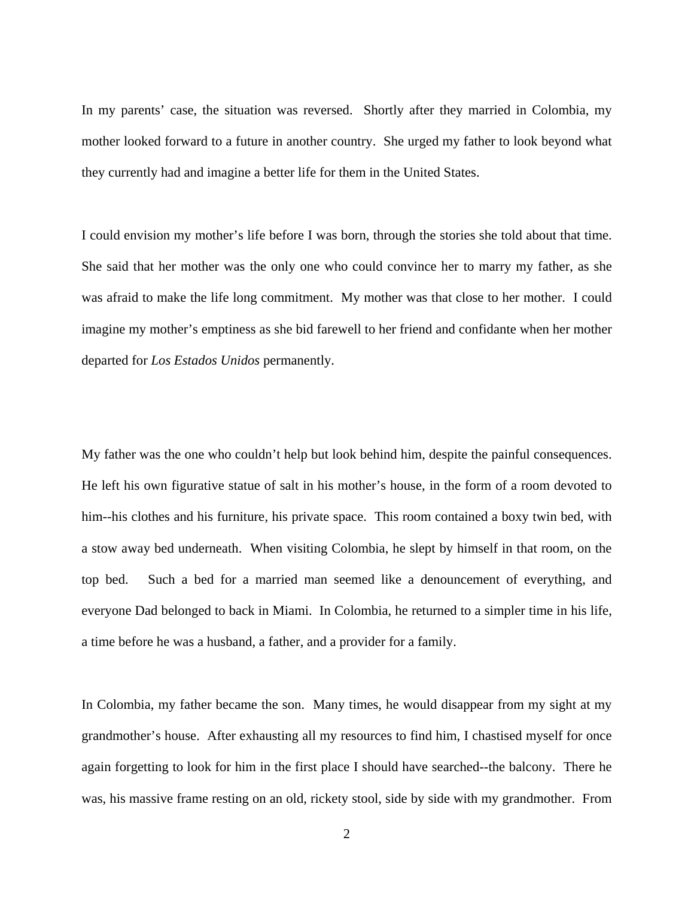In my parents' case, the situation was reversed. Shortly after they married in Colombia, my mother looked forward to a future in another country. She urged my father to look beyond what they currently had and imagine a better life for them in the United States.

I could envision my mother's life before I was born, through the stories she told about that time. She said that her mother was the only one who could convince her to marry my father, as she was afraid to make the life long commitment. My mother was that close to her mother. I could imagine my mother's emptiness as she bid farewell to her friend and confidante when her mother departed for *Los Estados Unidos* permanently.

My father was the one who couldn't help but look behind him, despite the painful consequences. He left his own figurative statue of salt in his mother's house, in the form of a room devoted to him--his clothes and his furniture, his private space. This room contained a boxy twin bed, with a stow away bed underneath. When visiting Colombia, he slept by himself in that room, on the top bed. Such a bed for a married man seemed like a denouncement of everything, and everyone Dad belonged to back in Miami. In Colombia, he returned to a simpler time in his life, a time before he was a husband, a father, and a provider for a family.

In Colombia, my father became the son. Many times, he would disappear from my sight at my grandmother's house. After exhausting all my resources to find him, I chastised myself for once again forgetting to look for him in the first place I should have searched--the balcony. There he was, his massive frame resting on an old, rickety stool, side by side with my grandmother. From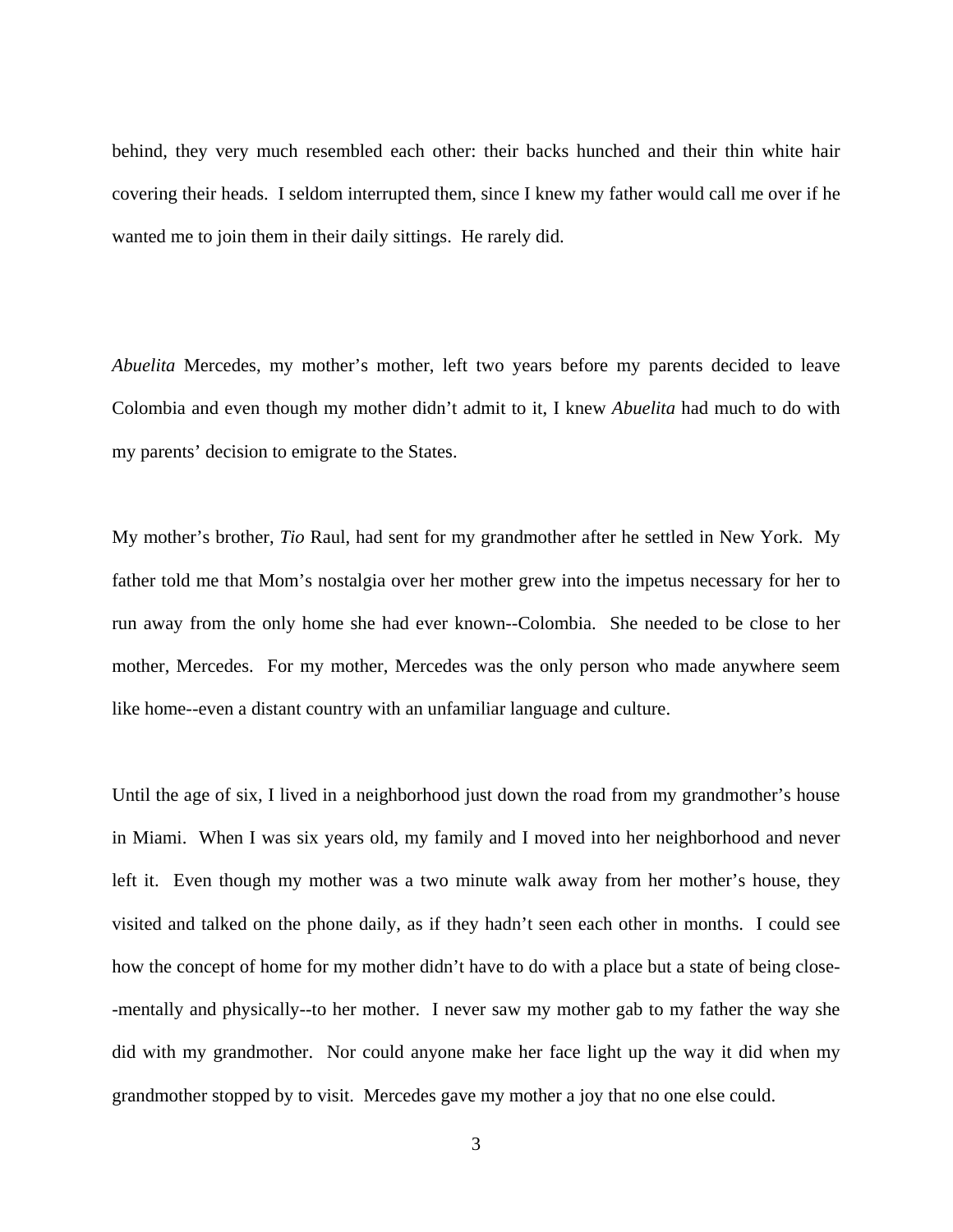behind, they very much resembled each other: their backs hunched and their thin white hair covering their heads. I seldom interrupted them, since I knew my father would call me over if he wanted me to join them in their daily sittings. He rarely did.

*Abuelita* Mercedes, my mother's mother, left two years before my parents decided to leave Colombia and even though my mother didn't admit to it, I knew *Abuelita* had much to do with my parents' decision to emigrate to the States.

My mother's brother, *Tio* Raul, had sent for my grandmother after he settled in New York. My father told me that Mom's nostalgia over her mother grew into the impetus necessary for her to run away from the only home she had ever known--Colombia. She needed to be close to her mother, Mercedes. For my mother, Mercedes was the only person who made anywhere seem like home--even a distant country with an unfamiliar language and culture.

Until the age of six, I lived in a neighborhood just down the road from my grandmother's house in Miami. When I was six years old, my family and I moved into her neighborhood and never left it. Even though my mother was a two minute walk away from her mother's house, they visited and talked on the phone daily, as if they hadn't seen each other in months. I could see how the concept of home for my mother didn't have to do with a place but a state of being close--mentally and physically--to her mother. I never saw my mother gab to my father the way she did with my grandmother. Nor could anyone make her face light up the way it did when my grandmother stopped by to visit. Mercedes gave my mother a joy that no one else could.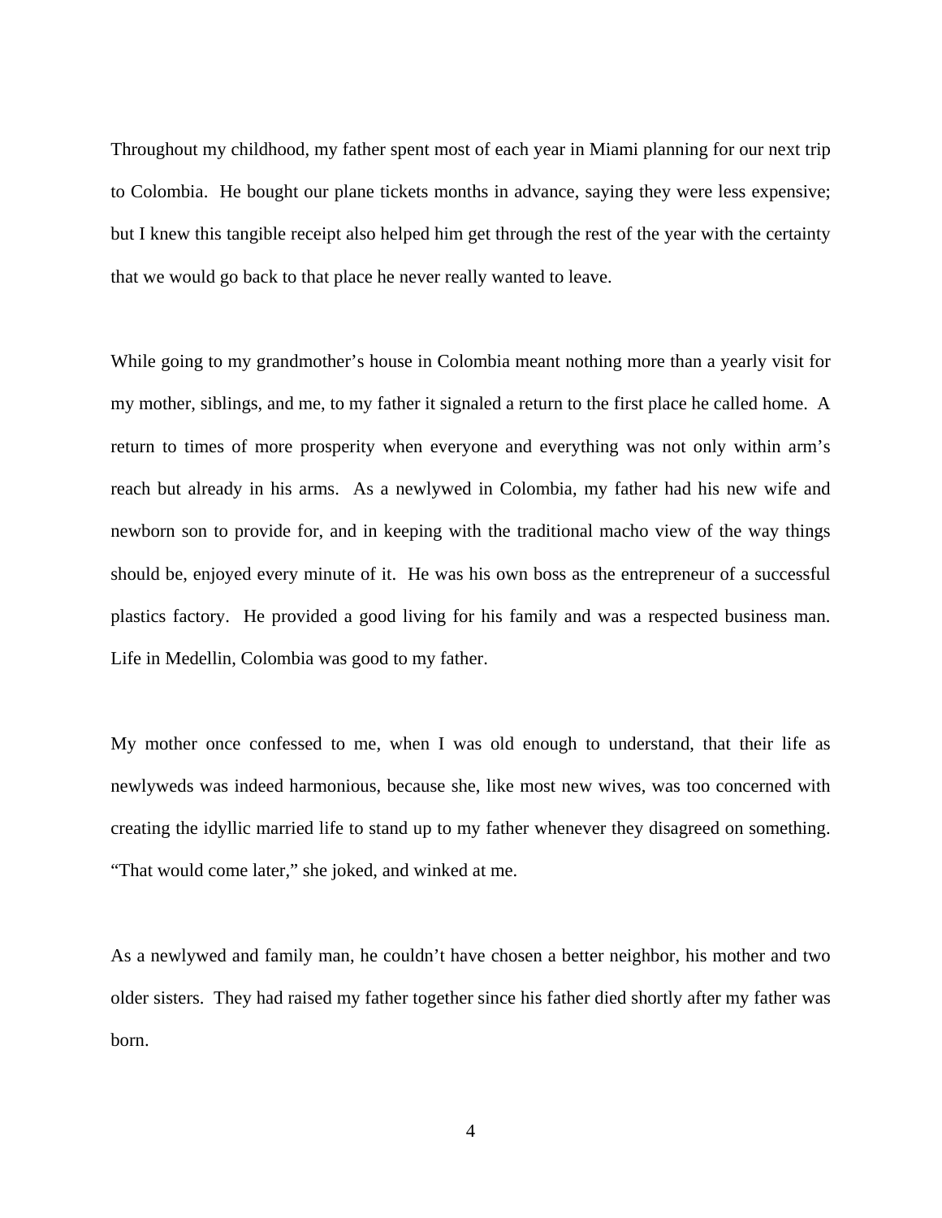Throughout my childhood, my father spent most of each year in Miami planning for our next trip to Colombia. He bought our plane tickets months in advance, saying they were less expensive; but I knew this tangible receipt also helped him get through the rest of the year with the certainty that we would go back to that place he never really wanted to leave.

While going to my grandmother's house in Colombia meant nothing more than a yearly visit for my mother, siblings, and me, to my father it signaled a return to the first place he called home. A return to times of more prosperity when everyone and everything was not only within arm's reach but already in his arms. As a newlywed in Colombia, my father had his new wife and newborn son to provide for, and in keeping with the traditional macho view of the way things should be, enjoyed every minute of it. He was his own boss as the entrepreneur of a successful plastics factory. He provided a good living for his family and was a respected business man. Life in Medellin, Colombia was good to my father.

My mother once confessed to me, when I was old enough to understand, that their life as newlyweds was indeed harmonious, because she, like most new wives, was too concerned with creating the idyllic married life to stand up to my father whenever they disagreed on something. "That would come later," she joked, and winked at me.

As a newlywed and family man, he couldn't have chosen a better neighbor, his mother and two older sisters. They had raised my father together since his father died shortly after my father was born.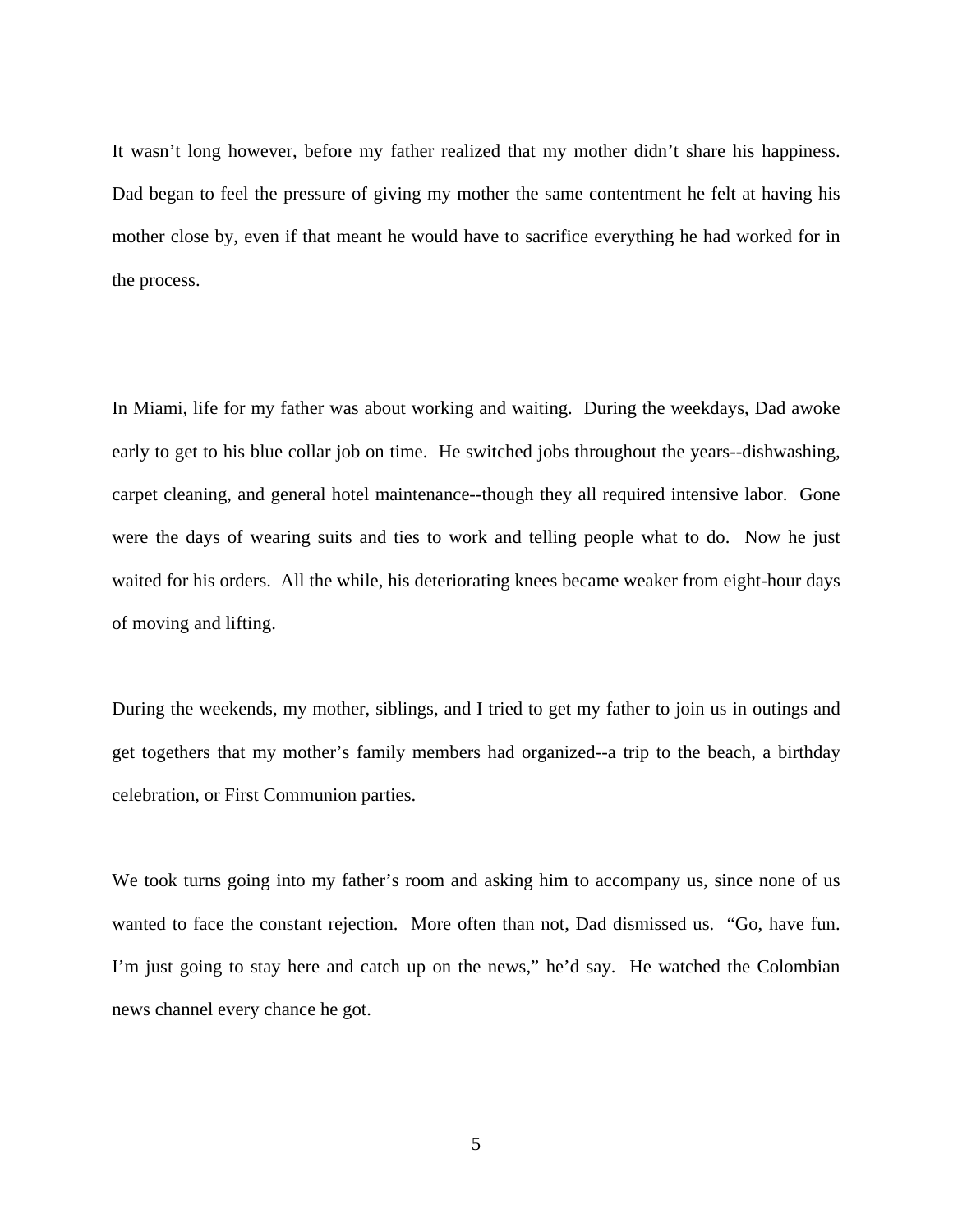It wasn't long however, before my father realized that my mother didn't share his happiness. Dad began to feel the pressure of giving my mother the same contentment he felt at having his mother close by, even if that meant he would have to sacrifice everything he had worked for in the process.

In Miami, life for my father was about working and waiting. During the weekdays, Dad awoke early to get to his blue collar job on time. He switched jobs throughout the years--dishwashing, carpet cleaning, and general hotel maintenance--though they all required intensive labor. Gone were the days of wearing suits and ties to work and telling people what to do. Now he just waited for his orders. All the while, his deteriorating knees became weaker from eight-hour days of moving and lifting.

During the weekends, my mother, siblings, and I tried to get my father to join us in outings and get togethers that my mother's family members had organized--a trip to the beach, a birthday celebration, or First Communion parties.

We took turns going into my father's room and asking him to accompany us, since none of us wanted to face the constant rejection. More often than not, Dad dismissed us. "Go, have fun. I'm just going to stay here and catch up on the news," he'd say. He watched the Colombian news channel every chance he got.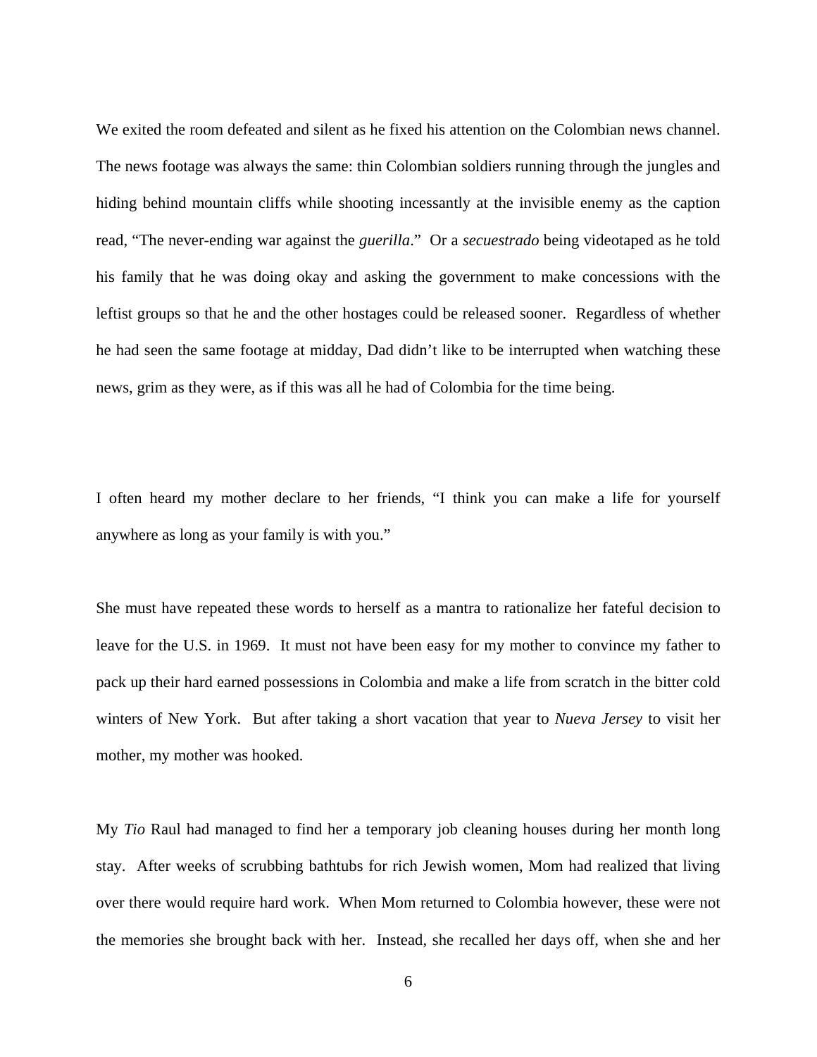We exited the room defeated and silent as he fixed his attention on the Colombian news channel. The news footage was always the same: thin Colombian soldiers running through the jungles and hiding behind mountain cliffs while shooting incessantly at the invisible enemy as the caption read, "The never-ending war against the *guerilla*." Or a *secuestrado* being videotaped as he told his family that he was doing okay and asking the government to make concessions with the leftist groups so that he and the other hostages could be released sooner. Regardless of whether he had seen the same footage at midday, Dad didn't like to be interrupted when watching these news, grim as they were, as if this was all he had of Colombia for the time being.

I often heard my mother declare to her friends, "I think you can make a life for yourself anywhere as long as your family is with you."

She must have repeated these words to herself as a mantra to rationalize her fateful decision to leave for the U.S. in 1969. It must not have been easy for my mother to convince my father to pack up their hard earned possessions in Colombia and make a life from scratch in the bitter cold winters of New York. But after taking a short vacation that year to *Nueva Jersey* to visit her mother, my mother was hooked.

My *Tio* Raul had managed to find her a temporary job cleaning houses during her month long stay. After weeks of scrubbing bathtubs for rich Jewish women, Mom had realized that living over there would require hard work. When Mom returned to Colombia however, these were not the memories she brought back with her. Instead, she recalled her days off, when she and her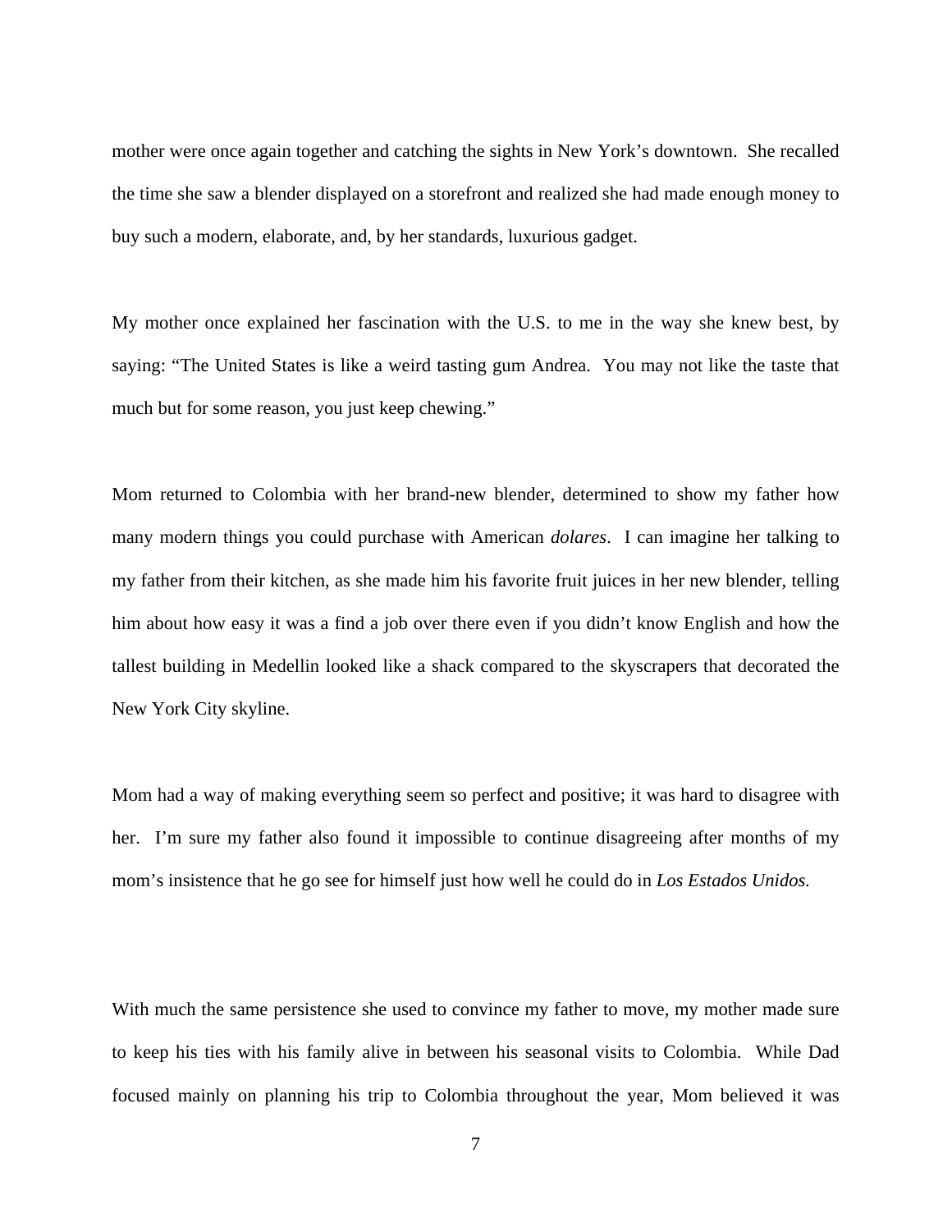mother were once again together and catching the sights in New York's downtown. She recalled the time she saw a blender displayed on a storefront and realized she had made enough money to buy such a modern, elaborate, and, by her standards, luxurious gadget.

My mother once explained her fascination with the U.S. to me in the way she knew best, by saying: "The United States is like a weird tasting gum Andrea. You may not like the taste that much but for some reason, you just keep chewing."

Mom returned to Colombia with her brand-new blender, determined to show my father how many modern things you could purchase with American *dolares*. I can imagine her talking to my father from their kitchen, as she made him his favorite fruit juices in her new blender, telling him about how easy it was a find a job over there even if you didn't know English and how the tallest building in Medellin looked like a shack compared to the skyscrapers that decorated the New York City skyline.

Mom had a way of making everything seem so perfect and positive; it was hard to disagree with her. I'm sure my father also found it impossible to continue disagreeing after months of my mom's insistence that he go see for himself just how well he could do in *Los Estados Unidos.*

With much the same persistence she used to convince my father to move, my mother made sure to keep his ties with his family alive in between his seasonal visits to Colombia. While Dad focused mainly on planning his trip to Colombia throughout the year, Mom believed it was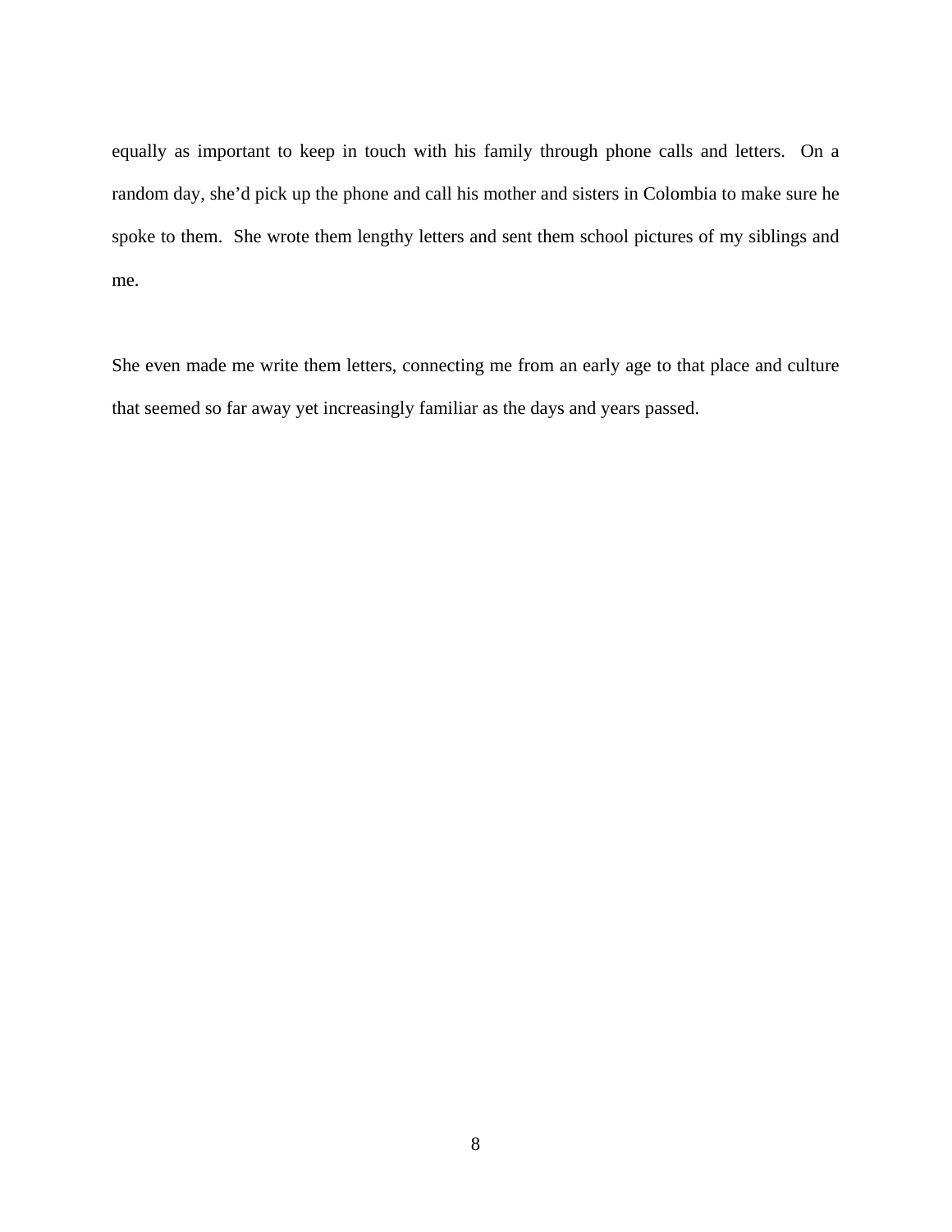equally as important to keep in touch with his family through phone calls and letters.  On a random day, she'd pick up the phone and call his mother and sisters in Colombia to make sure he spoke to them.  She wrote them lengthy letters and sent them school pictures of my siblings and me.

She even made me write them letters, connecting me from an early age to that place and culture that seemed so far away yet increasingly familiar as the days and years passed.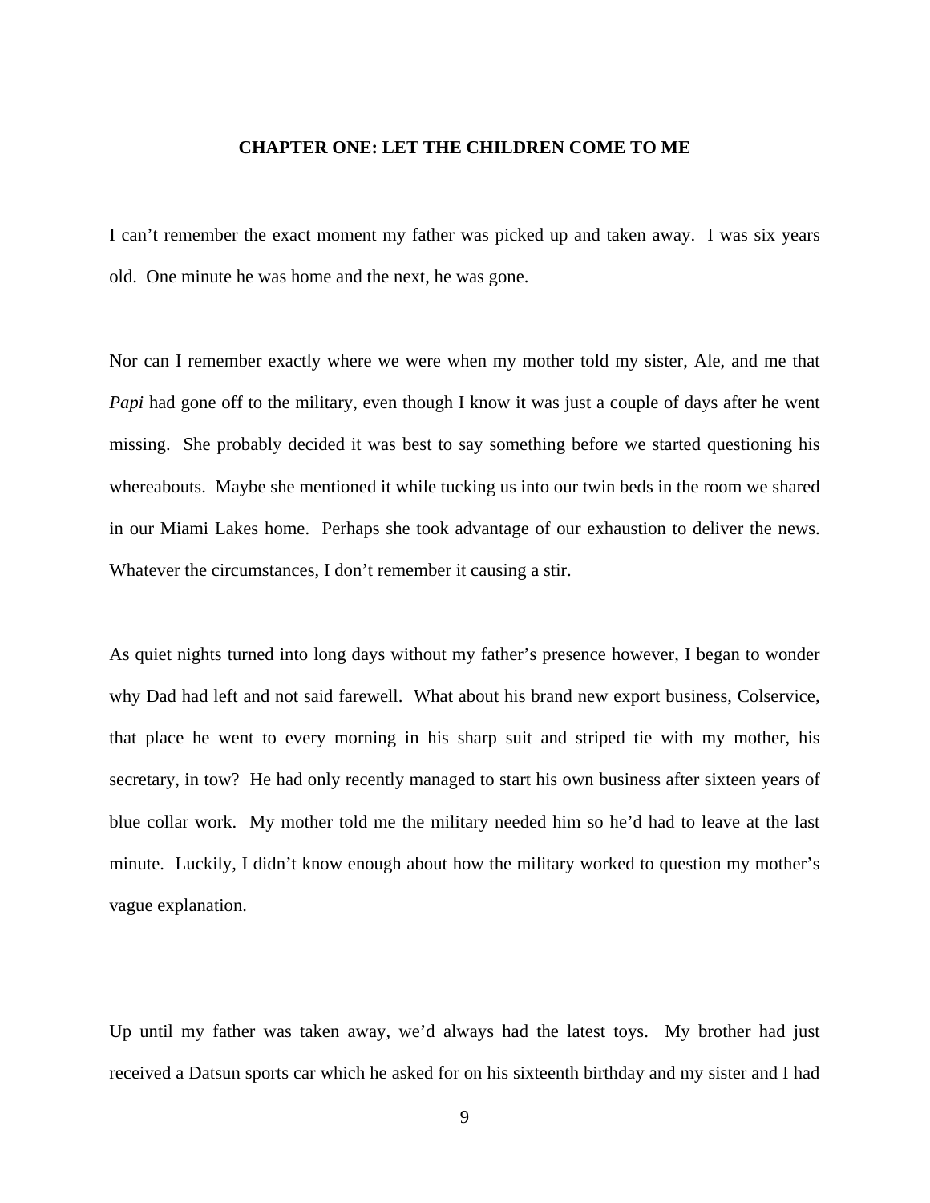## CHAPTER ONE: LET THE CHILDREN COME TO ME

I can't remember the exact moment my father was picked up and taken away. I was six years old. One minute he was home and the next, he was gone.

Nor can I remember exactly where we were when my mother told my sister, Ale, and me that *Papi* had gone off to the military, even though I know it was just a couple of days after he went missing. She probably decided it was best to say something before we started questioning his whereabouts. Maybe she mentioned it while tucking us into our twin beds in the room we shared in our Miami Lakes home. Perhaps she took advantage of our exhaustion to deliver the news. Whatever the circumstances, I don't remember it causing a stir.

As quiet nights turned into long days without my father's presence however, I began to wonder why Dad had left and not said farewell. What about his brand new export business, Colservice, that place he went to every morning in his sharp suit and striped tie with my mother, his secretary, in tow? He had only recently managed to start his own business after sixteen years of blue collar work. My mother told me the military needed him so he'd had to leave at the last minute. Luckily, I didn't know enough about how the military worked to question my mother's vague explanation.

Up until my father was taken away, we'd always had the latest toys. My brother had just received a Datsun sports car which he asked for on his sixteenth birthday and my sister and I had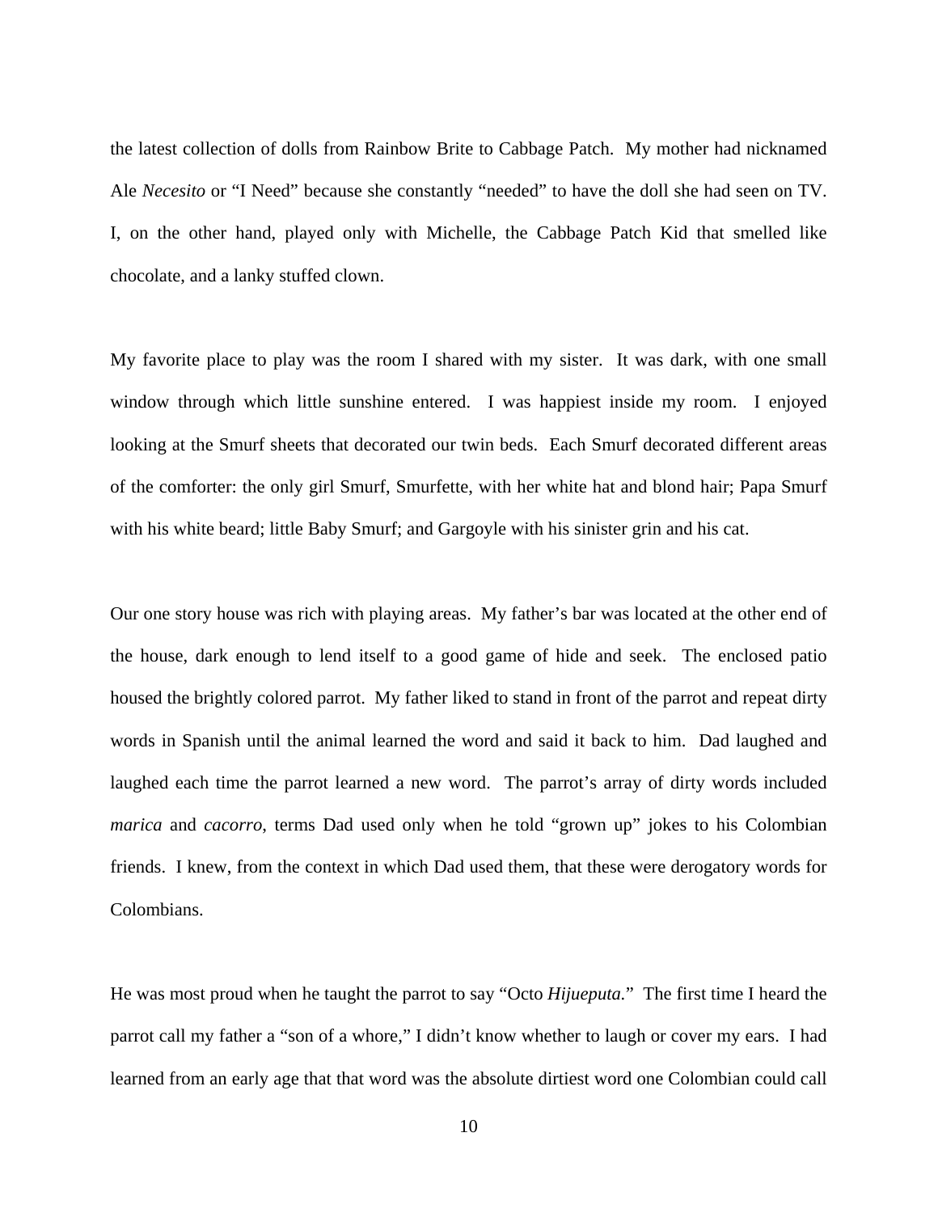the latest collection of dolls from Rainbow Brite to Cabbage Patch. My mother had nicknamed Ale *Necesito* or "I Need" because she constantly "needed" to have the doll she had seen on TV. I, on the other hand, played only with Michelle, the Cabbage Patch Kid that smelled like chocolate, and a lanky stuffed clown.

My favorite place to play was the room I shared with my sister. It was dark, with one small window through which little sunshine entered. I was happiest inside my room. I enjoyed looking at the Smurf sheets that decorated our twin beds. Each Smurf decorated different areas of the comforter: the only girl Smurf, Smurfette, with her white hat and blond hair; Papa Smurf with his white beard; little Baby Smurf; and Gargoyle with his sinister grin and his cat.

Our one story house was rich with playing areas. My father's bar was located at the other end of the house, dark enough to lend itself to a good game of hide and seek. The enclosed patio housed the brightly colored parrot. My father liked to stand in front of the parrot and repeat dirty words in Spanish until the animal learned the word and said it back to him. Dad laughed and laughed each time the parrot learned a new word. The parrot's array of dirty words included *marica* and *cacorro*, terms Dad used only when he told "grown up" jokes to his Colombian friends. I knew, from the context in which Dad used them, that these were derogatory words for Colombians.

He was most proud when he taught the parrot to say "Octo *Hijueputa.*" The first time I heard the parrot call my father a "son of a whore," I didn't know whether to laugh or cover my ears. I had learned from an early age that that word was the absolute dirtiest word one Colombian could call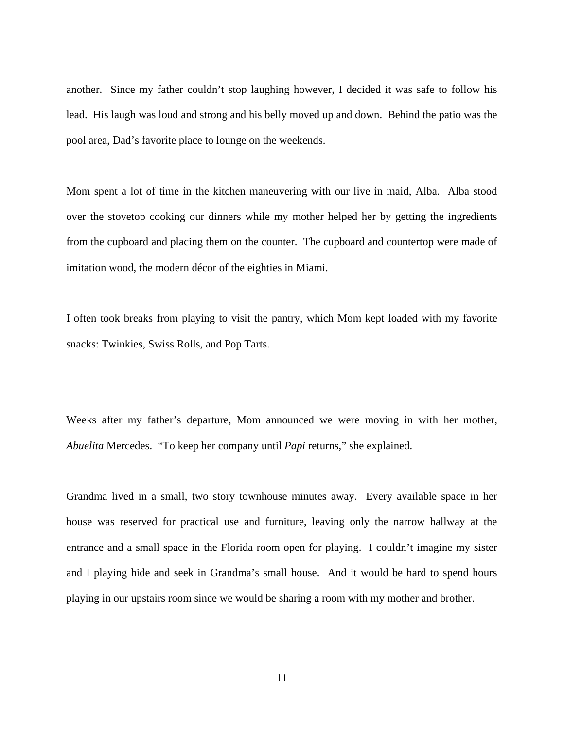another. Since my father couldn't stop laughing however, I decided it was safe to follow his lead. His laugh was loud and strong and his belly moved up and down. Behind the patio was the pool area, Dad's favorite place to lounge on the weekends.

Mom spent a lot of time in the kitchen maneuvering with our live in maid, Alba. Alba stood over the stovetop cooking our dinners while my mother helped her by getting the ingredients from the cupboard and placing them on the counter. The cupboard and countertop were made of imitation wood, the modern décor of the eighties in Miami.

I often took breaks from playing to visit the pantry, which Mom kept loaded with my favorite snacks: Twinkies, Swiss Rolls, and Pop Tarts.

Weeks after my father's departure, Mom announced we were moving in with her mother, *Abuelita* Mercedes. "To keep her company until *Papi* returns," she explained.

Grandma lived in a small, two story townhouse minutes away. Every available space in her house was reserved for practical use and furniture, leaving only the narrow hallway at the entrance and a small space in the Florida room open for playing. I couldn't imagine my sister and I playing hide and seek in Grandma's small house. And it would be hard to spend hours playing in our upstairs room since we would be sharing a room with my mother and brother.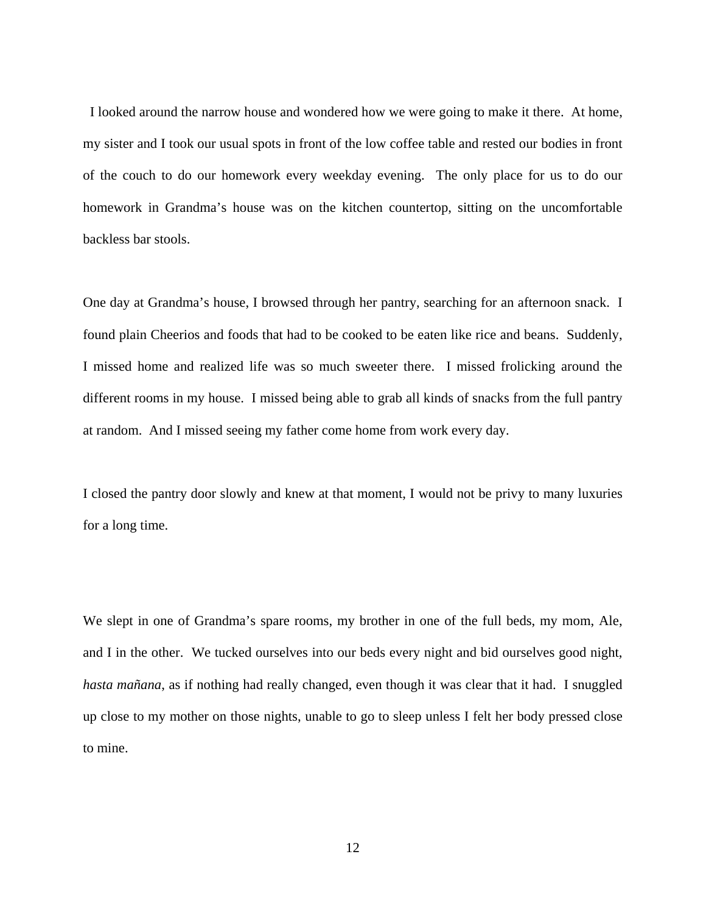I looked around the narrow house and wondered how we were going to make it there. At home, my sister and I took our usual spots in front of the low coffee table and rested our bodies in front of the couch to do our homework every weekday evening. The only place for us to do our homework in Grandma's house was on the kitchen countertop, sitting on the uncomfortable backless bar stools.

One day at Grandma's house, I browsed through her pantry, searching for an afternoon snack. I found plain Cheerios and foods that had to be cooked to be eaten like rice and beans. Suddenly, I missed home and realized life was so much sweeter there. I missed frolicking around the different rooms in my house. I missed being able to grab all kinds of snacks from the full pantry at random. And I missed seeing my father come home from work every day.

I closed the pantry door slowly and knew at that moment, I would not be privy to many luxuries for a long time.

We slept in one of Grandma's spare rooms, my brother in one of the full beds, my mom, Ale, and I in the other. We tucked ourselves into our beds every night and bid ourselves good night, *hasta mañana*, as if nothing had really changed, even though it was clear that it had. I snuggled up close to my mother on those nights, unable to go to sleep unless I felt her body pressed close to mine.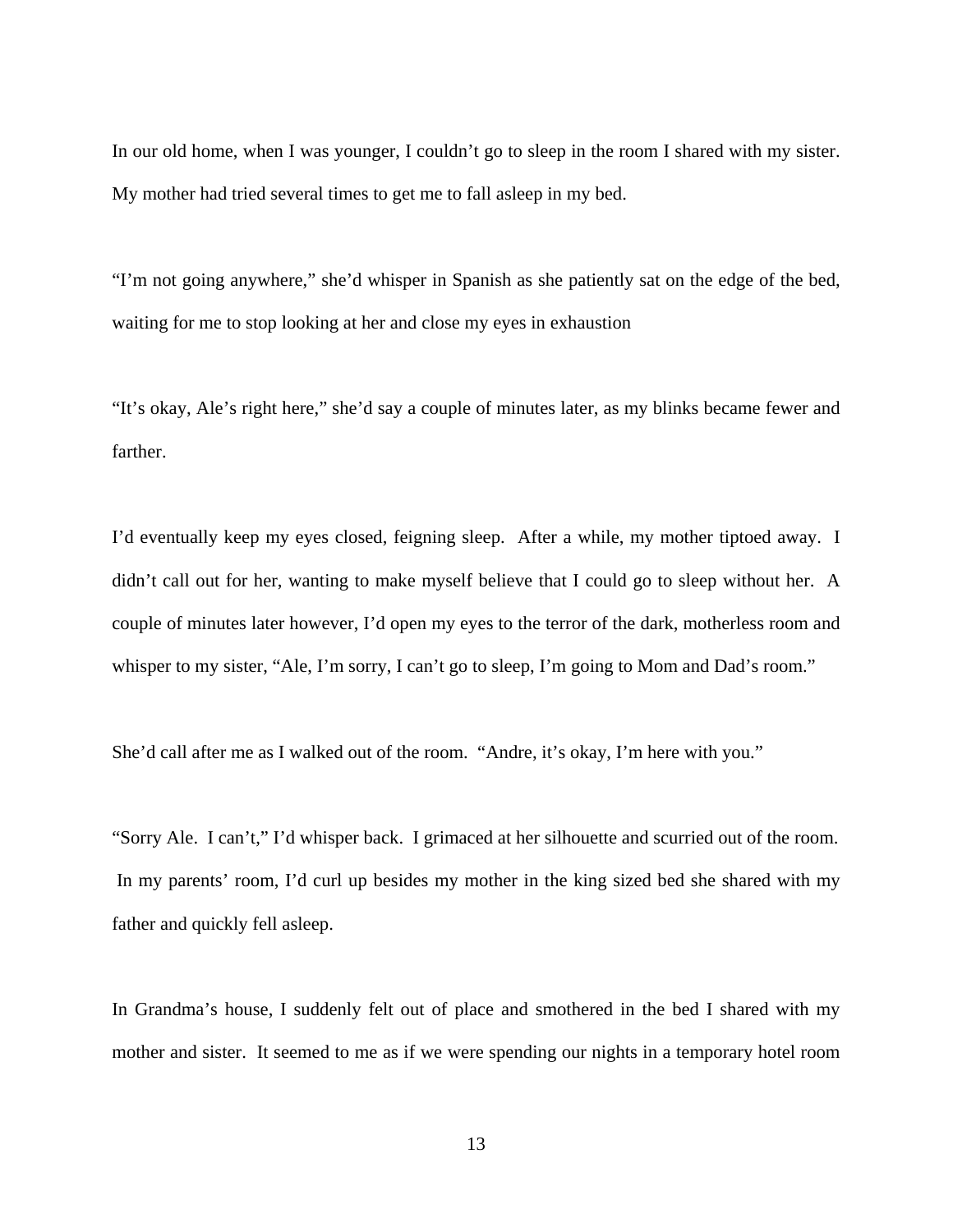In our old home, when I was younger, I couldn't go to sleep in the room I shared with my sister. My mother had tried several times to get me to fall asleep in my bed.

"I'm not going anywhere," she'd whisper in Spanish as she patiently sat on the edge of the bed, waiting for me to stop looking at her and close my eyes in exhaustion

"It's okay, Ale's right here," she'd say a couple of minutes later, as my blinks became fewer and farther.

I'd eventually keep my eyes closed, feigning sleep. After a while, my mother tiptoed away. I didn't call out for her, wanting to make myself believe that I could go to sleep without her. A couple of minutes later however, I'd open my eyes to the terror of the dark, motherless room and whisper to my sister, "Ale, I'm sorry, I can't go to sleep, I'm going to Mom and Dad's room."

She'd call after me as I walked out of the room. "Andre, it's okay, I'm here with you."

"Sorry Ale. I can't," I'd whisper back. I grimaced at her silhouette and scurried out of the room. In my parents' room, I'd curl up besides my mother in the king sized bed she shared with my father and quickly fell asleep.

In Grandma's house, I suddenly felt out of place and smothered in the bed I shared with my mother and sister. It seemed to me as if we were spending our nights in a temporary hotel room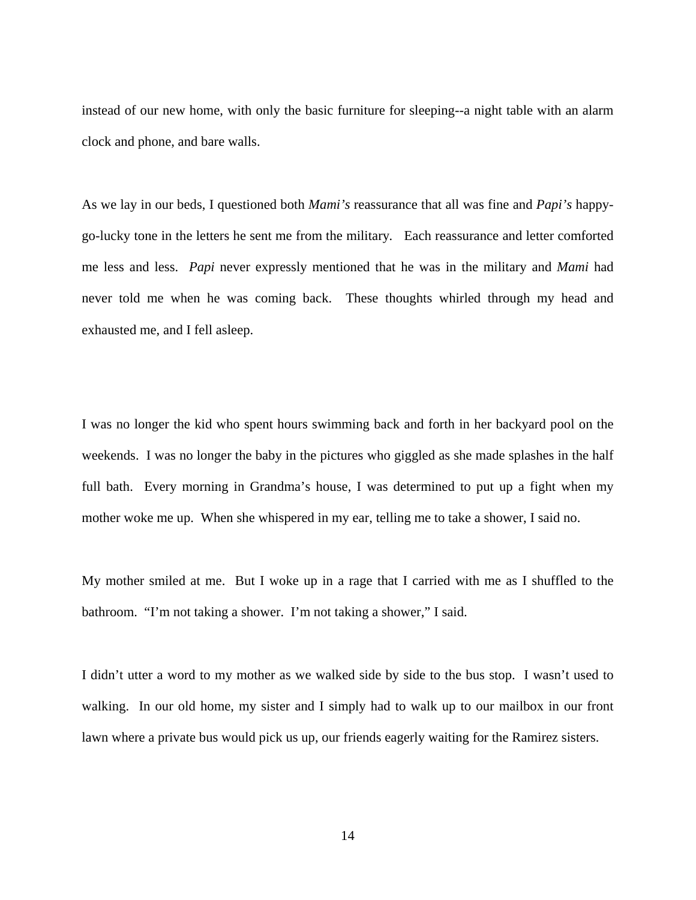instead of our new home, with only the basic furniture for sleeping--a night table with an alarm clock and phone, and bare walls.

As we lay in our beds, I questioned both *Mami's* reassurance that all was fine and *Papi's* happy-go-lucky tone in the letters he sent me from the military. Each reassurance and letter comforted me less and less. *Papi* never expressly mentioned that he was in the military and *Mami* had never told me when he was coming back. These thoughts whirled through my head and exhausted me, and I fell asleep.

I was no longer the kid who spent hours swimming back and forth in her backyard pool on the weekends. I was no longer the baby in the pictures who giggled as she made splashes in the half full bath. Every morning in Grandma's house, I was determined to put up a fight when my mother woke me up. When she whispered in my ear, telling me to take a shower, I said no.

My mother smiled at me. But I woke up in a rage that I carried with me as I shuffled to the bathroom. "I'm not taking a shower. I'm not taking a shower," I said.

I didn't utter a word to my mother as we walked side by side to the bus stop. I wasn't used to walking. In our old home, my sister and I simply had to walk up to our mailbox in our front lawn where a private bus would pick us up, our friends eagerly waiting for the Ramirez sisters.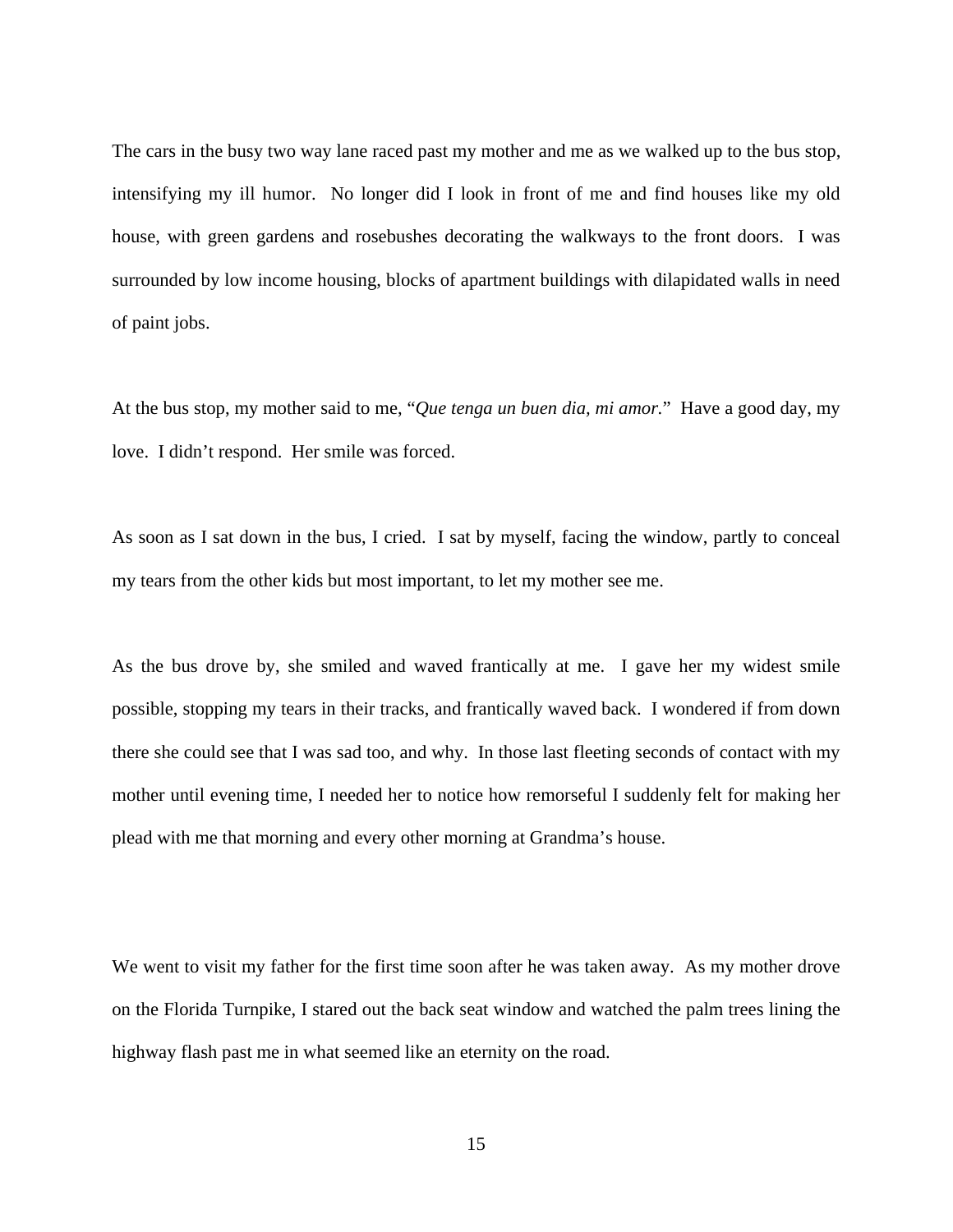The cars in the busy two way lane raced past my mother and me as we walked up to the bus stop, intensifying my ill humor. No longer did I look in front of me and find houses like my old house, with green gardens and rosebushes decorating the walkways to the front doors. I was surrounded by low income housing, blocks of apartment buildings with dilapidated walls in need of paint jobs.

At the bus stop, my mother said to me, "*Que tenga un buen dia, mi amor*." Have a good day, my love. I didn't respond. Her smile was forced.

As soon as I sat down in the bus, I cried. I sat by myself, facing the window, partly to conceal my tears from the other kids but most important, to let my mother see me.

As the bus drove by, she smiled and waved frantically at me. I gave her my widest smile possible, stopping my tears in their tracks, and frantically waved back. I wondered if from down there she could see that I was sad too, and why. In those last fleeting seconds of contact with my mother until evening time, I needed her to notice how remorseful I suddenly felt for making her plead with me that morning and every other morning at Grandma's house.

We went to visit my father for the first time soon after he was taken away. As my mother drove on the Florida Turnpike, I stared out the back seat window and watched the palm trees lining the highway flash past me in what seemed like an eternity on the road.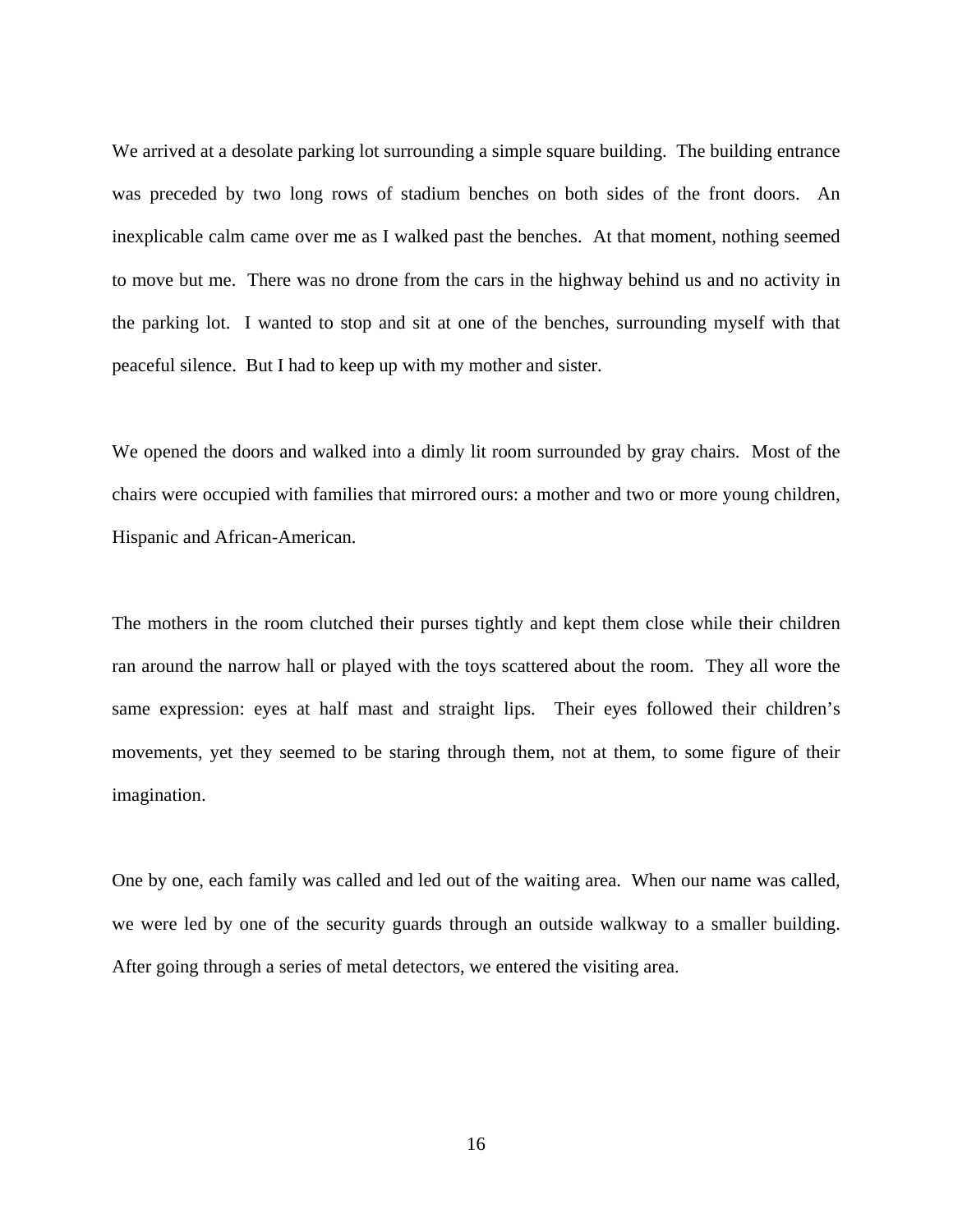We arrived at a desolate parking lot surrounding a simple square building. The building entrance was preceded by two long rows of stadium benches on both sides of the front doors. An inexplicable calm came over me as I walked past the benches. At that moment, nothing seemed to move but me. There was no drone from the cars in the highway behind us and no activity in the parking lot. I wanted to stop and sit at one of the benches, surrounding myself with that peaceful silence. But I had to keep up with my mother and sister.

We opened the doors and walked into a dimly lit room surrounded by gray chairs. Most of the chairs were occupied with families that mirrored ours: a mother and two or more young children, Hispanic and African-American.

The mothers in the room clutched their purses tightly and kept them close while their children ran around the narrow hall or played with the toys scattered about the room. They all wore the same expression: eyes at half mast and straight lips. Their eyes followed their children's movements, yet they seemed to be staring through them, not at them, to some figure of their imagination.

One by one, each family was called and led out of the waiting area. When our name was called, we were led by one of the security guards through an outside walkway to a smaller building. After going through a series of metal detectors, we entered the visiting area.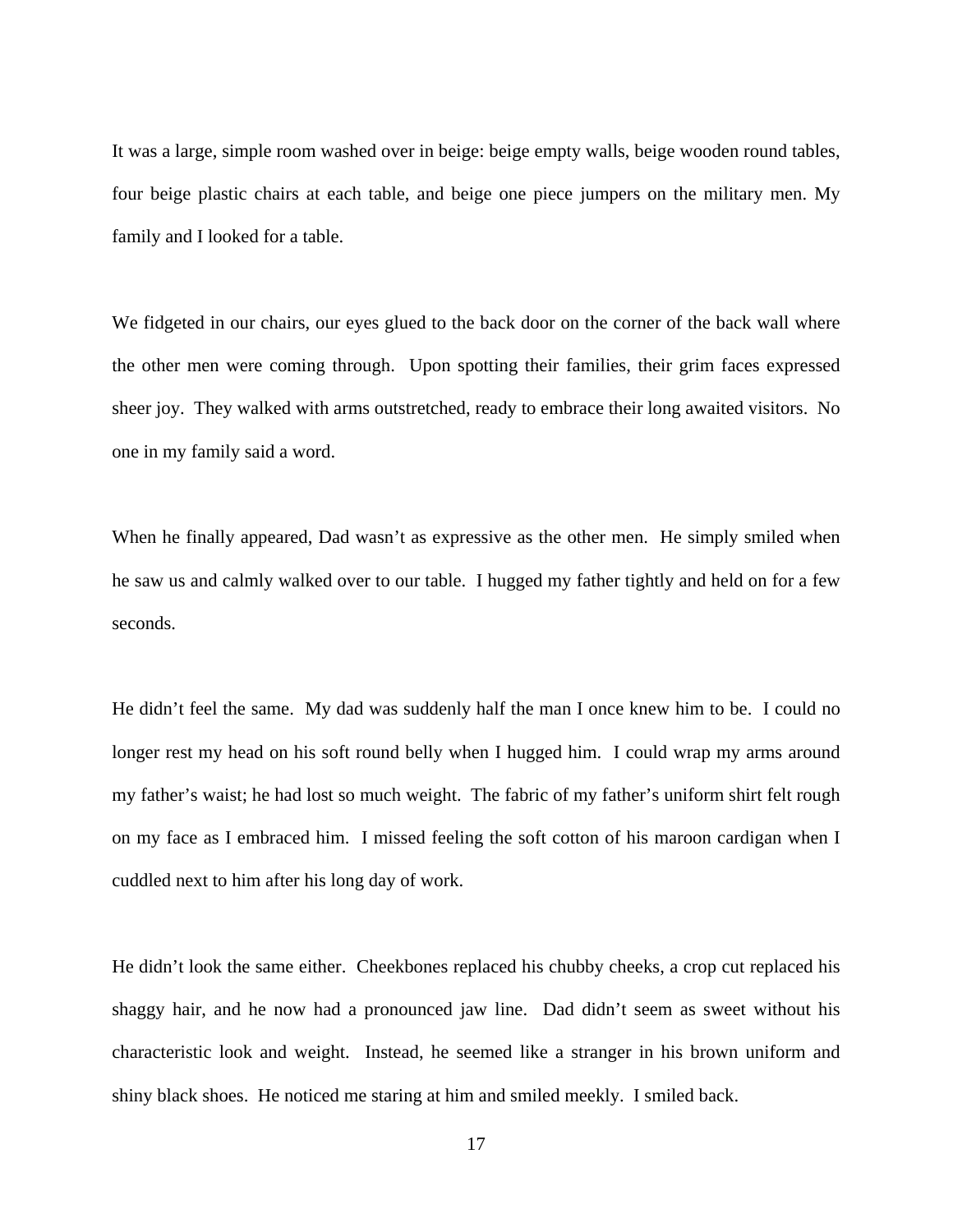It was a large, simple room washed over in beige: beige empty walls, beige wooden round tables, four beige plastic chairs at each table, and beige one piece jumpers on the military men. My family and I looked for a table.

We fidgeted in our chairs, our eyes glued to the back door on the corner of the back wall where the other men were coming through. Upon spotting their families, their grim faces expressed sheer joy. They walked with arms outstretched, ready to embrace their long awaited visitors. No one in my family said a word.

When he finally appeared, Dad wasn't as expressive as the other men. He simply smiled when he saw us and calmly walked over to our table. I hugged my father tightly and held on for a few seconds.

He didn't feel the same. My dad was suddenly half the man I once knew him to be. I could no longer rest my head on his soft round belly when I hugged him. I could wrap my arms around my father's waist; he had lost so much weight. The fabric of my father's uniform shirt felt rough on my face as I embraced him. I missed feeling the soft cotton of his maroon cardigan when I cuddled next to him after his long day of work.

He didn't look the same either. Cheekbones replaced his chubby cheeks, a crop cut replaced his shaggy hair, and he now had a pronounced jaw line. Dad didn't seem as sweet without his characteristic look and weight. Instead, he seemed like a stranger in his brown uniform and shiny black shoes. He noticed me staring at him and smiled meekly. I smiled back.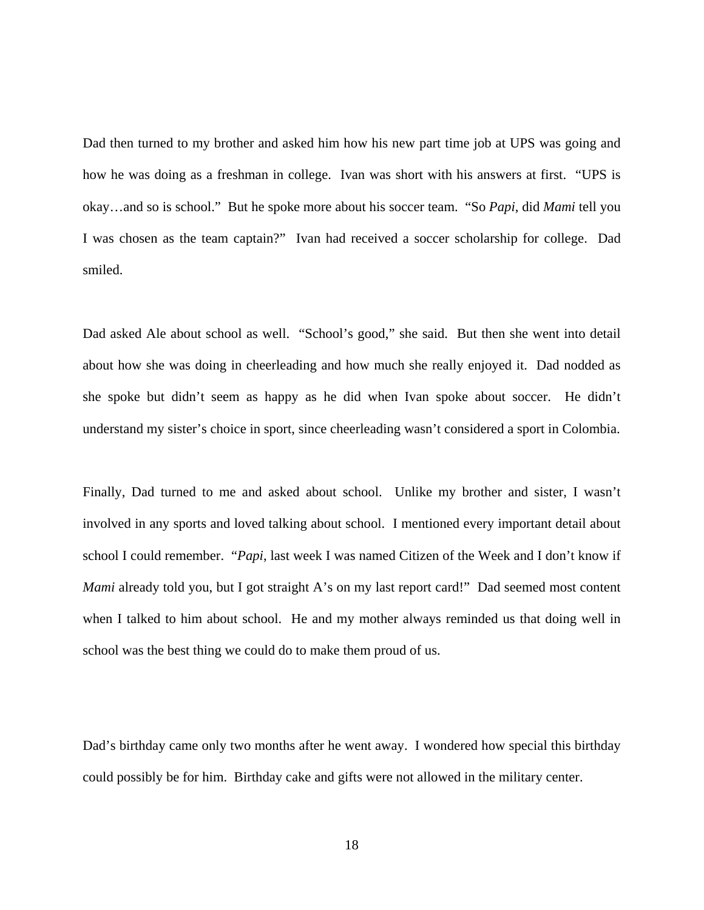Dad then turned to my brother and asked him how his new part time job at UPS was going and how he was doing as a freshman in college. Ivan was short with his answers at first. "UPS is okay…and so is school." But he spoke more about his soccer team. "So *Papi*, did *Mami* tell you I was chosen as the team captain?" Ivan had received a soccer scholarship for college. Dad smiled.

Dad asked Ale about school as well. "School's good," she said. But then she went into detail about how she was doing in cheerleading and how much she really enjoyed it. Dad nodded as she spoke but didn't seem as happy as he did when Ivan spoke about soccer. He didn't understand my sister's choice in sport, since cheerleading wasn't considered a sport in Colombia.

Finally, Dad turned to me and asked about school. Unlike my brother and sister, I wasn't involved in any sports and loved talking about school. I mentioned every important detail about school I could remember. "*Papi*, last week I was named Citizen of the Week and I don't know if *Mami* already told you, but I got straight A's on my last report card!" Dad seemed most content when I talked to him about school. He and my mother always reminded us that doing well in school was the best thing we could do to make them proud of us.

Dad's birthday came only two months after he went away. I wondered how special this birthday could possibly be for him. Birthday cake and gifts were not allowed in the military center.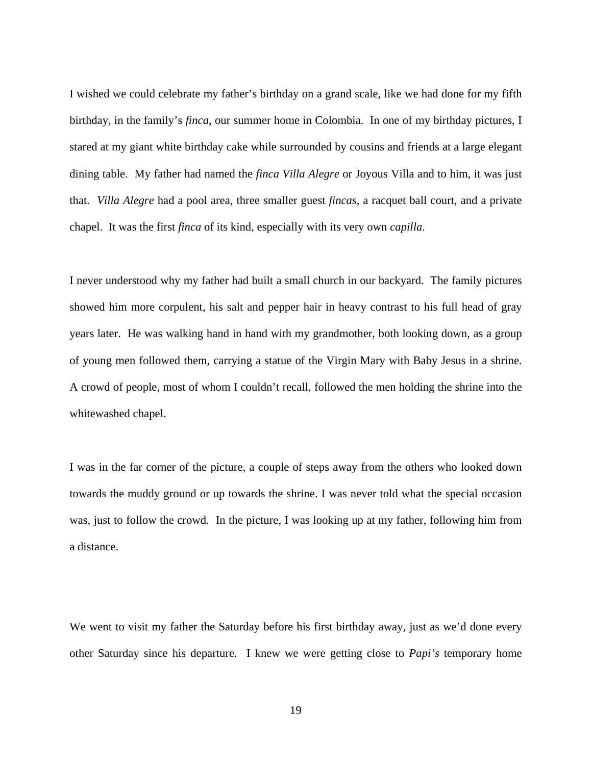I wished we could celebrate my father's birthday on a grand scale, like we had done for my fifth birthday, in the family's *finca*, our summer home in Colombia. In one of my birthday pictures, I stared at my giant white birthday cake while surrounded by cousins and friends at a large elegant dining table. My father had named the *finca Villa Alegre* or Joyous Villa and to him, it was just that. *Villa Alegre* had a pool area, three smaller guest *fincas,* a racquet ball court, and a private chapel. It was the first *finca* of its kind, especially with its very own *capilla*.

I never understood why my father had built a small church in our backyard. The family pictures showed him more corpulent, his salt and pepper hair in heavy contrast to his full head of gray years later. He was walking hand in hand with my grandmother, both looking down, as a group of young men followed them, carrying a statue of the Virgin Mary with Baby Jesus in a shrine. A crowd of people, most of whom I couldn't recall, followed the men holding the shrine into the whitewashed chapel.

I was in the far corner of the picture, a couple of steps away from the others who looked down towards the muddy ground or up towards the shrine. I was never told what the special occasion was, just to follow the crowd. In the picture, I was looking up at my father, following him from a distance.

We went to visit my father the Saturday before his first birthday away, just as we'd done every other Saturday since his departure. I knew we were getting close to *Papi's* temporary home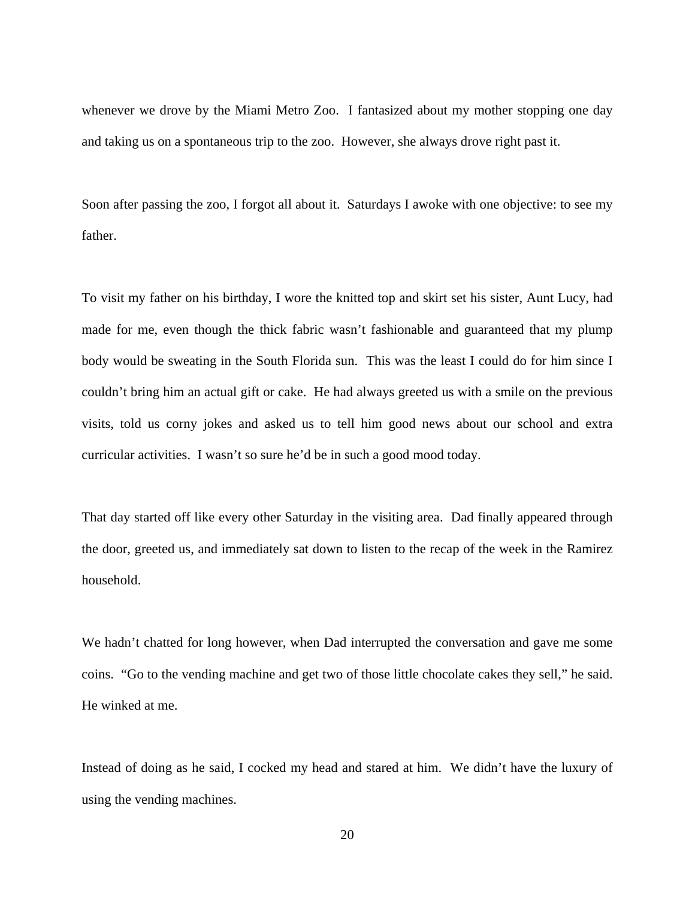whenever we drove by the Miami Metro Zoo. I fantasized about my mother stopping one day and taking us on a spontaneous trip to the zoo. However, she always drove right past it.

Soon after passing the zoo, I forgot all about it. Saturdays I awoke with one objective: to see my father.

To visit my father on his birthday, I wore the knitted top and skirt set his sister, Aunt Lucy, had made for me, even though the thick fabric wasn't fashionable and guaranteed that my plump body would be sweating in the South Florida sun. This was the least I could do for him since I couldn't bring him an actual gift or cake. He had always greeted us with a smile on the previous visits, told us corny jokes and asked us to tell him good news about our school and extra curricular activities. I wasn't so sure he'd be in such a good mood today.

That day started off like every other Saturday in the visiting area. Dad finally appeared through the door, greeted us, and immediately sat down to listen to the recap of the week in the Ramirez household.

We hadn't chatted for long however, when Dad interrupted the conversation and gave me some coins. "Go to the vending machine and get two of those little chocolate cakes they sell," he said. He winked at me.

Instead of doing as he said, I cocked my head and stared at him. We didn't have the luxury of using the vending machines.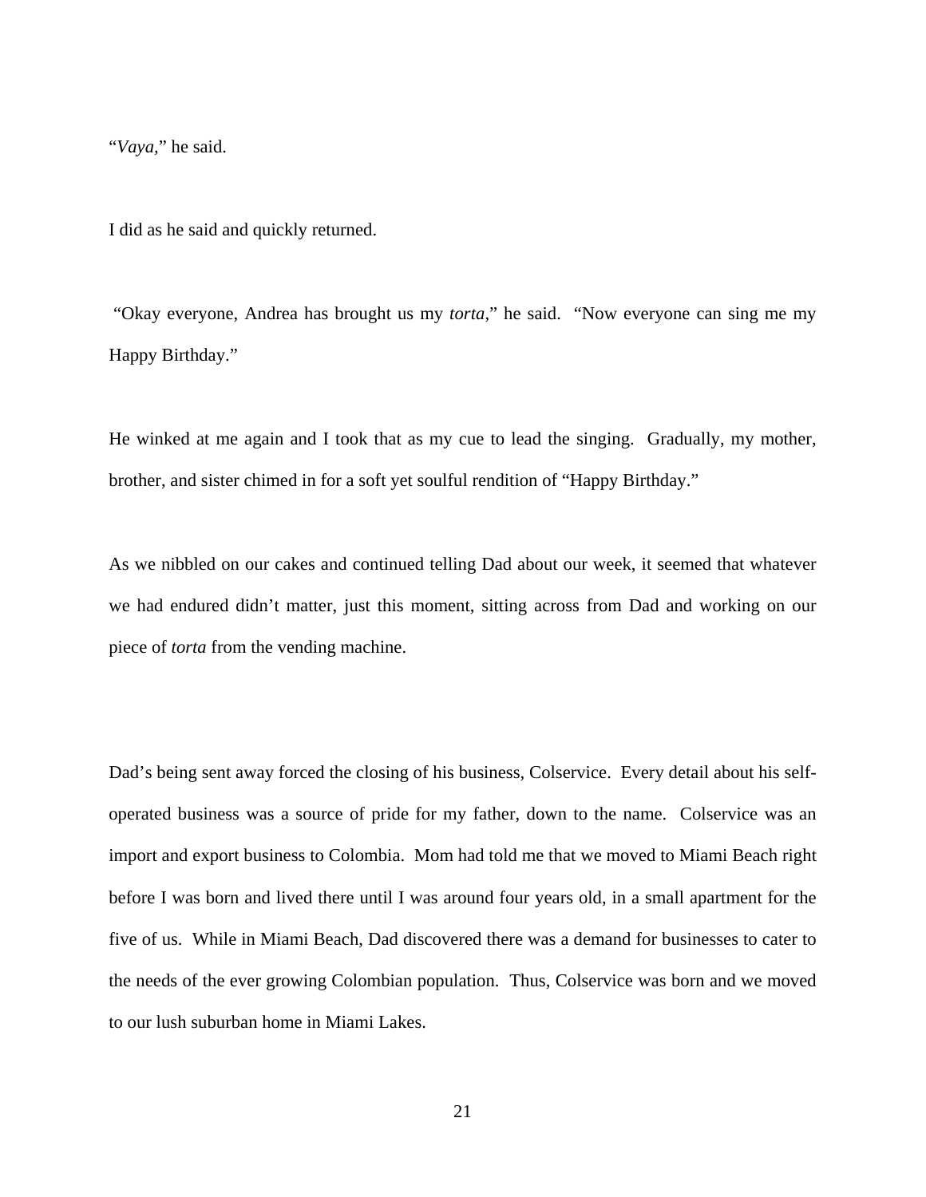"*Vaya*," he said.

I did as he said and quickly returned.

"Okay everyone, Andrea has brought us my *torta*," he said. "Now everyone can sing me my Happy Birthday."

He winked at me again and I took that as my cue to lead the singing. Gradually, my mother, brother, and sister chimed in for a soft yet soulful rendition of "Happy Birthday."

As we nibbled on our cakes and continued telling Dad about our week, it seemed that whatever we had endured didn't matter, just this moment, sitting across from Dad and working on our piece of *torta* from the vending machine.

Dad's being sent away forced the closing of his business, Colservice. Every detail about his self-operated business was a source of pride for my father, down to the name. Colservice was an import and export business to Colombia. Mom had told me that we moved to Miami Beach right before I was born and lived there until I was around four years old, in a small apartment for the five of us. While in Miami Beach, Dad discovered there was a demand for businesses to cater to the needs of the ever growing Colombian population. Thus, Colservice was born and we moved to our lush suburban home in Miami Lakes.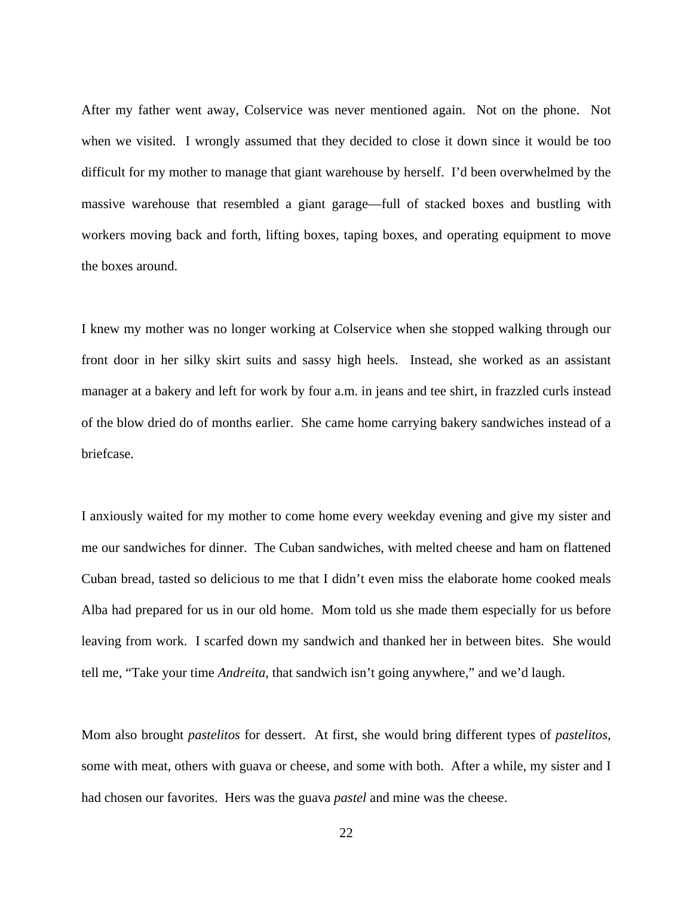After my father went away, Colservice was never mentioned again. Not on the phone. Not when we visited. I wrongly assumed that they decided to close it down since it would be too difficult for my mother to manage that giant warehouse by herself. I'd been overwhelmed by the massive warehouse that resembled a giant garage—full of stacked boxes and bustling with workers moving back and forth, lifting boxes, taping boxes, and operating equipment to move the boxes around.

I knew my mother was no longer working at Colservice when she stopped walking through our front door in her silky skirt suits and sassy high heels. Instead, she worked as an assistant manager at a bakery and left for work by four a.m. in jeans and tee shirt, in frazzled curls instead of the blow dried do of months earlier. She came home carrying bakery sandwiches instead of a briefcase.

I anxiously waited for my mother to come home every weekday evening and give my sister and me our sandwiches for dinner. The Cuban sandwiches, with melted cheese and ham on flattened Cuban bread, tasted so delicious to me that I didn't even miss the elaborate home cooked meals Alba had prepared for us in our old home. Mom told us she made them especially for us before leaving from work. I scarfed down my sandwich and thanked her in between bites. She would tell me, "Take your time *Andreita*, that sandwich isn't going anywhere," and we'd laugh.

Mom also brought *pastelitos* for dessert. At first, she would bring different types of *pastelitos*, some with meat, others with guava or cheese, and some with both. After a while, my sister and I had chosen our favorites. Hers was the guava *pastel* and mine was the cheese.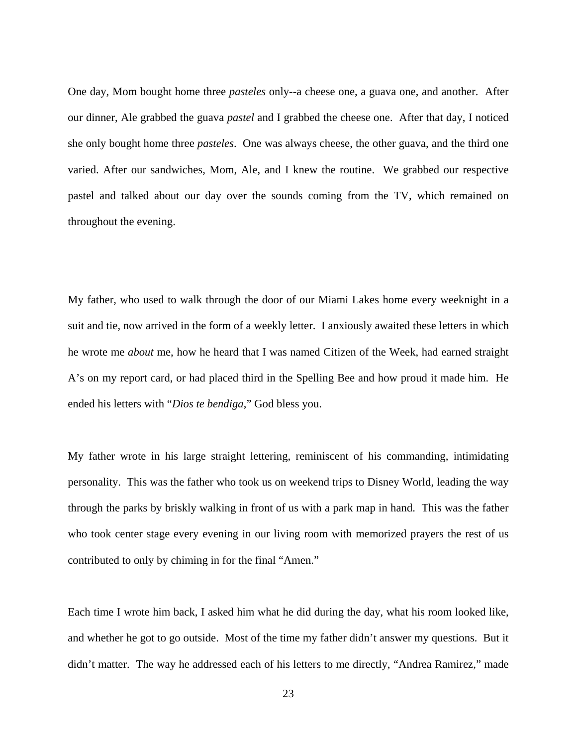One day, Mom bought home three *pasteles* only--a cheese one, a guava one, and another. After our dinner, Ale grabbed the guava *pastel* and I grabbed the cheese one. After that day, I noticed she only bought home three *pasteles*. One was always cheese, the other guava, and the third one varied. After our sandwiches, Mom, Ale, and I knew the routine. We grabbed our respective pastel and talked about our day over the sounds coming from the TV, which remained on throughout the evening.

My father, who used to walk through the door of our Miami Lakes home every weeknight in a suit and tie, now arrived in the form of a weekly letter. I anxiously awaited these letters in which he wrote me *about* me, how he heard that I was named Citizen of the Week, had earned straight A's on my report card, or had placed third in the Spelling Bee and how proud it made him. He ended his letters with "*Dios te bendiga*," God bless you.

My father wrote in his large straight lettering, reminiscent of his commanding, intimidating personality. This was the father who took us on weekend trips to Disney World, leading the way through the parks by briskly walking in front of us with a park map in hand. This was the father who took center stage every evening in our living room with memorized prayers the rest of us contributed to only by chiming in for the final "Amen."

Each time I wrote him back, I asked him what he did during the day, what his room looked like, and whether he got to go outside. Most of the time my father didn't answer my questions. But it didn't matter. The way he addressed each of his letters to me directly, "Andrea Ramirez," made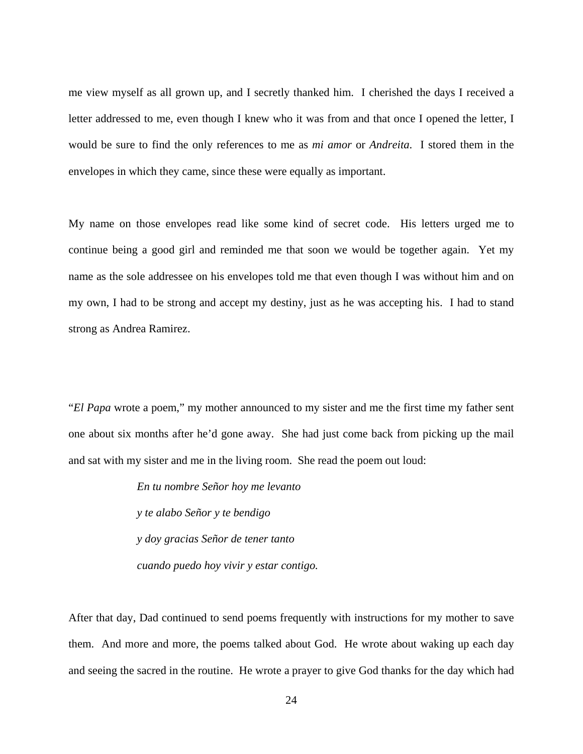me view myself as all grown up, and I secretly thanked him. I cherished the days I received a letter addressed to me, even though I knew who it was from and that once I opened the letter, I would be sure to find the only references to me as *mi amor* or *Andreita*. I stored them in the envelopes in which they came, since these were equally as important.

My name on those envelopes read like some kind of secret code. His letters urged me to continue being a good girl and reminded me that soon we would be together again. Yet my name as the sole addressee on his envelopes told me that even though I was without him and on my own, I had to be strong and accept my destiny, just as he was accepting his. I had to stand strong as Andrea Ramirez.

"*El Papa* wrote a poem," my mother announced to my sister and me the first time my father sent one about six months after he'd gone away. She had just come back from picking up the mail and sat with my sister and me in the living room. She read the poem out loud:

> *En tu nombre Señor hoy me levanto*
>
> *y te alabo Señor y te bendigo*
>
> *y doy gracias Señor de tener tanto*
>
> *cuando puedo hoy vivir y estar contigo.*

After that day, Dad continued to send poems frequently with instructions for my mother to save them. And more and more, the poems talked about God. He wrote about waking up each day and seeing the sacred in the routine. He wrote a prayer to give God thanks for the day which had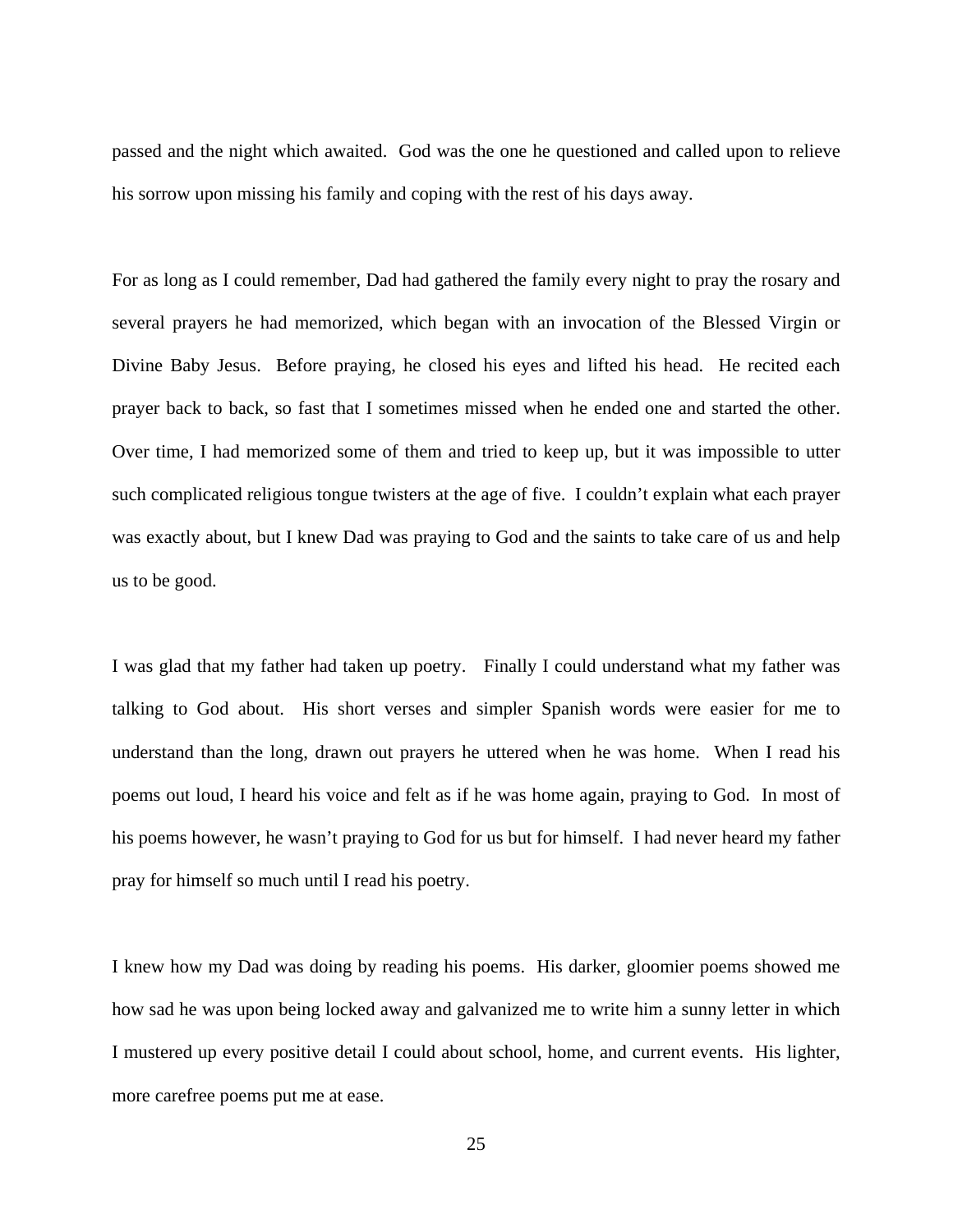passed and the night which awaited. God was the one he questioned and called upon to relieve his sorrow upon missing his family and coping with the rest of his days away.

For as long as I could remember, Dad had gathered the family every night to pray the rosary and several prayers he had memorized, which began with an invocation of the Blessed Virgin or Divine Baby Jesus. Before praying, he closed his eyes and lifted his head. He recited each prayer back to back, so fast that I sometimes missed when he ended one and started the other. Over time, I had memorized some of them and tried to keep up, but it was impossible to utter such complicated religious tongue twisters at the age of five. I couldn't explain what each prayer was exactly about, but I knew Dad was praying to God and the saints to take care of us and help us to be good.

I was glad that my father had taken up poetry. Finally I could understand what my father was talking to God about. His short verses and simpler Spanish words were easier for me to understand than the long, drawn out prayers he uttered when he was home. When I read his poems out loud, I heard his voice and felt as if he was home again, praying to God. In most of his poems however, he wasn't praying to God for us but for himself. I had never heard my father pray for himself so much until I read his poetry.

I knew how my Dad was doing by reading his poems. His darker, gloomier poems showed me how sad he was upon being locked away and galvanized me to write him a sunny letter in which I mustered up every positive detail I could about school, home, and current events. His lighter, more carefree poems put me at ease.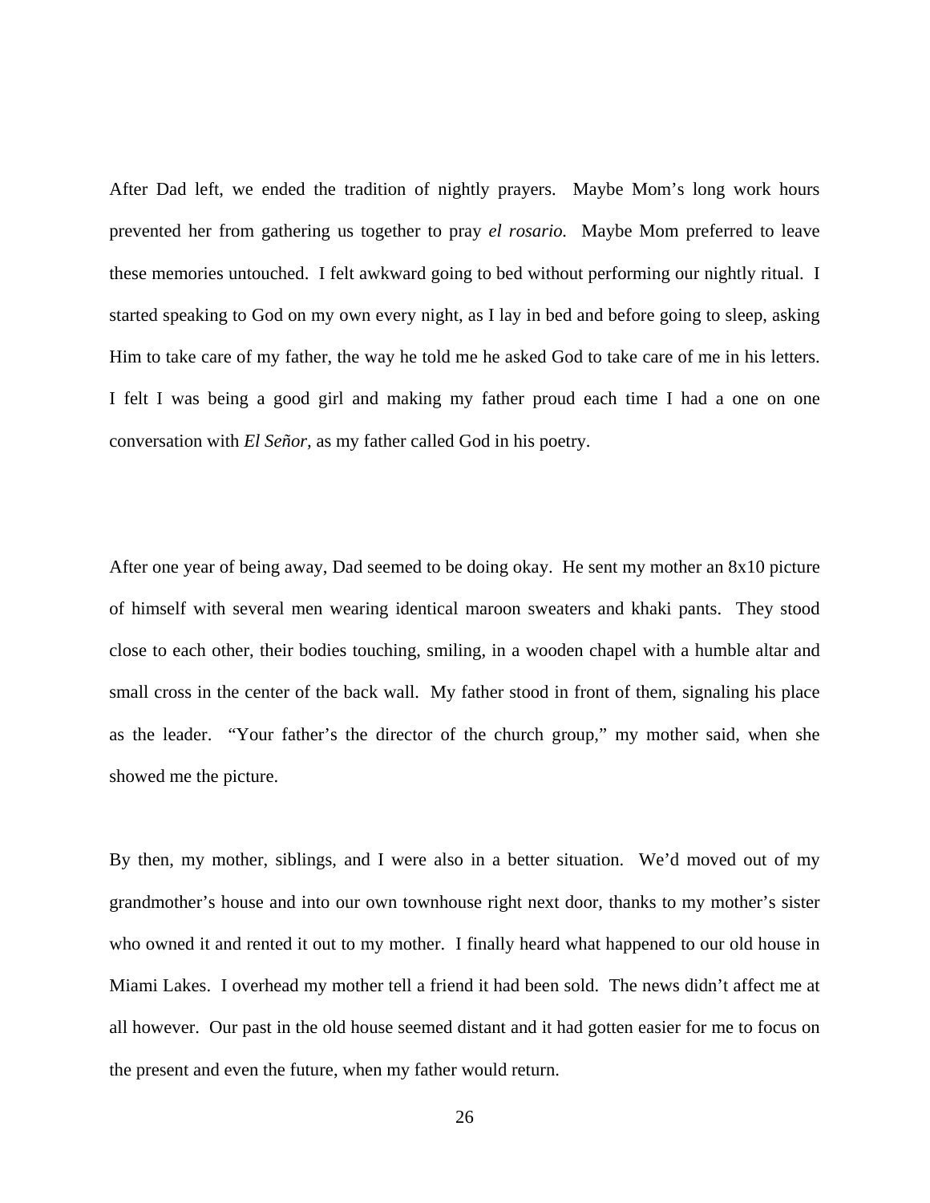After Dad left, we ended the tradition of nightly prayers. Maybe Mom's long work hours prevented her from gathering us together to pray *el rosario.* Maybe Mom preferred to leave these memories untouched. I felt awkward going to bed without performing our nightly ritual. I started speaking to God on my own every night, as I lay in bed and before going to sleep, asking Him to take care of my father, the way he told me he asked God to take care of me in his letters. I felt I was being a good girl and making my father proud each time I had a one on one conversation with *El Señor,* as my father called God in his poetry.

After one year of being away, Dad seemed to be doing okay. He sent my mother an 8x10 picture of himself with several men wearing identical maroon sweaters and khaki pants. They stood close to each other, their bodies touching, smiling, in a wooden chapel with a humble altar and small cross in the center of the back wall. My father stood in front of them, signaling his place as the leader. "Your father's the director of the church group," my mother said, when she showed me the picture.

By then, my mother, siblings, and I were also in a better situation. We'd moved out of my grandmother's house and into our own townhouse right next door, thanks to my mother's sister who owned it and rented it out to my mother. I finally heard what happened to our old house in Miami Lakes. I overhead my mother tell a friend it had been sold. The news didn't affect me at all however. Our past in the old house seemed distant and it had gotten easier for me to focus on the present and even the future, when my father would return.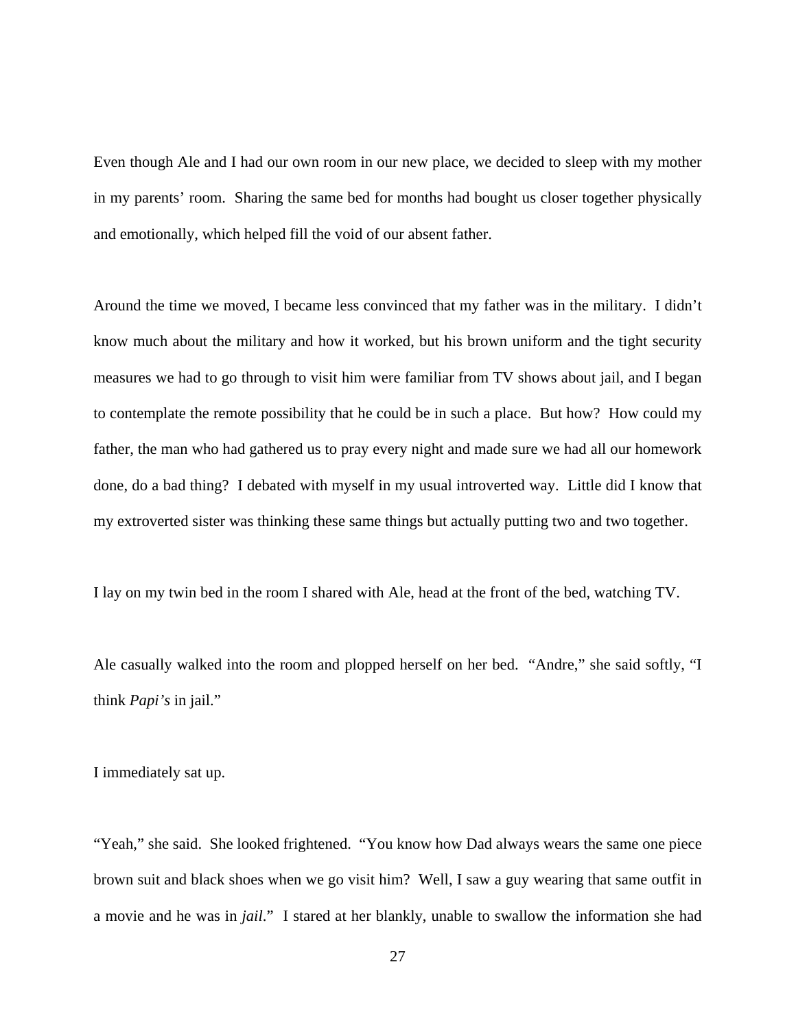Even though Ale and I had our own room in our new place, we decided to sleep with my mother in my parents' room. Sharing the same bed for months had bought us closer together physically and emotionally, which helped fill the void of our absent father.

Around the time we moved, I became less convinced that my father was in the military. I didn't know much about the military and how it worked, but his brown uniform and the tight security measures we had to go through to visit him were familiar from TV shows about jail, and I began to contemplate the remote possibility that he could be in such a place. But how? How could my father, the man who had gathered us to pray every night and made sure we had all our homework done, do a bad thing? I debated with myself in my usual introverted way. Little did I know that my extroverted sister was thinking these same things but actually putting two and two together.

I lay on my twin bed in the room I shared with Ale, head at the front of the bed, watching TV.

Ale casually walked into the room and plopped herself on her bed. "Andre," she said softly, "I think *Papi's* in jail."

I immediately sat up.

"Yeah," she said. She looked frightened. "You know how Dad always wears the same one piece brown suit and black shoes when we go visit him? Well, I saw a guy wearing that same outfit in a movie and he was in *jail*." I stared at her blankly, unable to swallow the information she had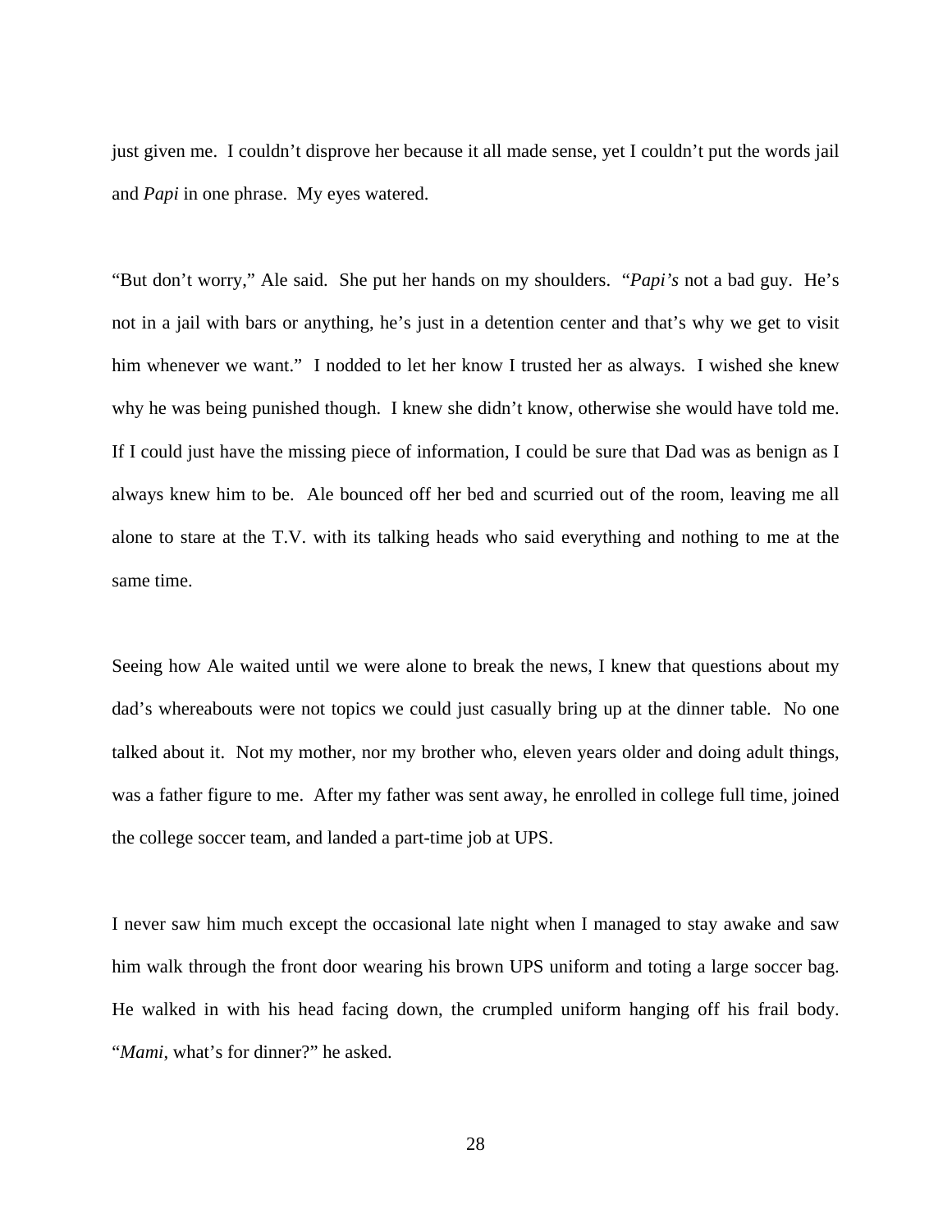just given me. I couldn't disprove her because it all made sense, yet I couldn't put the words jail and *Papi* in one phrase. My eyes watered.

"But don't worry," Ale said. She put her hands on my shoulders. "*Papi's* not a bad guy. He's not in a jail with bars or anything, he's just in a detention center and that's why we get to visit him whenever we want." I nodded to let her know I trusted her as always. I wished she knew why he was being punished though. I knew she didn't know, otherwise she would have told me. If I could just have the missing piece of information, I could be sure that Dad was as benign as I always knew him to be. Ale bounced off her bed and scurried out of the room, leaving me all alone to stare at the T.V. with its talking heads who said everything and nothing to me at the same time.

Seeing how Ale waited until we were alone to break the news, I knew that questions about my dad's whereabouts were not topics we could just casually bring up at the dinner table. No one talked about it. Not my mother, nor my brother who, eleven years older and doing adult things, was a father figure to me. After my father was sent away, he enrolled in college full time, joined the college soccer team, and landed a part-time job at UPS.

I never saw him much except the occasional late night when I managed to stay awake and saw him walk through the front door wearing his brown UPS uniform and toting a large soccer bag. He walked in with his head facing down, the crumpled uniform hanging off his frail body. "*Mami*, what's for dinner?" he asked.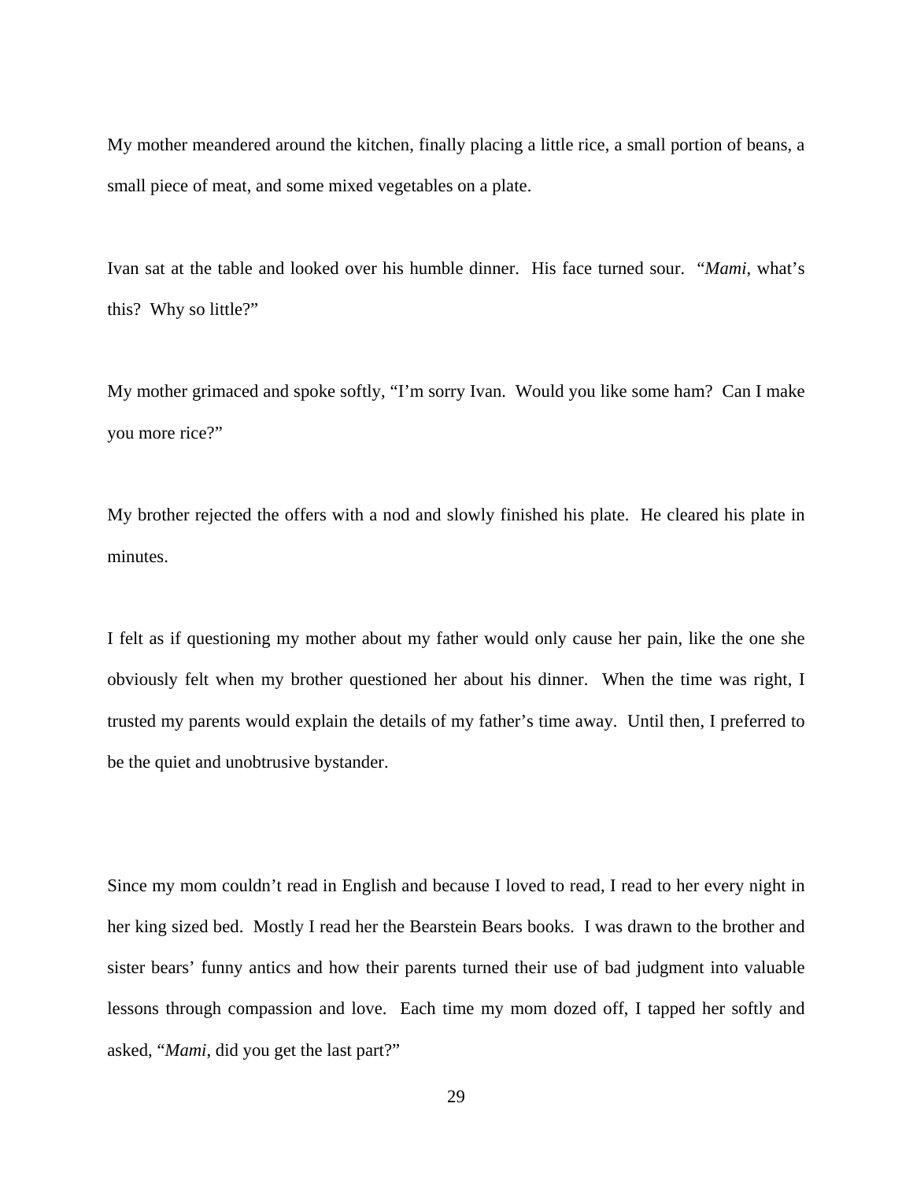My mother meandered around the kitchen, finally placing a little rice, a small portion of beans, a small piece of meat, and some mixed vegetables on a plate.

Ivan sat at the table and looked over his humble dinner. His face turned sour. "*Mami*, what's this? Why so little?"

My mother grimaced and spoke softly, "I'm sorry Ivan. Would you like some ham? Can I make you more rice?"

My brother rejected the offers with a nod and slowly finished his plate. He cleared his plate in minutes.

I felt as if questioning my mother about my father would only cause her pain, like the one she obviously felt when my brother questioned her about his dinner. When the time was right, I trusted my parents would explain the details of my father's time away. Until then, I preferred to be the quiet and unobtrusive bystander.

Since my mom couldn't read in English and because I loved to read, I read to her every night in her king sized bed. Mostly I read her the Bearstein Bears books. I was drawn to the brother and sister bears' funny antics and how their parents turned their use of bad judgment into valuable lessons through compassion and love. Each time my mom dozed off, I tapped her softly and asked, "*Mami*, did you get the last part?"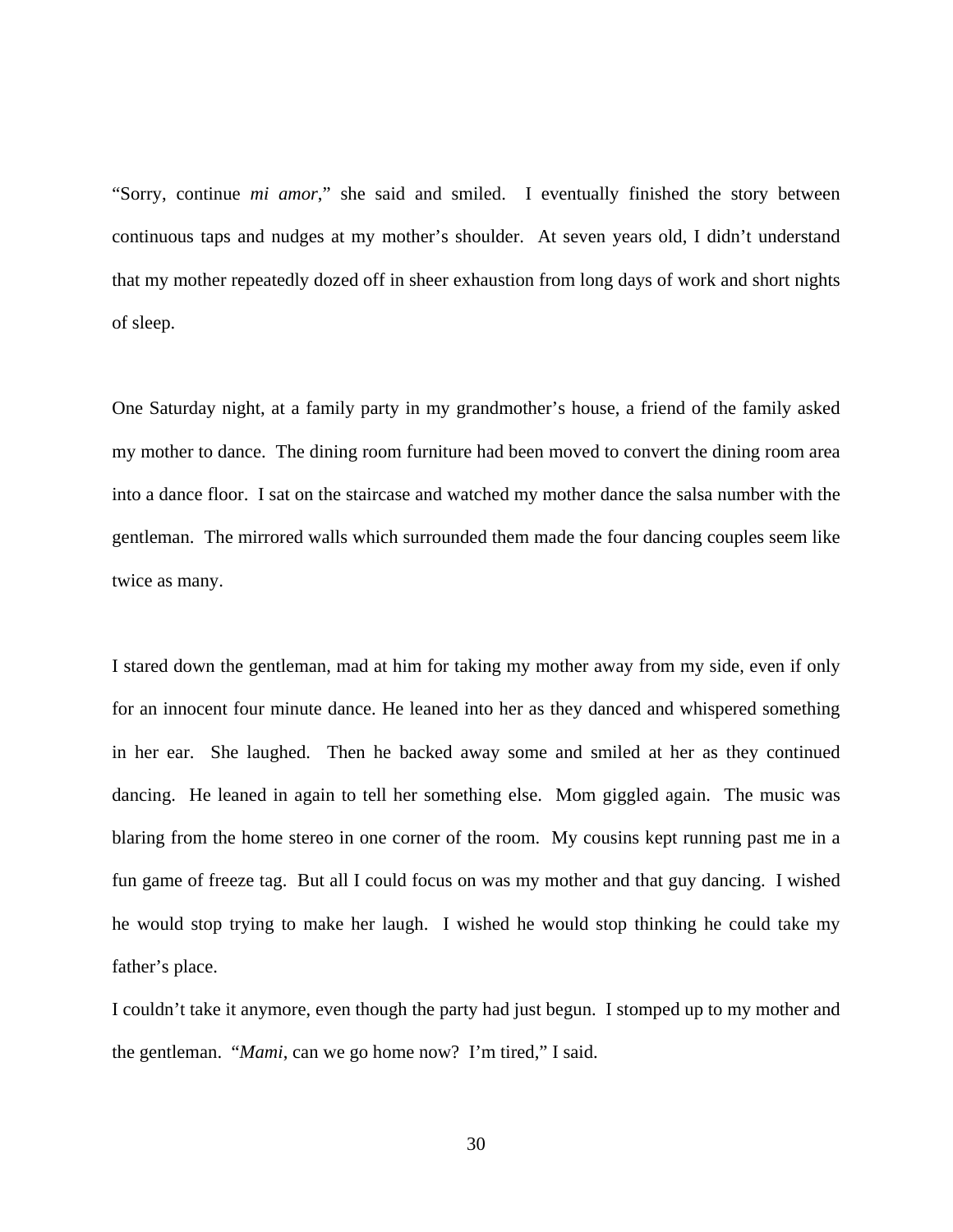“Sorry, continue *mi amor*,” she said and smiled. I eventually finished the story between continuous taps and nudges at my mother’s shoulder. At seven years old, I didn’t understand that my mother repeatedly dozed off in sheer exhaustion from long days of work and short nights of sleep.

One Saturday night, at a family party in my grandmother’s house, a friend of the family asked my mother to dance. The dining room furniture had been moved to convert the dining room area into a dance floor. I sat on the staircase and watched my mother dance the salsa number with the gentleman. The mirrored walls which surrounded them made the four dancing couples seem like twice as many.

I stared down the gentleman, mad at him for taking my mother away from my side, even if only for an innocent four minute dance. He leaned into her as they danced and whispered something in her ear. She laughed. Then he backed away some and smiled at her as they continued dancing. He leaned in again to tell her something else. Mom giggled again. The music was blaring from the home stereo in one corner of the room. My cousins kept running past me in a fun game of freeze tag. But all I could focus on was my mother and that guy dancing. I wished he would stop trying to make her laugh. I wished he would stop thinking he could take my father’s place.

I couldn’t take it anymore, even though the party had just begun. I stomped up to my mother and the gentleman. “*Mami*, can we go home now? I’m tired,” I said.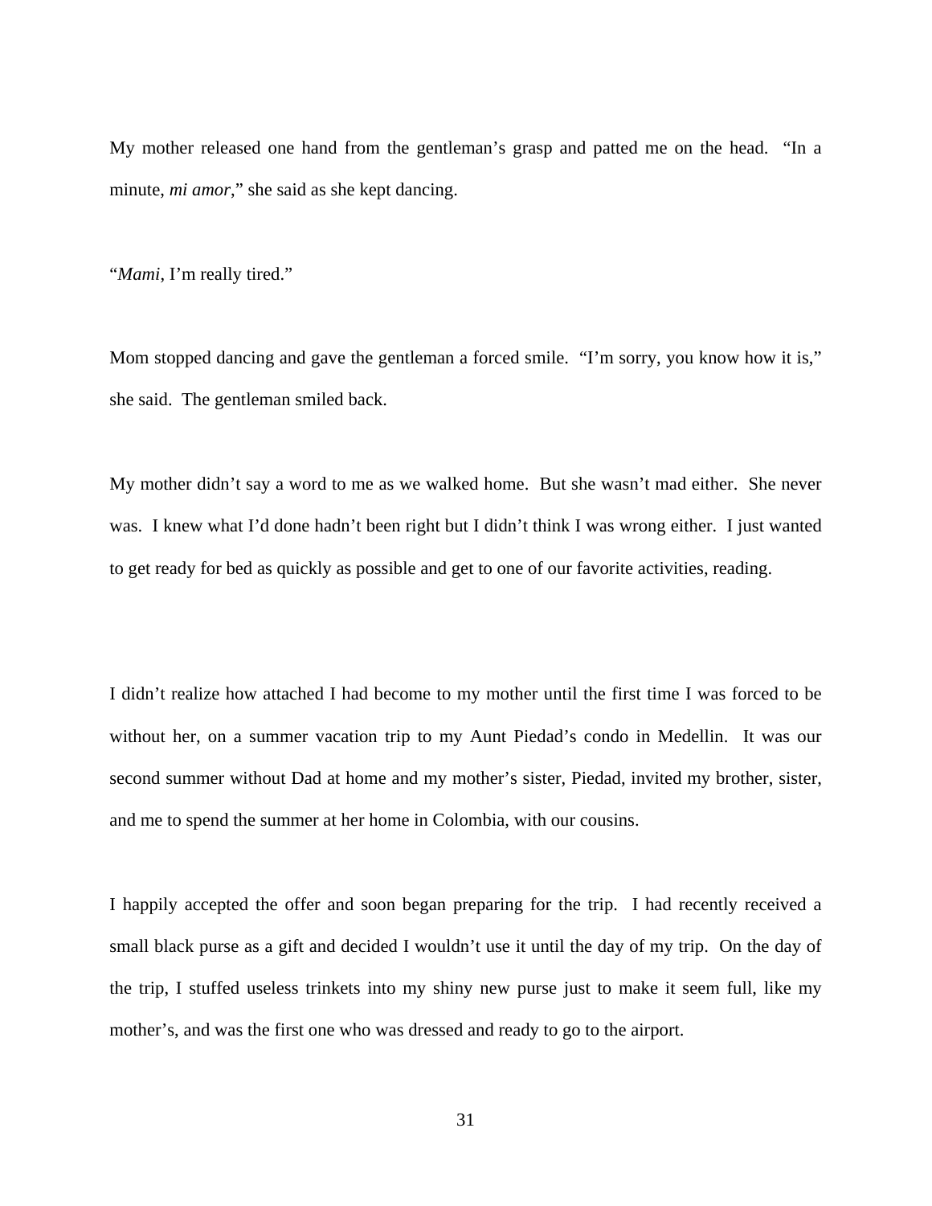My mother released one hand from the gentleman's grasp and patted me on the head. "In a minute, *mi amor*," she said as she kept dancing.

"*Mami*, I'm really tired."

Mom stopped dancing and gave the gentleman a forced smile. "I'm sorry, you know how it is," she said. The gentleman smiled back.

My mother didn't say a word to me as we walked home. But she wasn't mad either. She never was. I knew what I'd done hadn't been right but I didn't think I was wrong either. I just wanted to get ready for bed as quickly as possible and get to one of our favorite activities, reading.

I didn't realize how attached I had become to my mother until the first time I was forced to be without her, on a summer vacation trip to my Aunt Piedad's condo in Medellin. It was our second summer without Dad at home and my mother's sister, Piedad, invited my brother, sister, and me to spend the summer at her home in Colombia, with our cousins.

I happily accepted the offer and soon began preparing for the trip. I had recently received a small black purse as a gift and decided I wouldn't use it until the day of my trip. On the day of the trip, I stuffed useless trinkets into my shiny new purse just to make it seem full, like my mother's, and was the first one who was dressed and ready to go to the airport.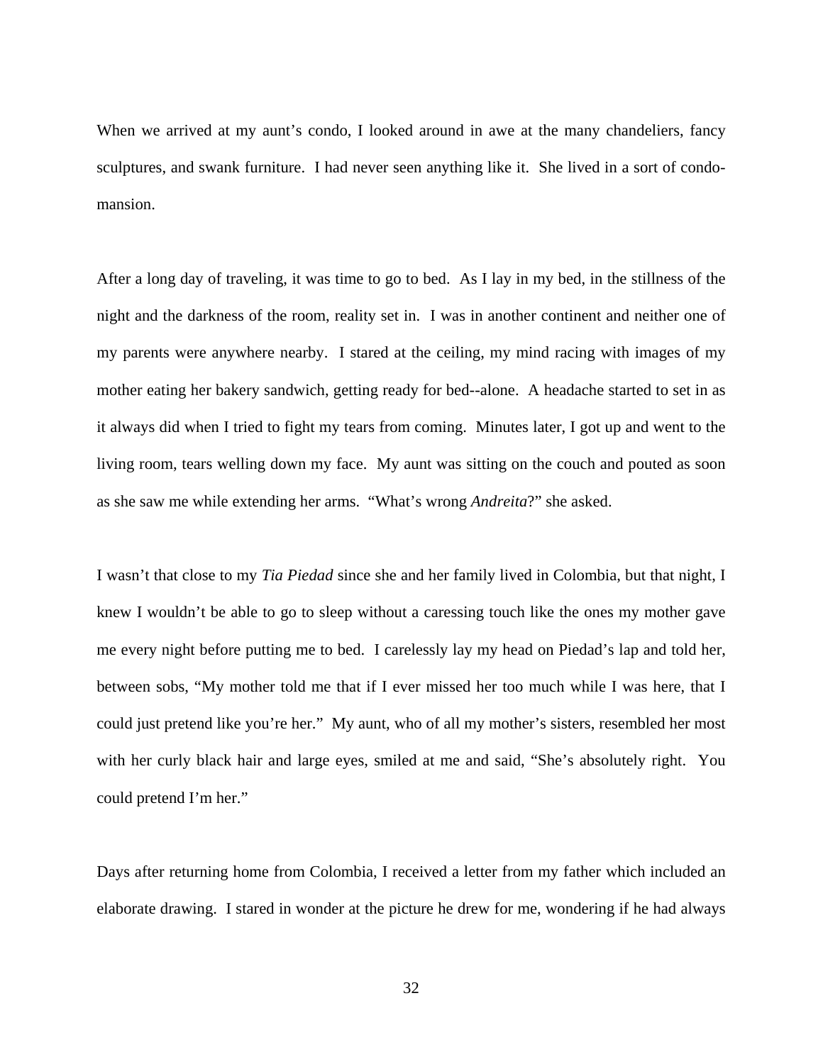When we arrived at my aunt's condo, I looked around in awe at the many chandeliers, fancy sculptures, and swank furniture. I had never seen anything like it. She lived in a sort of condo-mansion.

After a long day of traveling, it was time to go to bed. As I lay in my bed, in the stillness of the night and the darkness of the room, reality set in. I was in another continent and neither one of my parents were anywhere nearby. I stared at the ceiling, my mind racing with images of my mother eating her bakery sandwich, getting ready for bed--alone. A headache started to set in as it always did when I tried to fight my tears from coming. Minutes later, I got up and went to the living room, tears welling down my face. My aunt was sitting on the couch and pouted as soon as she saw me while extending her arms. "What's wrong *Andreita*?" she asked.

I wasn't that close to my *Tia Piedad* since she and her family lived in Colombia, but that night, I knew I wouldn't be able to go to sleep without a caressing touch like the ones my mother gave me every night before putting me to bed. I carelessly lay my head on Piedad's lap and told her, between sobs, "My mother told me that if I ever missed her too much while I was here, that I could just pretend like you're her." My aunt, who of all my mother's sisters, resembled her most with her curly black hair and large eyes, smiled at me and said, "She's absolutely right. You could pretend I'm her."

Days after returning home from Colombia, I received a letter from my father which included an elaborate drawing. I stared in wonder at the picture he drew for me, wondering if he had always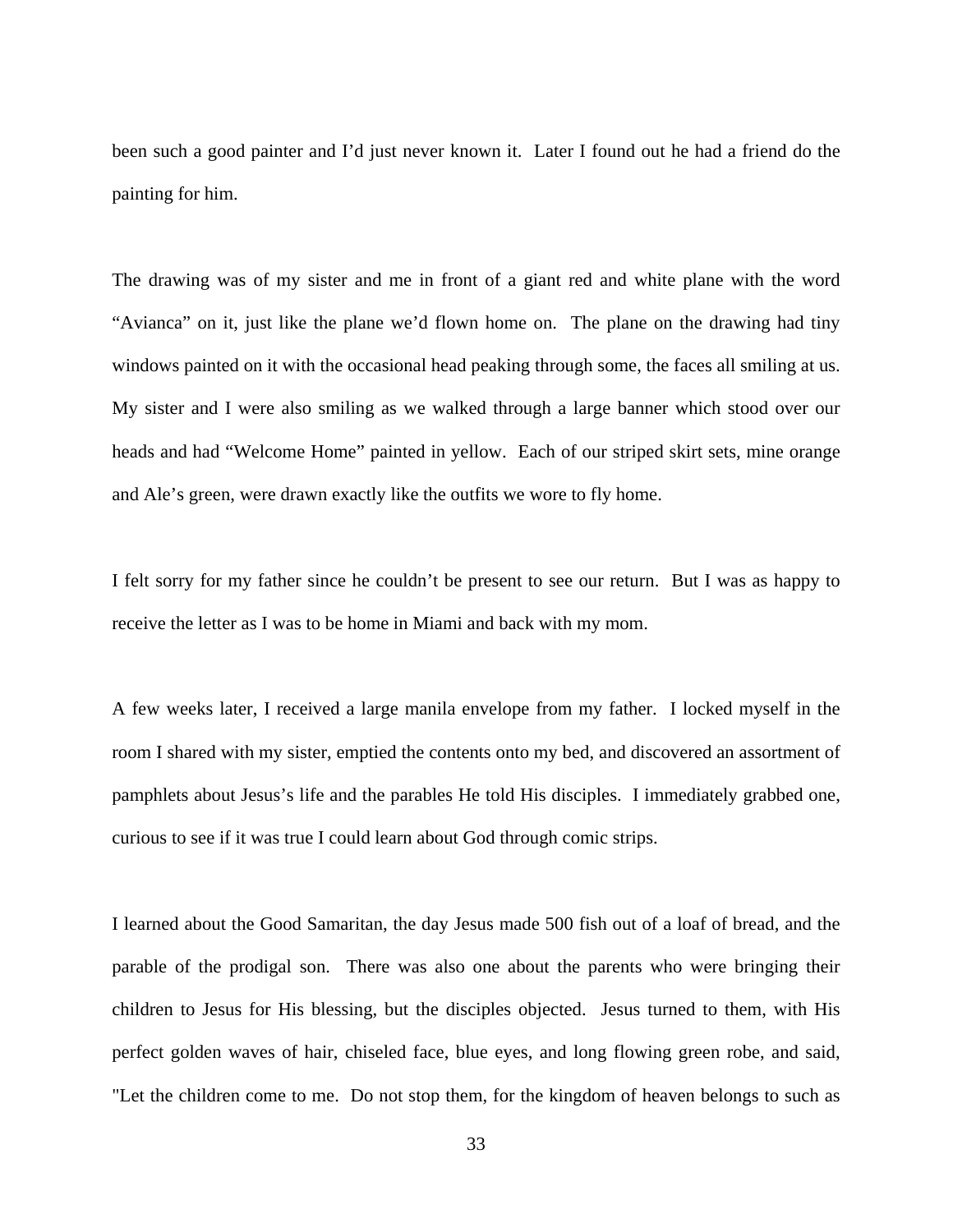been such a good painter and I'd just never known it. Later I found out he had a friend do the painting for him.

The drawing was of my sister and me in front of a giant red and white plane with the word "Avianca" on it, just like the plane we'd flown home on. The plane on the drawing had tiny windows painted on it with the occasional head peaking through some, the faces all smiling at us. My sister and I were also smiling as we walked through a large banner which stood over our heads and had "Welcome Home" painted in yellow. Each of our striped skirt sets, mine orange and Ale's green, were drawn exactly like the outfits we wore to fly home.

I felt sorry for my father since he couldn't be present to see our return. But I was as happy to receive the letter as I was to be home in Miami and back with my mom.

A few weeks later, I received a large manila envelope from my father. I locked myself in the room I shared with my sister, emptied the contents onto my bed, and discovered an assortment of pamphlets about Jesus's life and the parables He told His disciples. I immediately grabbed one, curious to see if it was true I could learn about God through comic strips.

I learned about the Good Samaritan, the day Jesus made 500 fish out of a loaf of bread, and the parable of the prodigal son. There was also one about the parents who were bringing their children to Jesus for His blessing, but the disciples objected. Jesus turned to them, with His perfect golden waves of hair, chiseled face, blue eyes, and long flowing green robe, and said, "Let the children come to me. Do not stop them, for the kingdom of heaven belongs to such as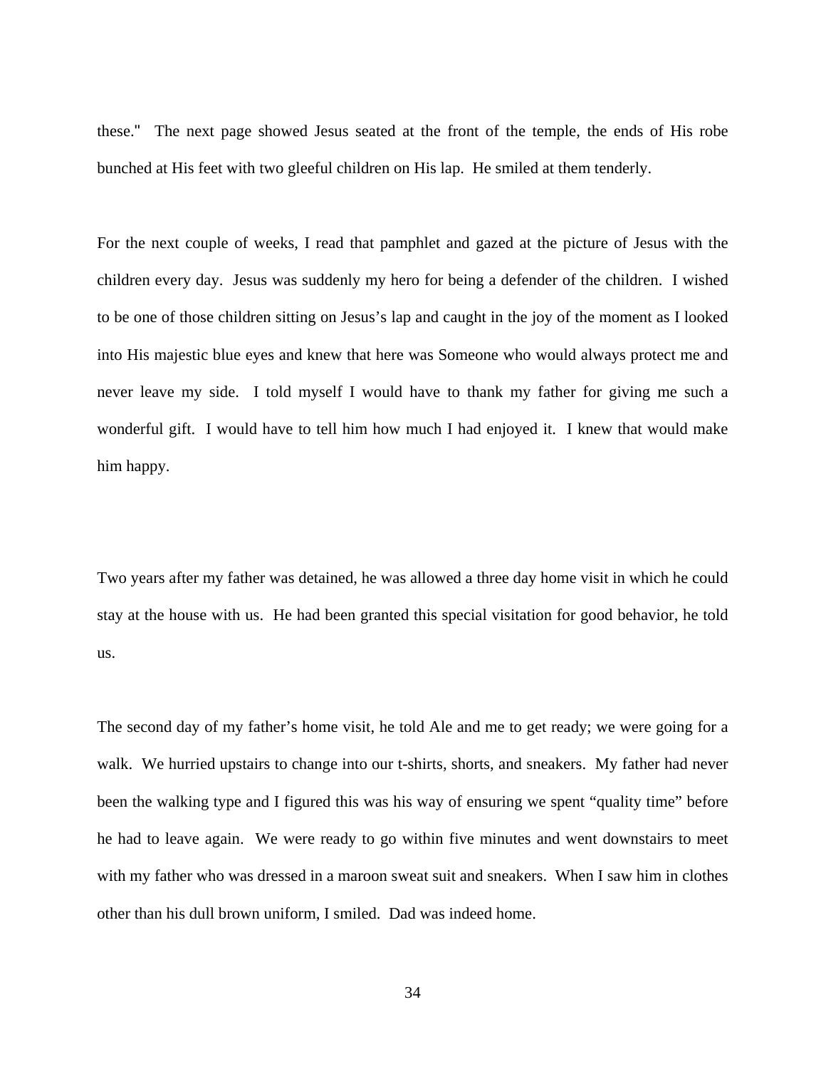these."  The next page showed Jesus seated at the front of the temple, the ends of His robe bunched at His feet with two gleeful children on His lap.  He smiled at them tenderly.

For the next couple of weeks, I read that pamphlet and gazed at the picture of Jesus with the children every day.  Jesus was suddenly my hero for being a defender of the children.  I wished to be one of those children sitting on Jesus's lap and caught in the joy of the moment as I looked into His majestic blue eyes and knew that here was Someone who would always protect me and never leave my side.  I told myself I would have to thank my father for giving me such a wonderful gift.  I would have to tell him how much I had enjoyed it.  I knew that would make him happy.

Two years after my father was detained, he was allowed a three day home visit in which he could stay at the house with us.  He had been granted this special visitation for good behavior, he told us.

The second day of my father's home visit, he told Ale and me to get ready; we were going for a walk.  We hurried upstairs to change into our t-shirts, shorts, and sneakers.  My father had never been the walking type and I figured this was his way of ensuring we spent "quality time" before he had to leave again.  We were ready to go within five minutes and went downstairs to meet with my father who was dressed in a maroon sweat suit and sneakers.  When I saw him in clothes other than his dull brown uniform, I smiled.  Dad was indeed home.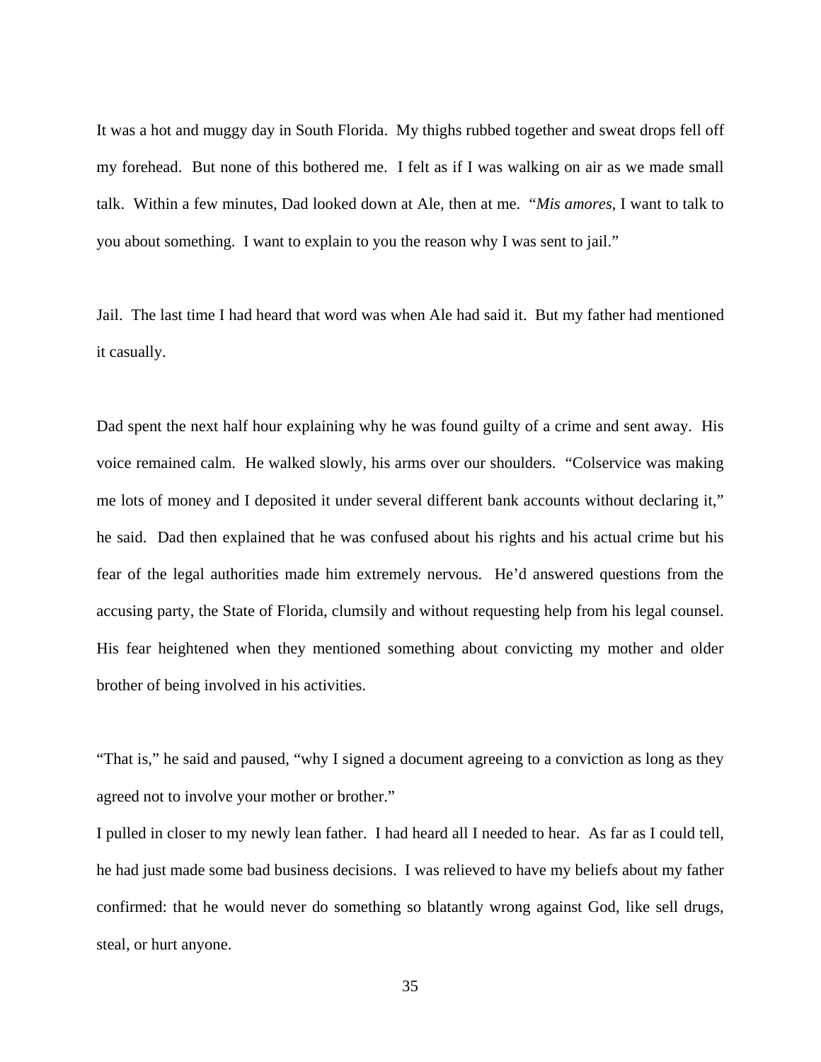It was a hot and muggy day in South Florida. My thighs rubbed together and sweat drops fell off my forehead. But none of this bothered me. I felt as if I was walking on air as we made small talk. Within a few minutes, Dad looked down at Ale, then at me. "*Mis amores*, I want to talk to you about something. I want to explain to you the reason why I was sent to jail."

Jail. The last time I had heard that word was when Ale had said it. But my father had mentioned it casually.

Dad spent the next half hour explaining why he was found guilty of a crime and sent away. His voice remained calm. He walked slowly, his arms over our shoulders. "Colservice was making me lots of money and I deposited it under several different bank accounts without declaring it," he said. Dad then explained that he was confused about his rights and his actual crime but his fear of the legal authorities made him extremely nervous. He'd answered questions from the accusing party, the State of Florida, clumsily and without requesting help from his legal counsel. His fear heightened when they mentioned something about convicting my mother and older brother of being involved in his activities.

"That is," he said and paused, "why I signed a document agreeing to a conviction as long as they agreed not to involve your mother or brother."

I pulled in closer to my newly lean father. I had heard all I needed to hear. As far as I could tell, he had just made some bad business decisions. I was relieved to have my beliefs about my father confirmed: that he would never do something so blatantly wrong against God, like sell drugs, steal, or hurt anyone.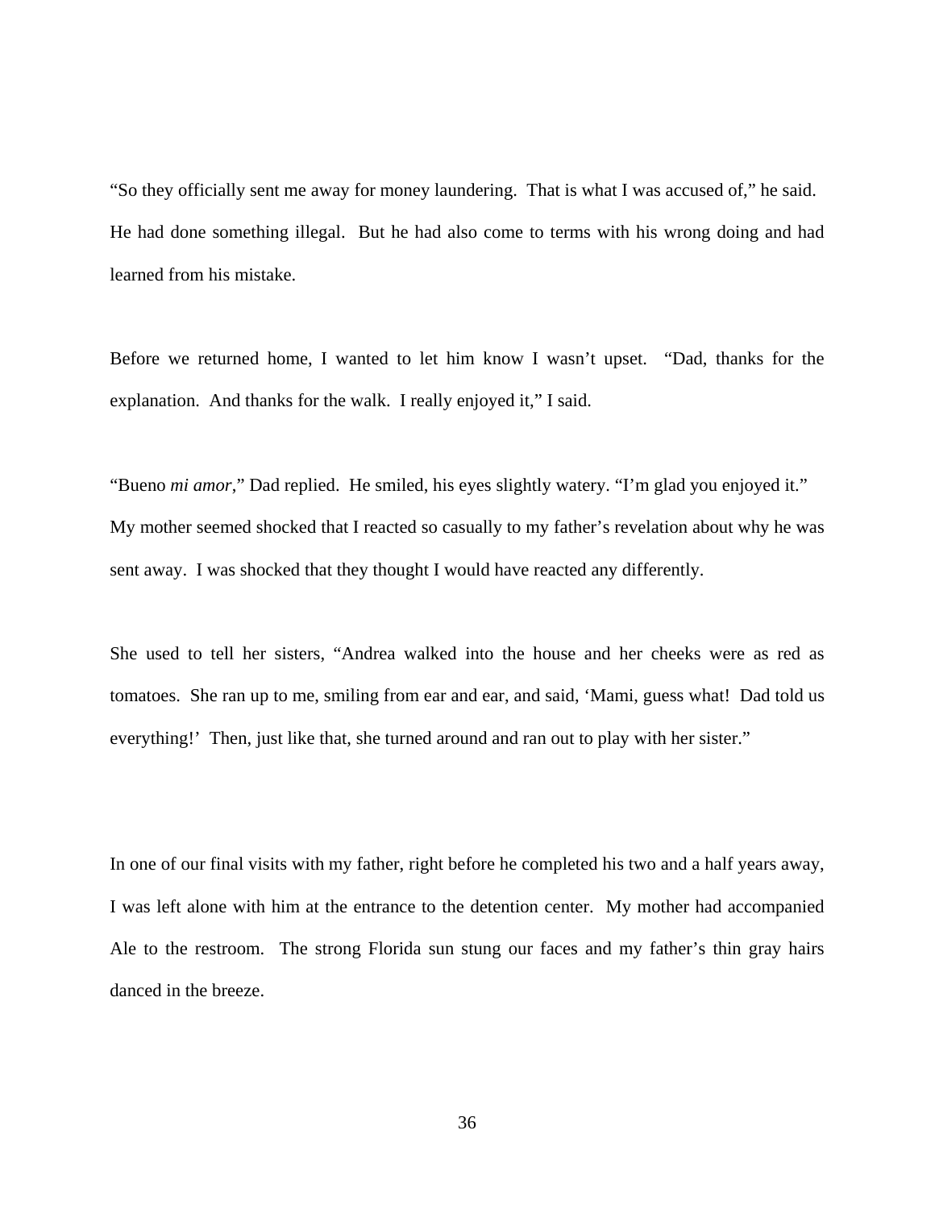"So they officially sent me away for money laundering. That is what I was accused of," he said. He had done something illegal. But he had also come to terms with his wrong doing and had learned from his mistake.

Before we returned home, I wanted to let him know I wasn't upset. "Dad, thanks for the explanation. And thanks for the walk. I really enjoyed it," I said.

"Bueno *mi amor*," Dad replied. He smiled, his eyes slightly watery. "I'm glad you enjoyed it." My mother seemed shocked that I reacted so casually to my father's revelation about why he was sent away. I was shocked that they thought I would have reacted any differently.

She used to tell her sisters, "Andrea walked into the house and her cheeks were as red as tomatoes. She ran up to me, smiling from ear and ear, and said, 'Mami, guess what! Dad told us everything!' Then, just like that, she turned around and ran out to play with her sister."

In one of our final visits with my father, right before he completed his two and a half years away, I was left alone with him at the entrance to the detention center. My mother had accompanied Ale to the restroom. The strong Florida sun stung our faces and my father's thin gray hairs danced in the breeze.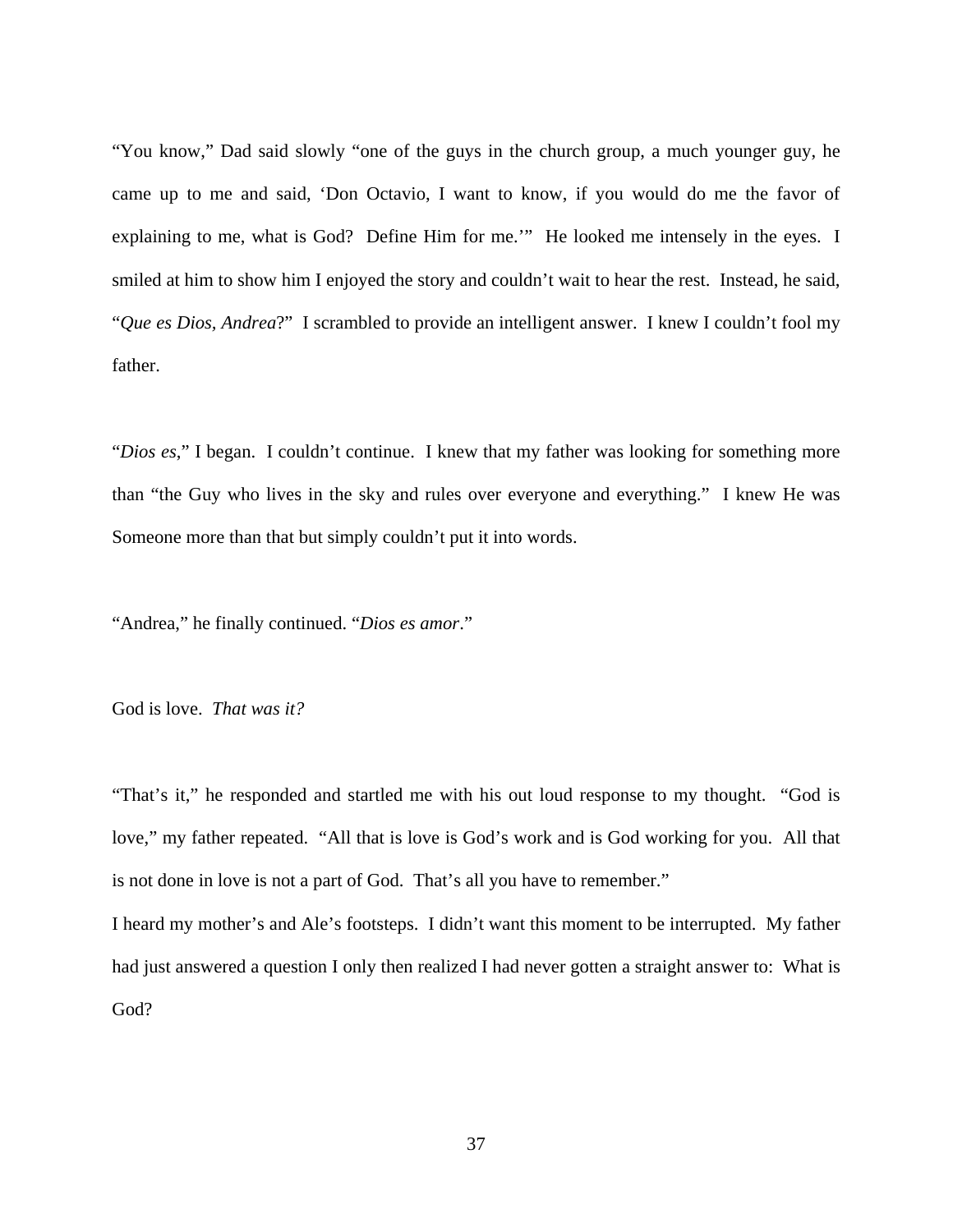"You know," Dad said slowly "one of the guys in the church group, a much younger guy, he came up to me and said, 'Don Octavio, I want to know, if you would do me the favor of explaining to me, what is God? Define Him for me.'" He looked me intensely in the eyes. I smiled at him to show him I enjoyed the story and couldn't wait to hear the rest. Instead, he said, "*Que es Dios, Andrea*?" I scrambled to provide an intelligent answer. I knew I couldn't fool my father.

"*Dios es*," I began. I couldn't continue. I knew that my father was looking for something more than "the Guy who lives in the sky and rules over everyone and everything." I knew He was Someone more than that but simply couldn't put it into words.

"Andrea," he finally continued. "*Dios es amor*."

God is love. *That was it?*

"That's it," he responded and startled me with his out loud response to my thought. "God is love," my father repeated. "All that is love is God's work and is God working for you. All that is not done in love is not a part of God. That's all you have to remember."

I heard my mother's and Ale's footsteps. I didn't want this moment to be interrupted. My father had just answered a question I only then realized I had never gotten a straight answer to: What is God?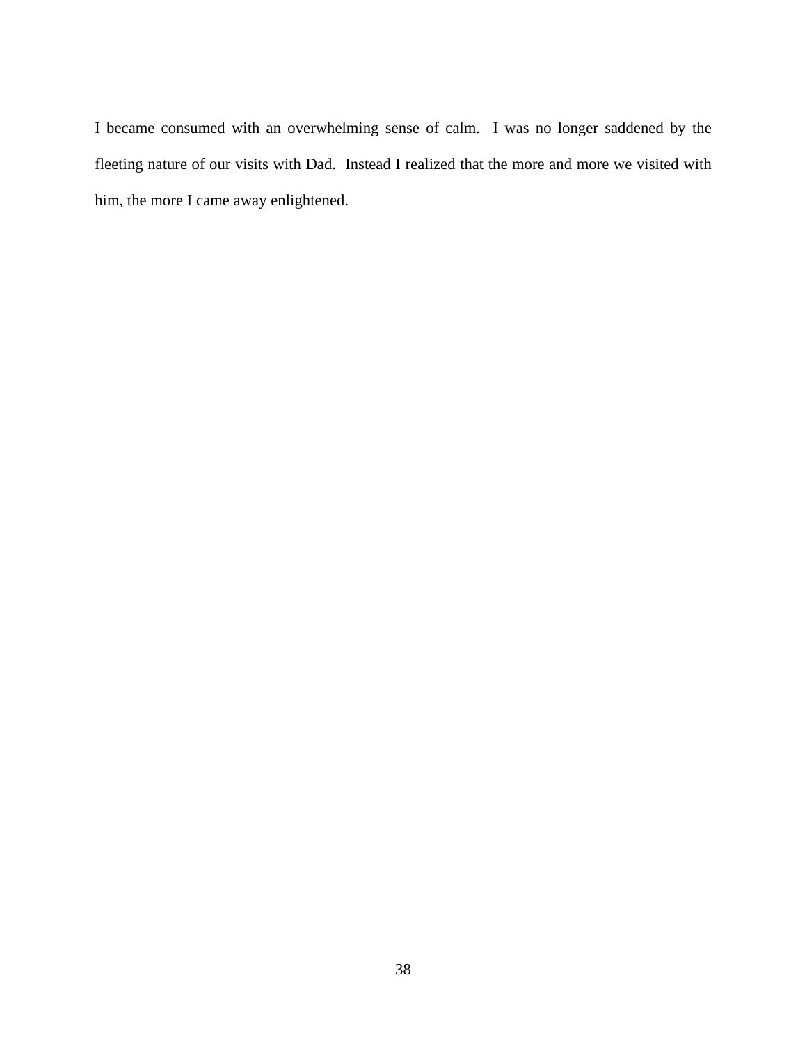I became consumed with an overwhelming sense of calm.  I was no longer saddened by the fleeting nature of our visits with Dad.  Instead I realized that the more and more we visited with him, the more I came away enlightened.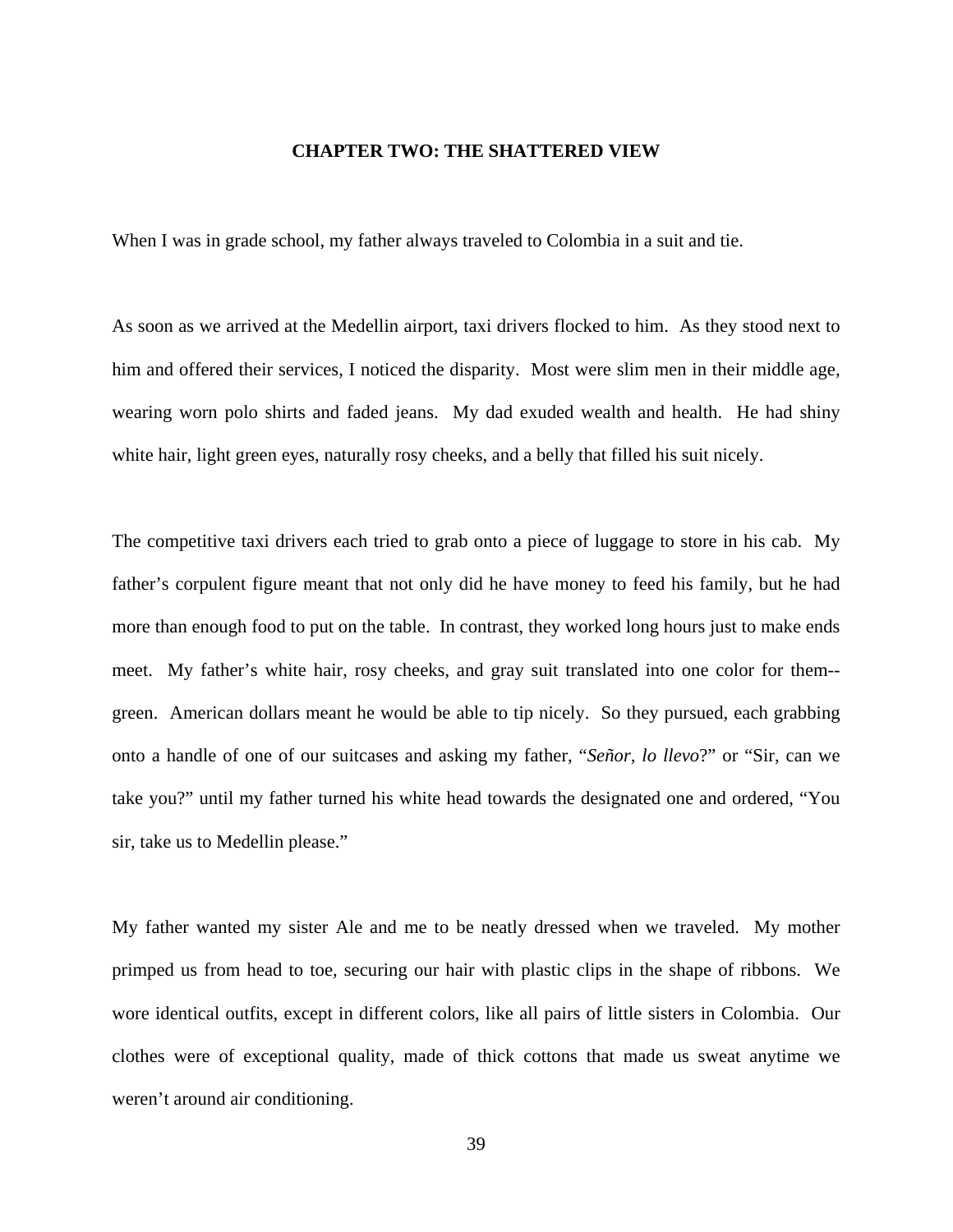## CHAPTER TWO: THE SHATTERED VIEW

When I was in grade school, my father always traveled to Colombia in a suit and tie.

As soon as we arrived at the Medellin airport, taxi drivers flocked to him. As they stood next to him and offered their services, I noticed the disparity. Most were slim men in their middle age, wearing worn polo shirts and faded jeans. My dad exuded wealth and health. He had shiny white hair, light green eyes, naturally rosy cheeks, and a belly that filled his suit nicely.

The competitive taxi drivers each tried to grab onto a piece of luggage to store in his cab. My father's corpulent figure meant that not only did he have money to feed his family, but he had more than enough food to put on the table. In contrast, they worked long hours just to make ends meet. My father's white hair, rosy cheeks, and gray suit translated into one color for them--green. American dollars meant he would be able to tip nicely. So they pursued, each grabbing onto a handle of one of our suitcases and asking my father, "*Señor, lo llevo*?" or "Sir, can we take you?" until my father turned his white head towards the designated one and ordered, "You sir, take us to Medellin please."

My father wanted my sister Ale and me to be neatly dressed when we traveled. My mother primped us from head to toe, securing our hair with plastic clips in the shape of ribbons. We wore identical outfits, except in different colors, like all pairs of little sisters in Colombia. Our clothes were of exceptional quality, made of thick cottons that made us sweat anytime we weren't around air conditioning.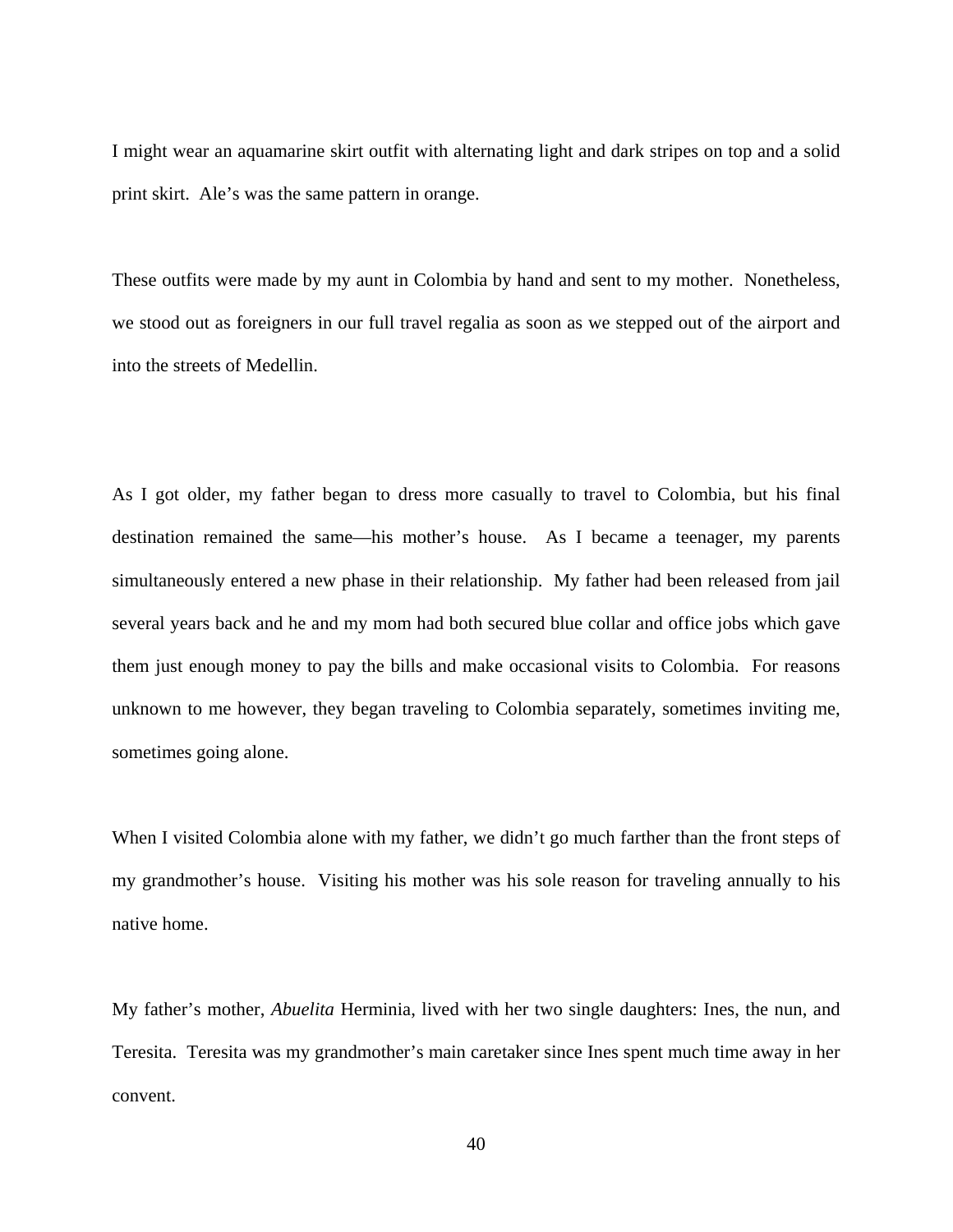I might wear an aquamarine skirt outfit with alternating light and dark stripes on top and a solid print skirt.  Ale's was the same pattern in orange.

These outfits were made by my aunt in Colombia by hand and sent to my mother.  Nonetheless, we stood out as foreigners in our full travel regalia as soon as we stepped out of the airport and into the streets of Medellin.

As I got older, my father began to dress more casually to travel to Colombia, but his final destination remained the same—his mother's house.  As I became a teenager, my parents simultaneously entered a new phase in their relationship.  My father had been released from jail several years back and he and my mom had both secured blue collar and office jobs which gave them just enough money to pay the bills and make occasional visits to Colombia.  For reasons unknown to me however, they began traveling to Colombia separately, sometimes inviting me, sometimes going alone.

When I visited Colombia alone with my father, we didn't go much farther than the front steps of my grandmother's house.  Visiting his mother was his sole reason for traveling annually to his native home.

My father's mother, *Abuelita* Herminia, lived with her two single daughters: Ines, the nun, and Teresita.  Teresita was my grandmother's main caretaker since Ines spent much time away in her convent.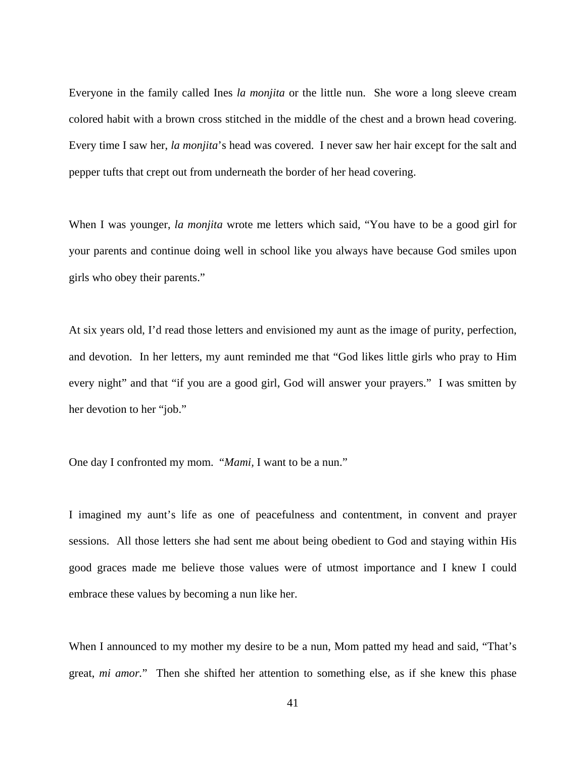Everyone in the family called Ines *la monjita* or the little nun. She wore a long sleeve cream colored habit with a brown cross stitched in the middle of the chest and a brown head covering. Every time I saw her, *la monjita*'s head was covered. I never saw her hair except for the salt and pepper tufts that crept out from underneath the border of her head covering.

When I was younger, *la monjita* wrote me letters which said, "You have to be a good girl for your parents and continue doing well in school like you always have because God smiles upon girls who obey their parents."

At six years old, I'd read those letters and envisioned my aunt as the image of purity, perfection, and devotion. In her letters, my aunt reminded me that "God likes little girls who pray to Him every night" and that "if you are a good girl, God will answer your prayers." I was smitten by her devotion to her "job."

One day I confronted my mom. "*Mami,* I want to be a nun."

I imagined my aunt's life as one of peacefulness and contentment, in convent and prayer sessions. All those letters she had sent me about being obedient to God and staying within His good graces made me believe those values were of utmost importance and I knew I could embrace these values by becoming a nun like her.

When I announced to my mother my desire to be a nun, Mom patted my head and said, "That's great, *mi amor.*" Then she shifted her attention to something else, as if she knew this phase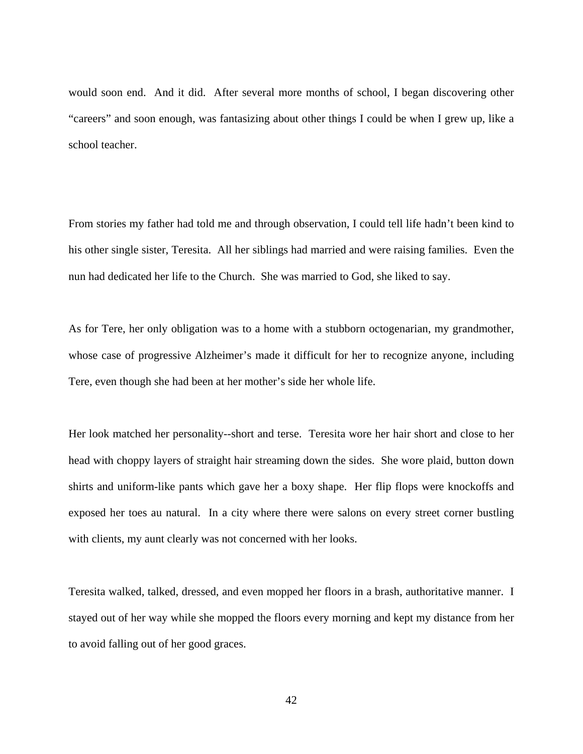would soon end. And it did. After several more months of school, I began discovering other "careers" and soon enough, was fantasizing about other things I could be when I grew up, like a school teacher.

From stories my father had told me and through observation, I could tell life hadn't been kind to his other single sister, Teresita. All her siblings had married and were raising families. Even the nun had dedicated her life to the Church. She was married to God, she liked to say.

As for Tere, her only obligation was to a home with a stubborn octogenarian, my grandmother, whose case of progressive Alzheimer's made it difficult for her to recognize anyone, including Tere, even though she had been at her mother's side her whole life.

Her look matched her personality--short and terse. Teresita wore her hair short and close to her head with choppy layers of straight hair streaming down the sides. She wore plaid, button down shirts and uniform-like pants which gave her a boxy shape. Her flip flops were knockoffs and exposed her toes au natural. In a city where there were salons on every street corner bustling with clients, my aunt clearly was not concerned with her looks.

Teresita walked, talked, dressed, and even mopped her floors in a brash, authoritative manner. I stayed out of her way while she mopped the floors every morning and kept my distance from her to avoid falling out of her good graces.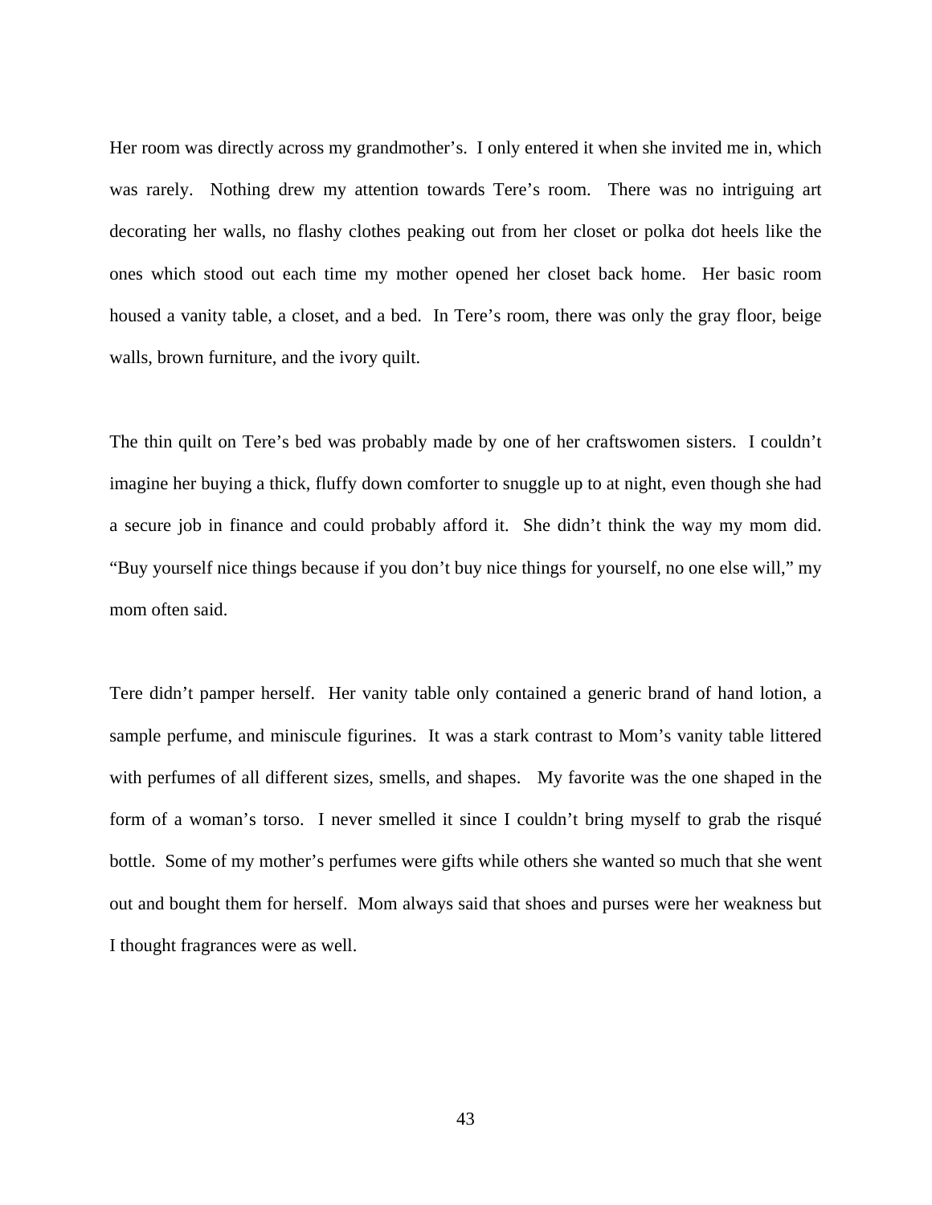Her room was directly across my grandmother's. I only entered it when she invited me in, which was rarely. Nothing drew my attention towards Tere's room. There was no intriguing art decorating her walls, no flashy clothes peaking out from her closet or polka dot heels like the ones which stood out each time my mother opened her closet back home. Her basic room housed a vanity table, a closet, and a bed. In Tere's room, there was only the gray floor, beige walls, brown furniture, and the ivory quilt.

The thin quilt on Tere's bed was probably made by one of her craftswomen sisters. I couldn't imagine her buying a thick, fluffy down comforter to snuggle up to at night, even though she had a secure job in finance and could probably afford it. She didn't think the way my mom did. "Buy yourself nice things because if you don't buy nice things for yourself, no one else will," my mom often said.

Tere didn't pamper herself. Her vanity table only contained a generic brand of hand lotion, a sample perfume, and miniscule figurines. It was a stark contrast to Mom's vanity table littered with perfumes of all different sizes, smells, and shapes. My favorite was the one shaped in the form of a woman's torso. I never smelled it since I couldn't bring myself to grab the risqué bottle. Some of my mother's perfumes were gifts while others she wanted so much that she went out and bought them for herself. Mom always said that shoes and purses were her weakness but I thought fragrances were as well.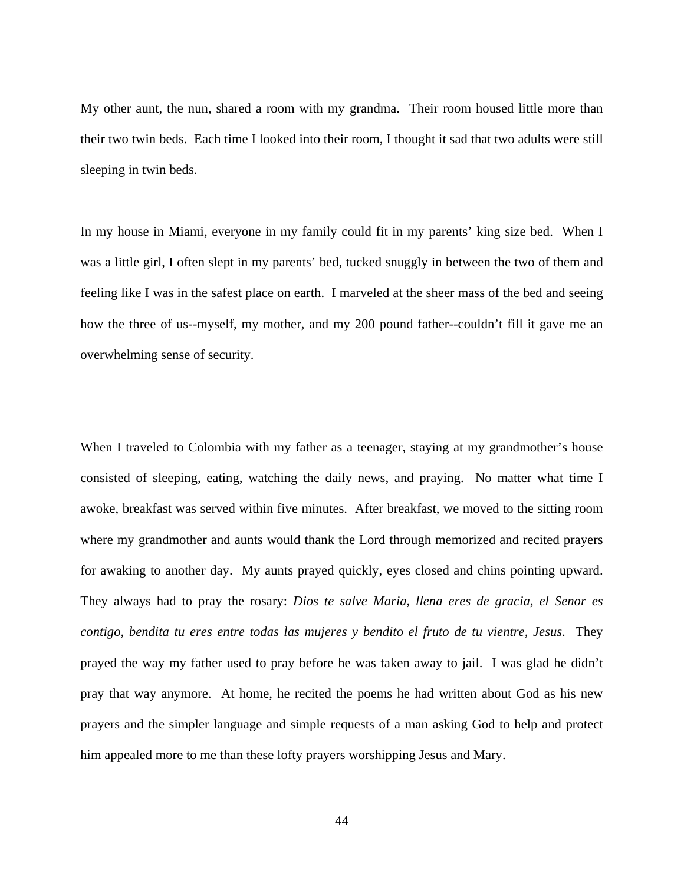My other aunt, the nun, shared a room with my grandma. Their room housed little more than their two twin beds. Each time I looked into their room, I thought it sad that two adults were still sleeping in twin beds.

In my house in Miami, everyone in my family could fit in my parents' king size bed. When I was a little girl, I often slept in my parents' bed, tucked snuggly in between the two of them and feeling like I was in the safest place on earth. I marveled at the sheer mass of the bed and seeing how the three of us--myself, my mother, and my 200 pound father--couldn't fill it gave me an overwhelming sense of security.

When I traveled to Colombia with my father as a teenager, staying at my grandmother's house consisted of sleeping, eating, watching the daily news, and praying. No matter what time I awoke, breakfast was served within five minutes. After breakfast, we moved to the sitting room where my grandmother and aunts would thank the Lord through memorized and recited prayers for awaking to another day. My aunts prayed quickly, eyes closed and chins pointing upward. They always had to pray the rosary: *Dios te salve Maria, llena eres de gracia, el Senor es contigo, bendita tu eres entre todas las mujeres y bendito el fruto de tu vientre, Jesus*. They prayed the way my father used to pray before he was taken away to jail. I was glad he didn't pray that way anymore. At home, he recited the poems he had written about God as his new prayers and the simpler language and simple requests of a man asking God to help and protect him appealed more to me than these lofty prayers worshipping Jesus and Mary.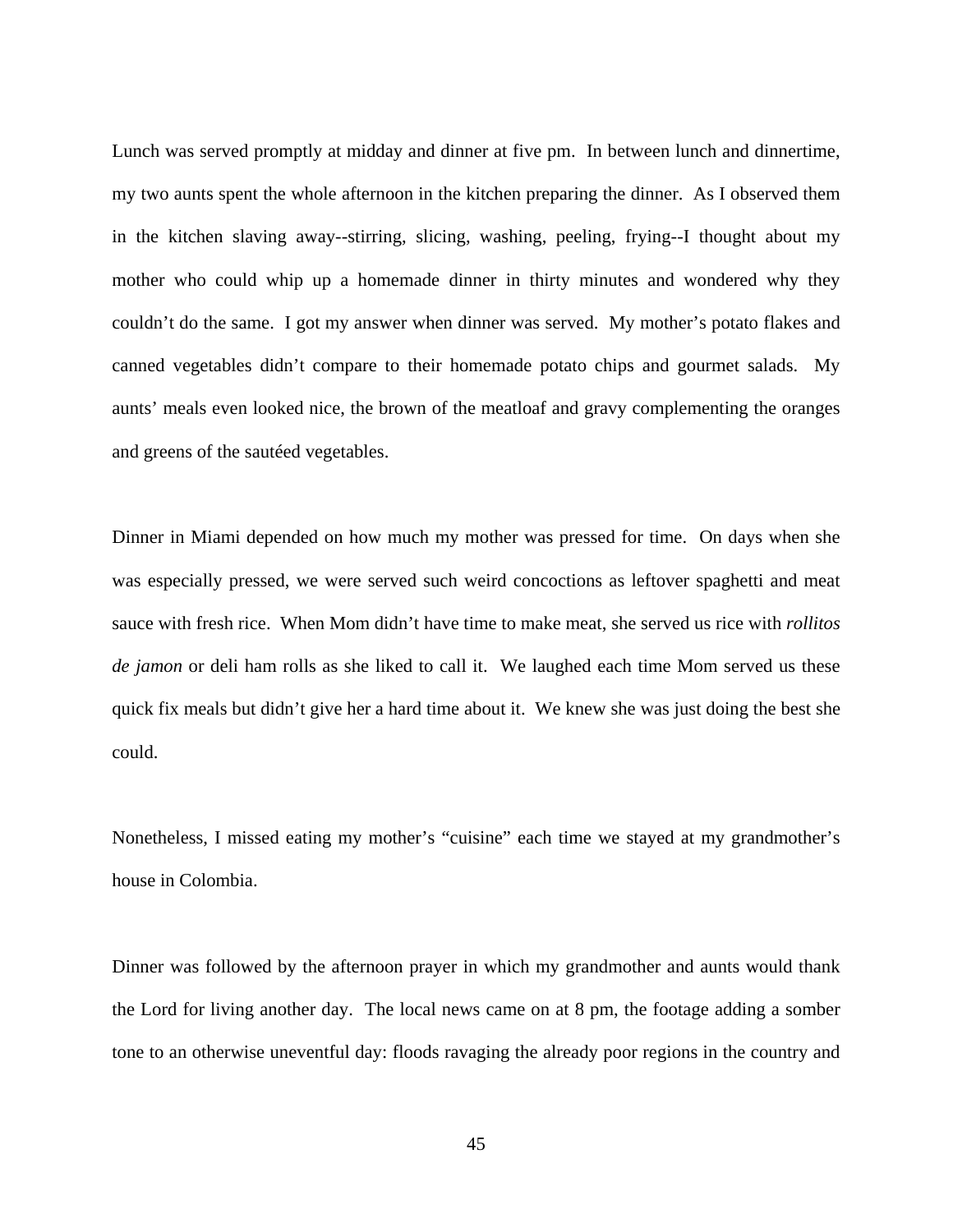Lunch was served promptly at midday and dinner at five pm. In between lunch and dinnertime, my two aunts spent the whole afternoon in the kitchen preparing the dinner. As I observed them in the kitchen slaving away--stirring, slicing, washing, peeling, frying--I thought about my mother who could whip up a homemade dinner in thirty minutes and wondered why they couldn't do the same. I got my answer when dinner was served. My mother's potato flakes and canned vegetables didn't compare to their homemade potato chips and gourmet salads. My aunts' meals even looked nice, the brown of the meatloaf and gravy complementing the oranges and greens of the sautéed vegetables.

Dinner in Miami depended on how much my mother was pressed for time. On days when she was especially pressed, we were served such weird concoctions as leftover spaghetti and meat sauce with fresh rice. When Mom didn't have time to make meat, she served us rice with *rollitos de jamon* or deli ham rolls as she liked to call it. We laughed each time Mom served us these quick fix meals but didn't give her a hard time about it. We knew she was just doing the best she could.

Nonetheless, I missed eating my mother's "cuisine" each time we stayed at my grandmother's house in Colombia.

Dinner was followed by the afternoon prayer in which my grandmother and aunts would thank the Lord for living another day. The local news came on at 8 pm, the footage adding a somber tone to an otherwise uneventful day: floods ravaging the already poor regions in the country and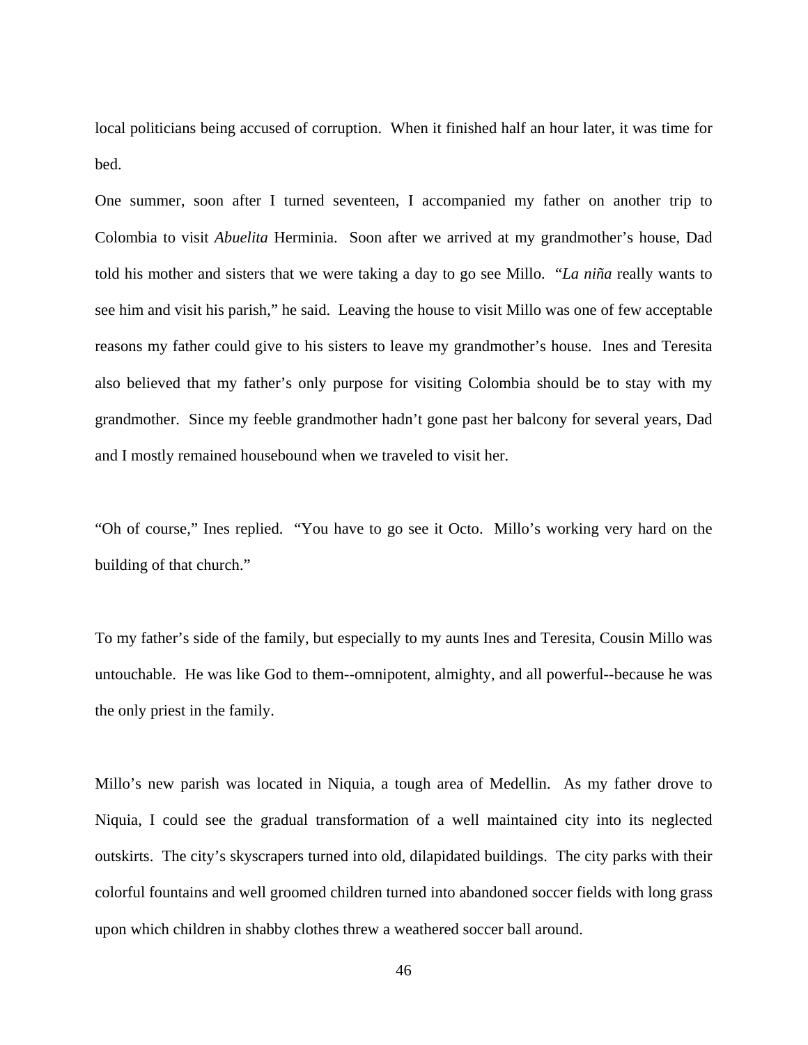local politicians being accused of corruption. When it finished half an hour later, it was time for bed.

One summer, soon after I turned seventeen, I accompanied my father on another trip to Colombia to visit *Abuelita* Herminia. Soon after we arrived at my grandmother's house, Dad told his mother and sisters that we were taking a day to go see Millo. "*La niña* really wants to see him and visit his parish," he said. Leaving the house to visit Millo was one of few acceptable reasons my father could give to his sisters to leave my grandmother's house. Ines and Teresita also believed that my father's only purpose for visiting Colombia should be to stay with my grandmother. Since my feeble grandmother hadn't gone past her balcony for several years, Dad and I mostly remained housebound when we traveled to visit her.

"Oh of course," Ines replied. "You have to go see it Octo. Millo's working very hard on the building of that church."

To my father's side of the family, but especially to my aunts Ines and Teresita, Cousin Millo was untouchable. He was like God to them--omnipotent, almighty, and all powerful--because he was the only priest in the family.

Millo's new parish was located in Niquia, a tough area of Medellin. As my father drove to Niquia, I could see the gradual transformation of a well maintained city into its neglected outskirts. The city's skyscrapers turned into old, dilapidated buildings. The city parks with their colorful fountains and well groomed children turned into abandoned soccer fields with long grass upon which children in shabby clothes threw a weathered soccer ball around.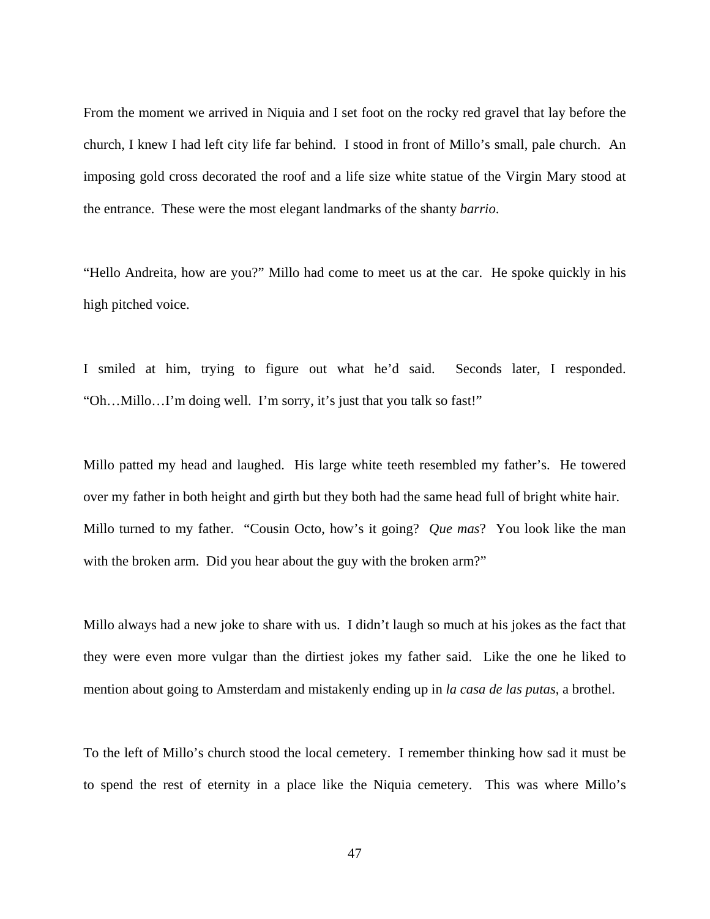From the moment we arrived in Niquia and I set foot on the rocky red gravel that lay before the church, I knew I had left city life far behind. I stood in front of Millo's small, pale church. An imposing gold cross decorated the roof and a life size white statue of the Virgin Mary stood at the entrance. These were the most elegant landmarks of the shanty *barrio*.

"Hello Andreita, how are you?" Millo had come to meet us at the car. He spoke quickly in his high pitched voice.

I smiled at him, trying to figure out what he'd said. Seconds later, I responded. "Oh…Millo…I'm doing well. I'm sorry, it's just that you talk so fast!"

Millo patted my head and laughed. His large white teeth resembled my father's. He towered over my father in both height and girth but they both had the same head full of bright white hair. Millo turned to my father. "Cousin Octo, how's it going? *Que mas*? You look like the man with the broken arm. Did you hear about the guy with the broken arm?"

Millo always had a new joke to share with us. I didn't laugh so much at his jokes as the fact that they were even more vulgar than the dirtiest jokes my father said. Like the one he liked to mention about going to Amsterdam and mistakenly ending up in *la casa de las putas*, a brothel.

To the left of Millo's church stood the local cemetery. I remember thinking how sad it must be to spend the rest of eternity in a place like the Niquia cemetery. This was where Millo's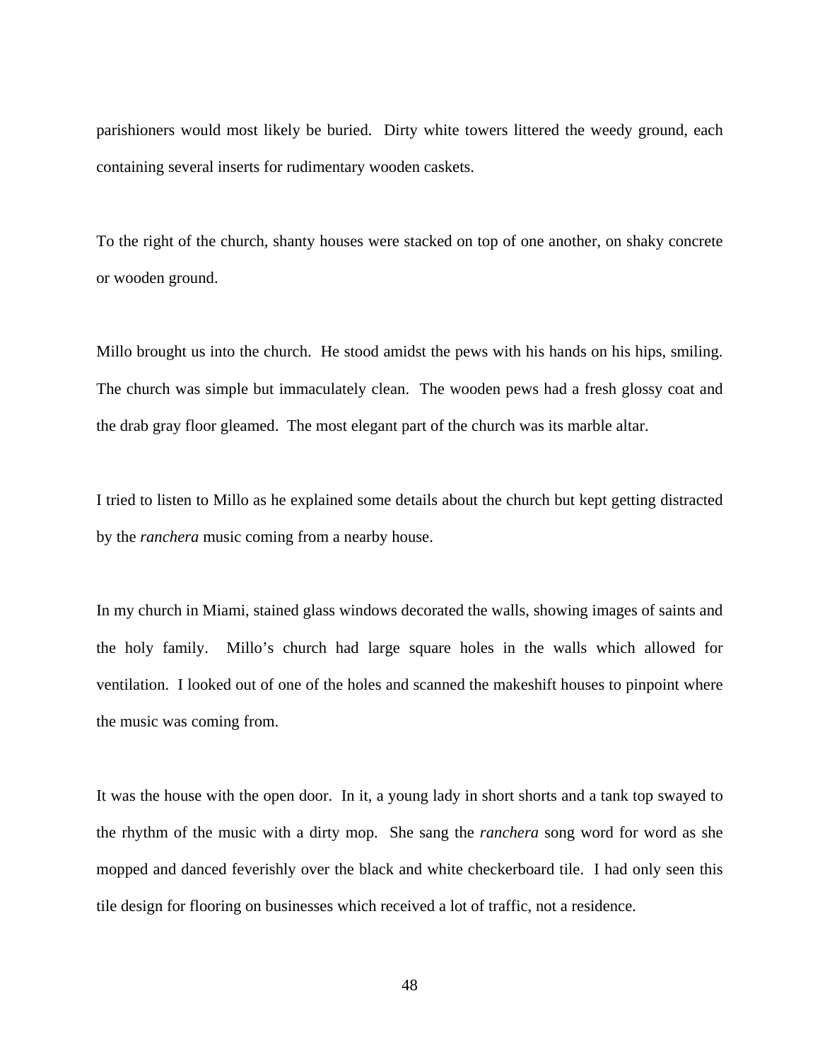parishioners would most likely be buried. Dirty white towers littered the weedy ground, each containing several inserts for rudimentary wooden caskets.

To the right of the church, shanty houses were stacked on top of one another, on shaky concrete or wooden ground.

Millo brought us into the church. He stood amidst the pews with his hands on his hips, smiling. The church was simple but immaculately clean. The wooden pews had a fresh glossy coat and the drab gray floor gleamed. The most elegant part of the church was its marble altar.

I tried to listen to Millo as he explained some details about the church but kept getting distracted by the *ranchera* music coming from a nearby house.

In my church in Miami, stained glass windows decorated the walls, showing images of saints and the holy family. Millo's church had large square holes in the walls which allowed for ventilation. I looked out of one of the holes and scanned the makeshift houses to pinpoint where the music was coming from.

It was the house with the open door. In it, a young lady in short shorts and a tank top swayed to the rhythm of the music with a dirty mop. She sang the *ranchera* song word for word as she mopped and danced feverishly over the black and white checkerboard tile. I had only seen this tile design for flooring on businesses which received a lot of traffic, not a residence.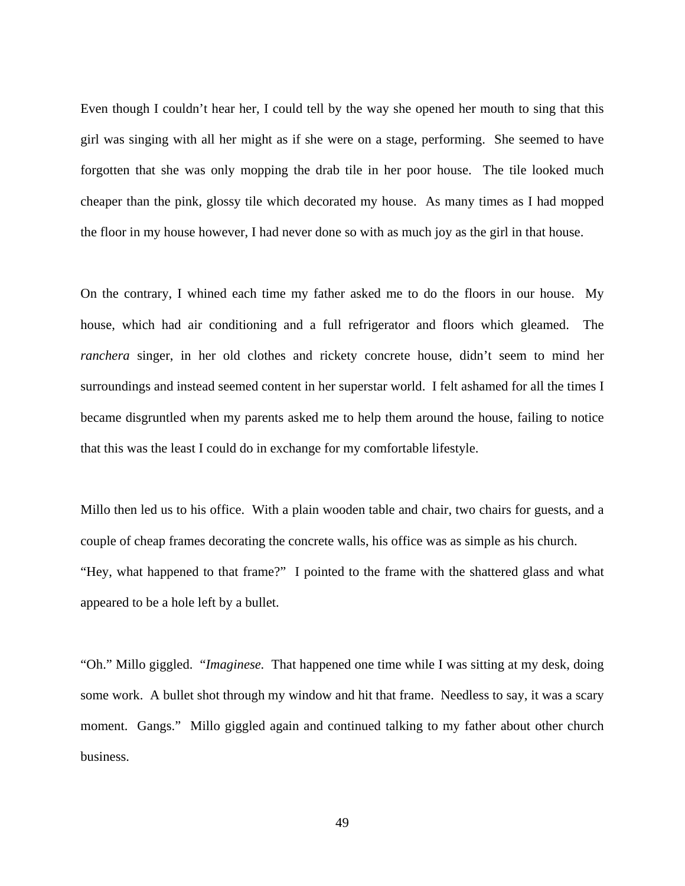Even though I couldn't hear her, I could tell by the way she opened her mouth to sing that this girl was singing with all her might as if she were on a stage, performing. She seemed to have forgotten that she was only mopping the drab tile in her poor house. The tile looked much cheaper than the pink, glossy tile which decorated my house. As many times as I had mopped the floor in my house however, I had never done so with as much joy as the girl in that house.

On the contrary, I whined each time my father asked me to do the floors in our house. My house, which had air conditioning and a full refrigerator and floors which gleamed. The *ranchera* singer, in her old clothes and rickety concrete house, didn't seem to mind her surroundings and instead seemed content in her superstar world. I felt ashamed for all the times I became disgruntled when my parents asked me to help them around the house, failing to notice that this was the least I could do in exchange for my comfortable lifestyle.

Millo then led us to his office. With a plain wooden table and chair, two chairs for guests, and a couple of cheap frames decorating the concrete walls, his office was as simple as his church.

"Hey, what happened to that frame?" I pointed to the frame with the shattered glass and what appeared to be a hole left by a bullet.

"Oh." Millo giggled. "*Imaginese.* That happened one time while I was sitting at my desk, doing some work. A bullet shot through my window and hit that frame. Needless to say, it was a scary moment. Gangs." Millo giggled again and continued talking to my father about other church business.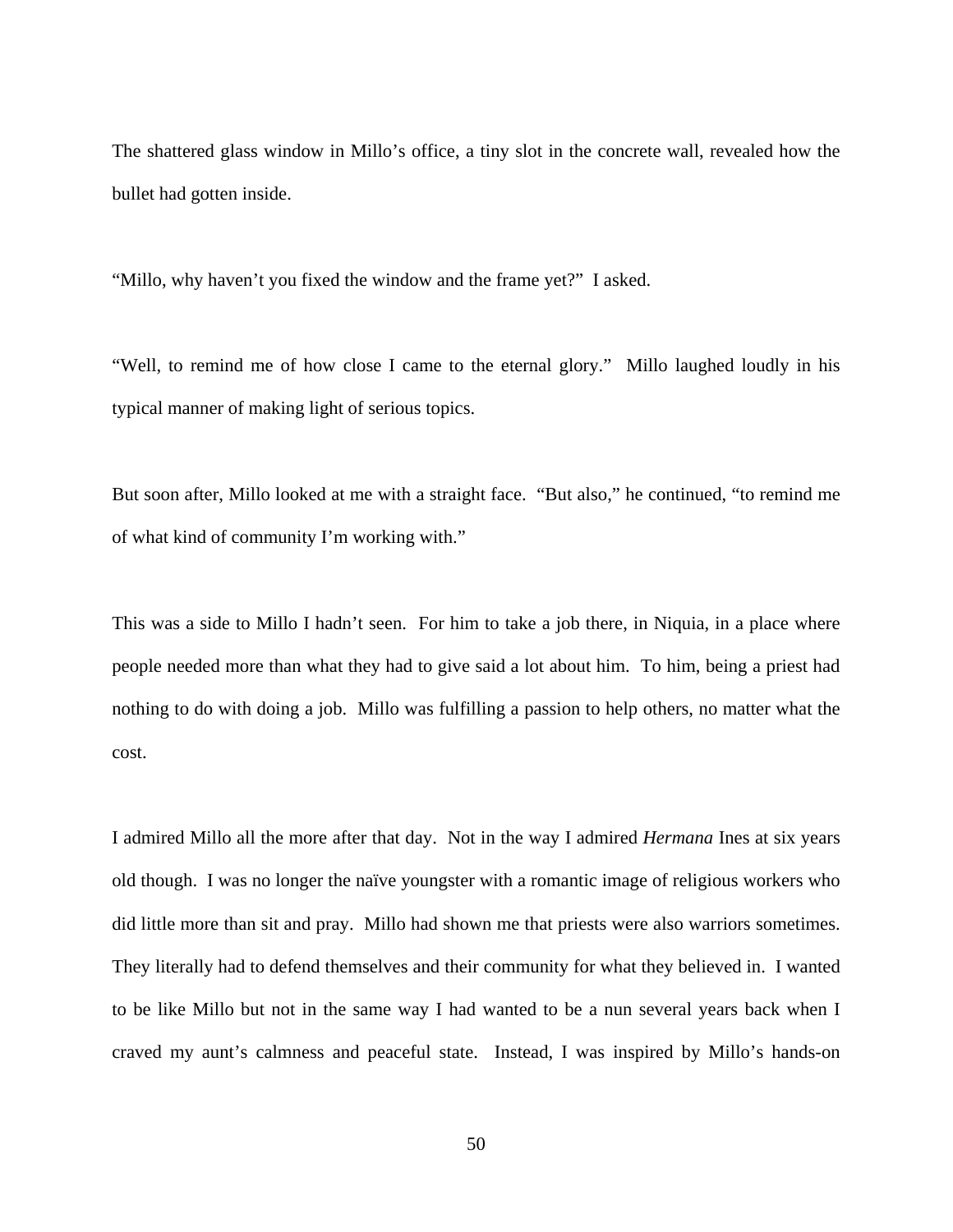The shattered glass window in Millo's office, a tiny slot in the concrete wall, revealed how the bullet had gotten inside.

"Millo, why haven't you fixed the window and the frame yet?" I asked.

"Well, to remind me of how close I came to the eternal glory." Millo laughed loudly in his typical manner of making light of serious topics.

But soon after, Millo looked at me with a straight face. "But also," he continued, "to remind me of what kind of community I'm working with."

This was a side to Millo I hadn't seen. For him to take a job there, in Niquia, in a place where people needed more than what they had to give said a lot about him. To him, being a priest had nothing to do with doing a job. Millo was fulfilling a passion to help others, no matter what the cost.

I admired Millo all the more after that day. Not in the way I admired *Hermana* Ines at six years old though. I was no longer the naïve youngster with a romantic image of religious workers who did little more than sit and pray. Millo had shown me that priests were also warriors sometimes. They literally had to defend themselves and their community for what they believed in. I wanted to be like Millo but not in the same way I had wanted to be a nun several years back when I craved my aunt's calmness and peaceful state. Instead, I was inspired by Millo's hands-on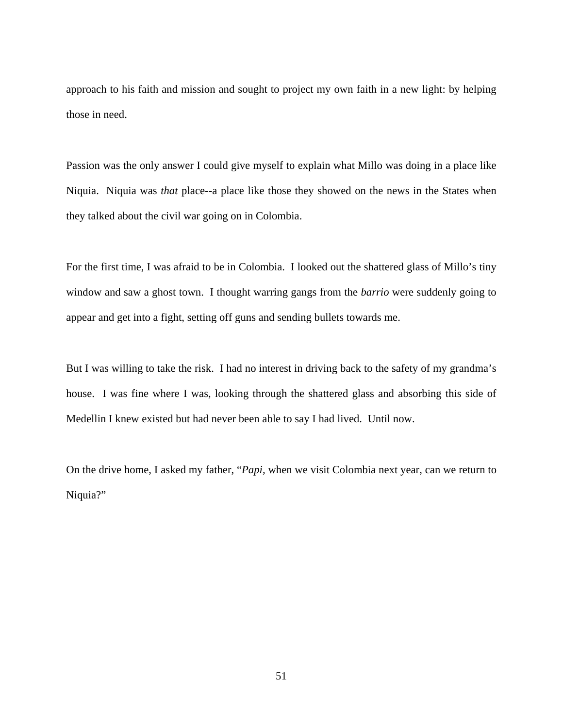approach to his faith and mission and sought to project my own faith in a new light: by helping those in need.

Passion was the only answer I could give myself to explain what Millo was doing in a place like Niquia. Niquia was *that* place--a place like those they showed on the news in the States when they talked about the civil war going on in Colombia.

For the first time, I was afraid to be in Colombia. I looked out the shattered glass of Millo's tiny window and saw a ghost town. I thought warring gangs from the *barrio* were suddenly going to appear and get into a fight, setting off guns and sending bullets towards me.

But I was willing to take the risk. I had no interest in driving back to the safety of my grandma's house. I was fine where I was, looking through the shattered glass and absorbing this side of Medellin I knew existed but had never been able to say I had lived. Until now.

On the drive home, I asked my father, "*Papi,* when we visit Colombia next year, can we return to Niquia?"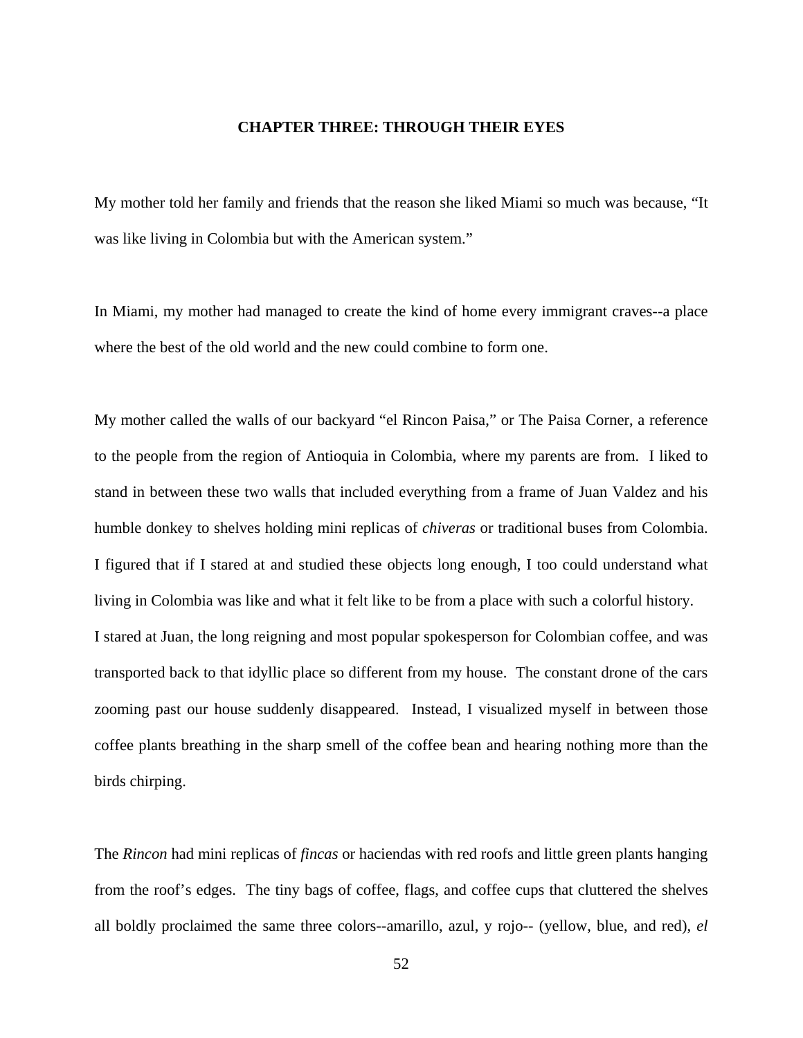## CHAPTER THREE: THROUGH THEIR EYES

My mother told her family and friends that the reason she liked Miami so much was because, "It was like living in Colombia but with the American system."

In Miami, my mother had managed to create the kind of home every immigrant craves--a place where the best of the old world and the new could combine to form one.

My mother called the walls of our backyard "el Rincon Paisa," or The Paisa Corner, a reference to the people from the region of Antioquia in Colombia, where my parents are from. I liked to stand in between these two walls that included everything from a frame of Juan Valdez and his humble donkey to shelves holding mini replicas of *chiveras* or traditional buses from Colombia. I figured that if I stared at and studied these objects long enough, I too could understand what living in Colombia was like and what it felt like to be from a place with such a colorful history.
I stared at Juan, the long reigning and most popular spokesperson for Colombian coffee, and was transported back to that idyllic place so different from my house. The constant drone of the cars zooming past our house suddenly disappeared. Instead, I visualized myself in between those coffee plants breathing in the sharp smell of the coffee bean and hearing nothing more than the birds chirping.

The *Rincon* had mini replicas of *fincas* or haciendas with red roofs and little green plants hanging from the roof's edges. The tiny bags of coffee, flags, and coffee cups that cluttered the shelves all boldly proclaimed the same three colors--amarillo, azul, y rojo-- (yellow, blue, and red), *el*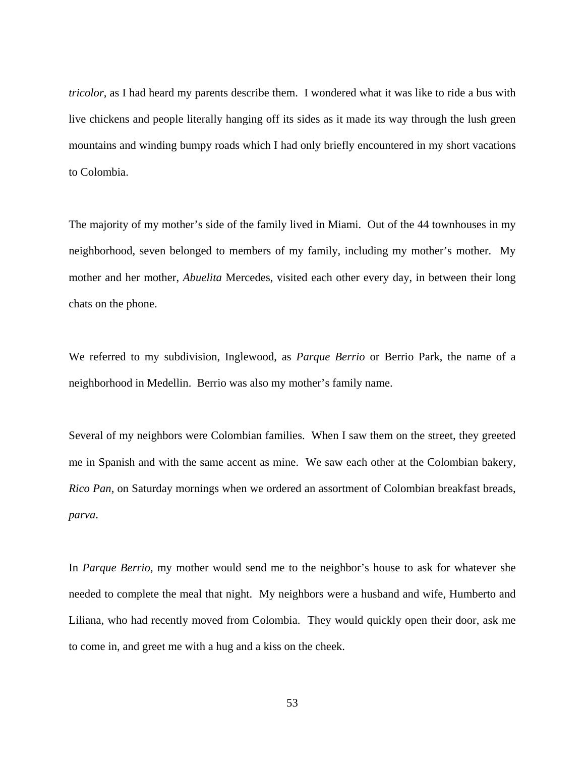*tricolor*, as I had heard my parents describe them. I wondered what it was like to ride a bus with live chickens and people literally hanging off its sides as it made its way through the lush green mountains and winding bumpy roads which I had only briefly encountered in my short vacations to Colombia.

The majority of my mother's side of the family lived in Miami. Out of the 44 townhouses in my neighborhood, seven belonged to members of my family, including my mother's mother. My mother and her mother, *Abuelita* Mercedes, visited each other every day, in between their long chats on the phone.

We referred to my subdivision, Inglewood, as *Parque Berrio* or Berrio Park, the name of a neighborhood in Medellin. Berrio was also my mother's family name.

Several of my neighbors were Colombian families. When I saw them on the street, they greeted me in Spanish and with the same accent as mine. We saw each other at the Colombian bakery, *Rico Pan*, on Saturday mornings when we ordered an assortment of Colombian breakfast breads, *parva*.

In *Parque Berrio*, my mother would send me to the neighbor's house to ask for whatever she needed to complete the meal that night. My neighbors were a husband and wife, Humberto and Liliana, who had recently moved from Colombia. They would quickly open their door, ask me to come in, and greet me with a hug and a kiss on the cheek.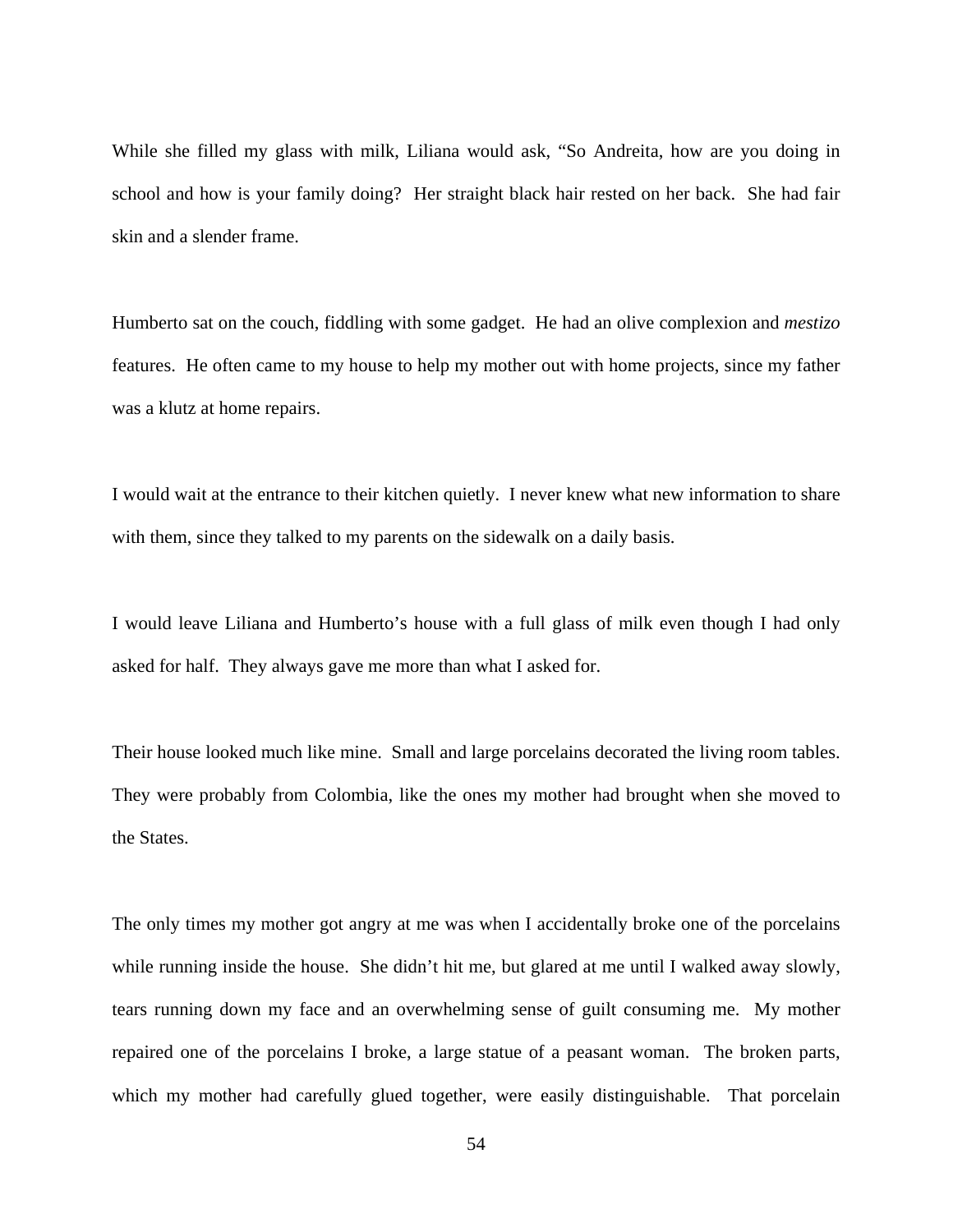While she filled my glass with milk, Liliana would ask, "So Andreita, how are you doing in school and how is your family doing? Her straight black hair rested on her back. She had fair skin and a slender frame.

Humberto sat on the couch, fiddling with some gadget. He had an olive complexion and *mestizo* features. He often came to my house to help my mother out with home projects, since my father was a klutz at home repairs.

I would wait at the entrance to their kitchen quietly. I never knew what new information to share with them, since they talked to my parents on the sidewalk on a daily basis.

I would leave Liliana and Humberto's house with a full glass of milk even though I had only asked for half. They always gave me more than what I asked for.

Their house looked much like mine. Small and large porcelains decorated the living room tables. They were probably from Colombia, like the ones my mother had brought when she moved to the States.

The only times my mother got angry at me was when I accidentally broke one of the porcelains while running inside the house. She didn't hit me, but glared at me until I walked away slowly, tears running down my face and an overwhelming sense of guilt consuming me. My mother repaired one of the porcelains I broke, a large statue of a peasant woman. The broken parts, which my mother had carefully glued together, were easily distinguishable. That porcelain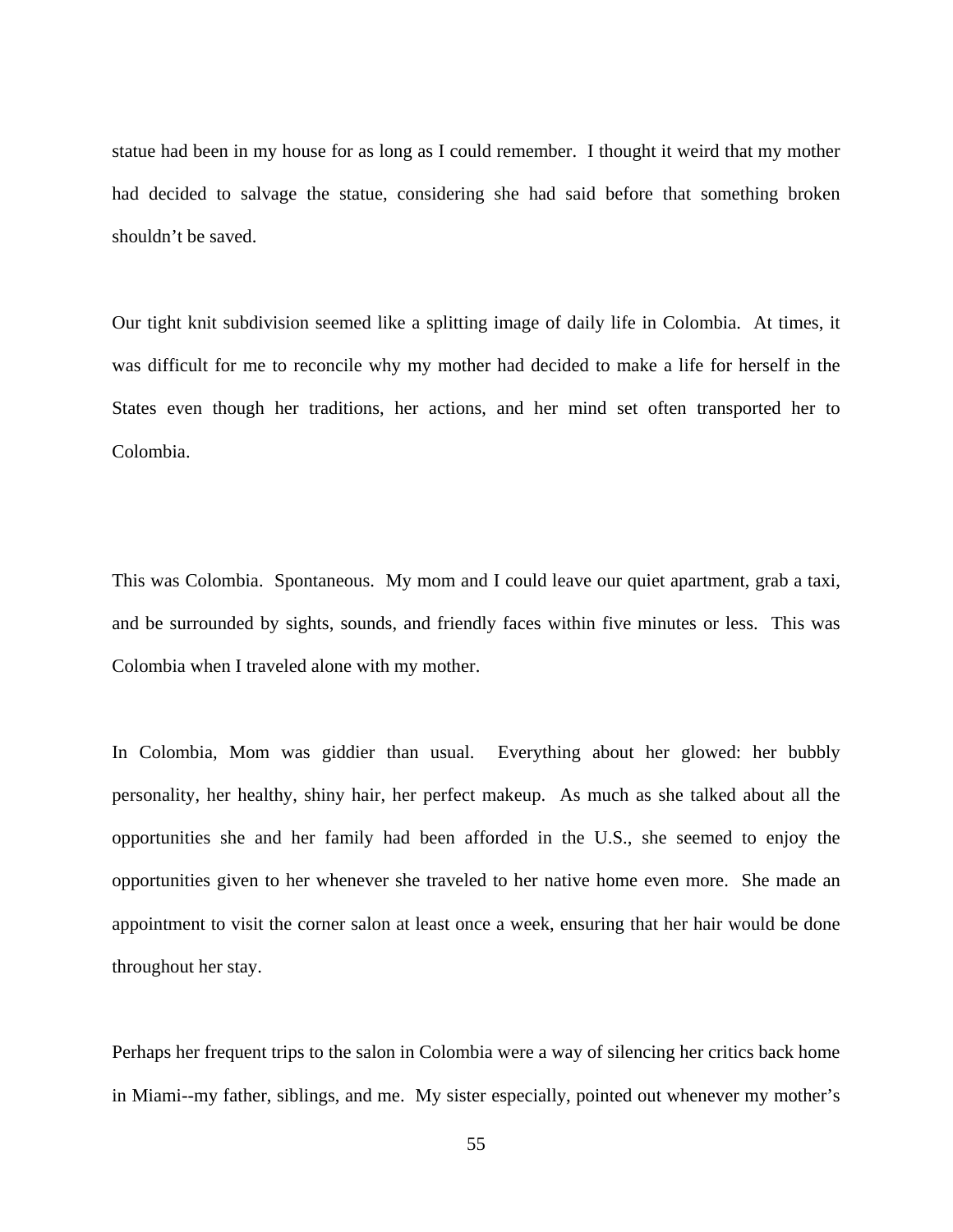statue had been in my house for as long as I could remember. I thought it weird that my mother had decided to salvage the statue, considering she had said before that something broken shouldn't be saved.

Our tight knit subdivision seemed like a splitting image of daily life in Colombia. At times, it was difficult for me to reconcile why my mother had decided to make a life for herself in the States even though her traditions, her actions, and her mind set often transported her to Colombia.

This was Colombia. Spontaneous. My mom and I could leave our quiet apartment, grab a taxi, and be surrounded by sights, sounds, and friendly faces within five minutes or less. This was Colombia when I traveled alone with my mother.

In Colombia, Mom was giddier than usual. Everything about her glowed: her bubbly personality, her healthy, shiny hair, her perfect makeup. As much as she talked about all the opportunities she and her family had been afforded in the U.S., she seemed to enjoy the opportunities given to her whenever she traveled to her native home even more. She made an appointment to visit the corner salon at least once a week, ensuring that her hair would be done throughout her stay.

Perhaps her frequent trips to the salon in Colombia were a way of silencing her critics back home in Miami--my father, siblings, and me. My sister especially, pointed out whenever my mother's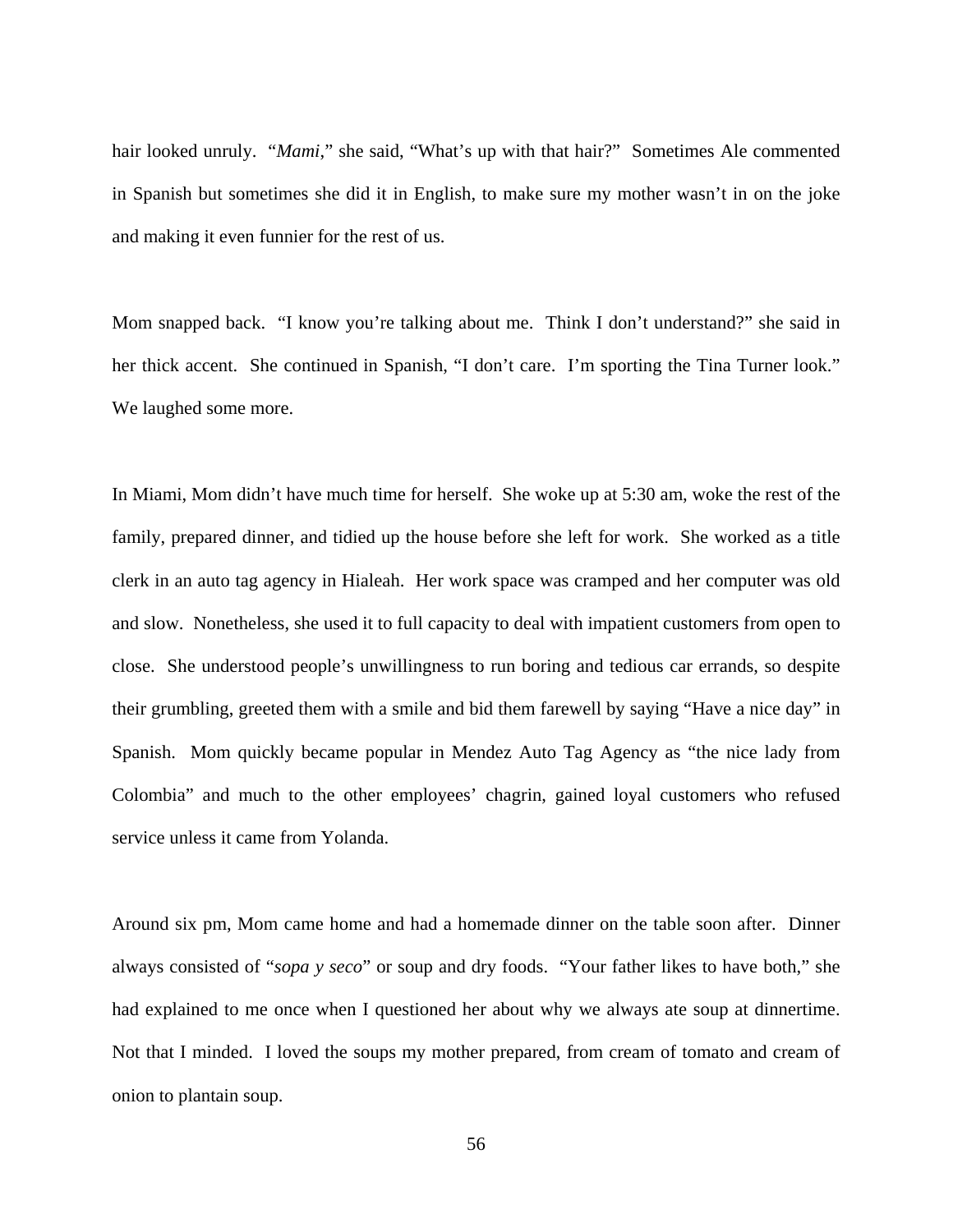hair looked unruly. "*Mami*," she said, "What's up with that hair?" Sometimes Ale commented in Spanish but sometimes she did it in English, to make sure my mother wasn't in on the joke and making it even funnier for the rest of us.

Mom snapped back. "I know you're talking about me. Think I don't understand?" she said in her thick accent. She continued in Spanish, "I don't care. I'm sporting the Tina Turner look." We laughed some more.

In Miami, Mom didn't have much time for herself. She woke up at 5:30 am, woke the rest of the family, prepared dinner, and tidied up the house before she left for work. She worked as a title clerk in an auto tag agency in Hialeah. Her work space was cramped and her computer was old and slow. Nonetheless, she used it to full capacity to deal with impatient customers from open to close. She understood people's unwillingness to run boring and tedious car errands, so despite their grumbling, greeted them with a smile and bid them farewell by saying "Have a nice day" in Spanish. Mom quickly became popular in Mendez Auto Tag Agency as "the nice lady from Colombia" and much to the other employees' chagrin, gained loyal customers who refused service unless it came from Yolanda.

Around six pm, Mom came home and had a homemade dinner on the table soon after. Dinner always consisted of "*sopa y seco*" or soup and dry foods. "Your father likes to have both," she had explained to me once when I questioned her about why we always ate soup at dinnertime. Not that I minded. I loved the soups my mother prepared, from cream of tomato and cream of onion to plantain soup.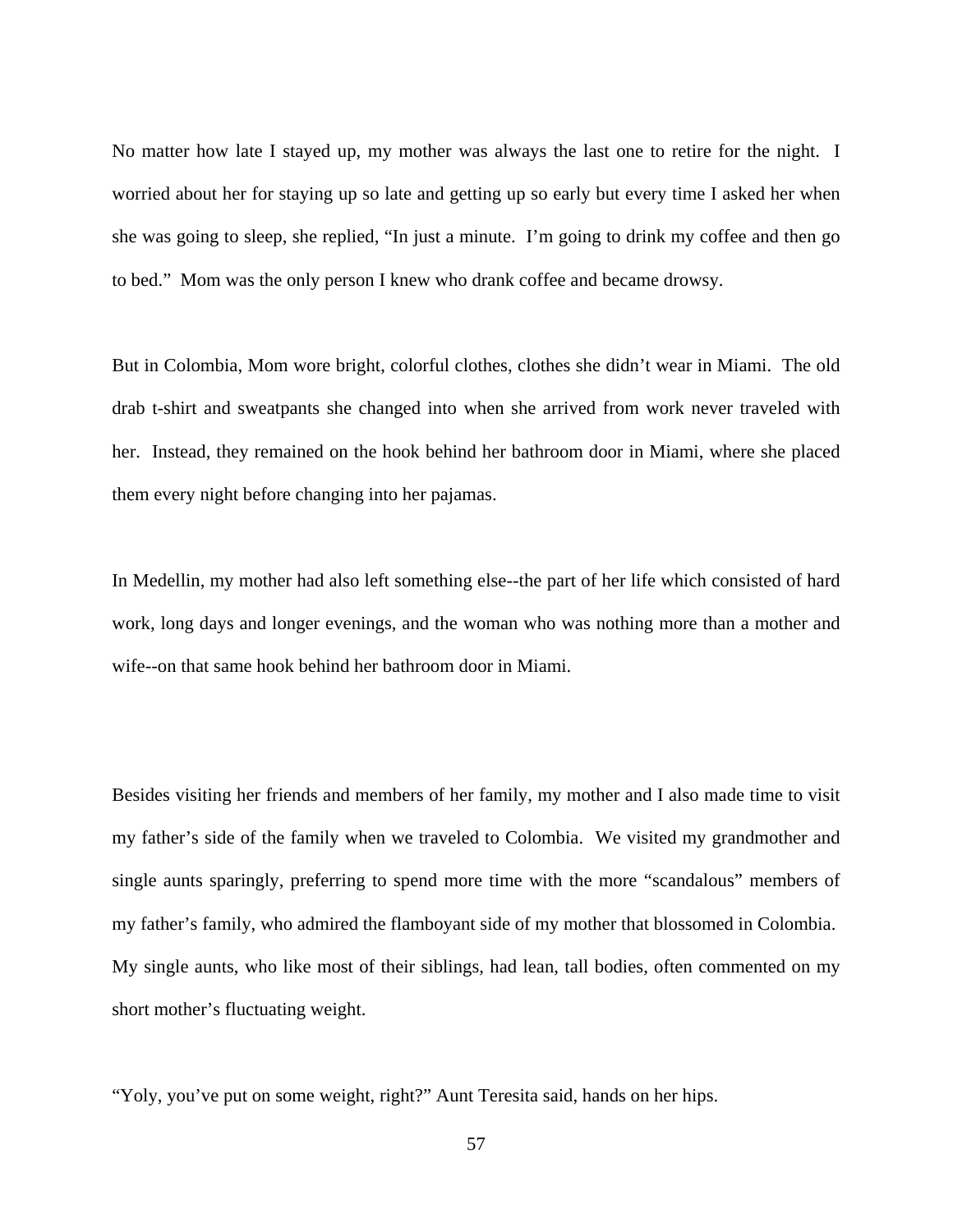No matter how late I stayed up, my mother was always the last one to retire for the night. I worried about her for staying up so late and getting up so early but every time I asked her when she was going to sleep, she replied, "In just a minute. I'm going to drink my coffee and then go to bed." Mom was the only person I knew who drank coffee and became drowsy.

But in Colombia, Mom wore bright, colorful clothes, clothes she didn't wear in Miami. The old drab t-shirt and sweatpants she changed into when she arrived from work never traveled with her. Instead, they remained on the hook behind her bathroom door in Miami, where she placed them every night before changing into her pajamas.

In Medellin, my mother had also left something else--the part of her life which consisted of hard work, long days and longer evenings, and the woman who was nothing more than a mother and wife--on that same hook behind her bathroom door in Miami.

Besides visiting her friends and members of her family, my mother and I also made time to visit my father's side of the family when we traveled to Colombia. We visited my grandmother and single aunts sparingly, preferring to spend more time with the more "scandalous" members of my father's family, who admired the flamboyant side of my mother that blossomed in Colombia. My single aunts, who like most of their siblings, had lean, tall bodies, often commented on my short mother's fluctuating weight.

"Yoly, you've put on some weight, right?" Aunt Teresita said, hands on her hips.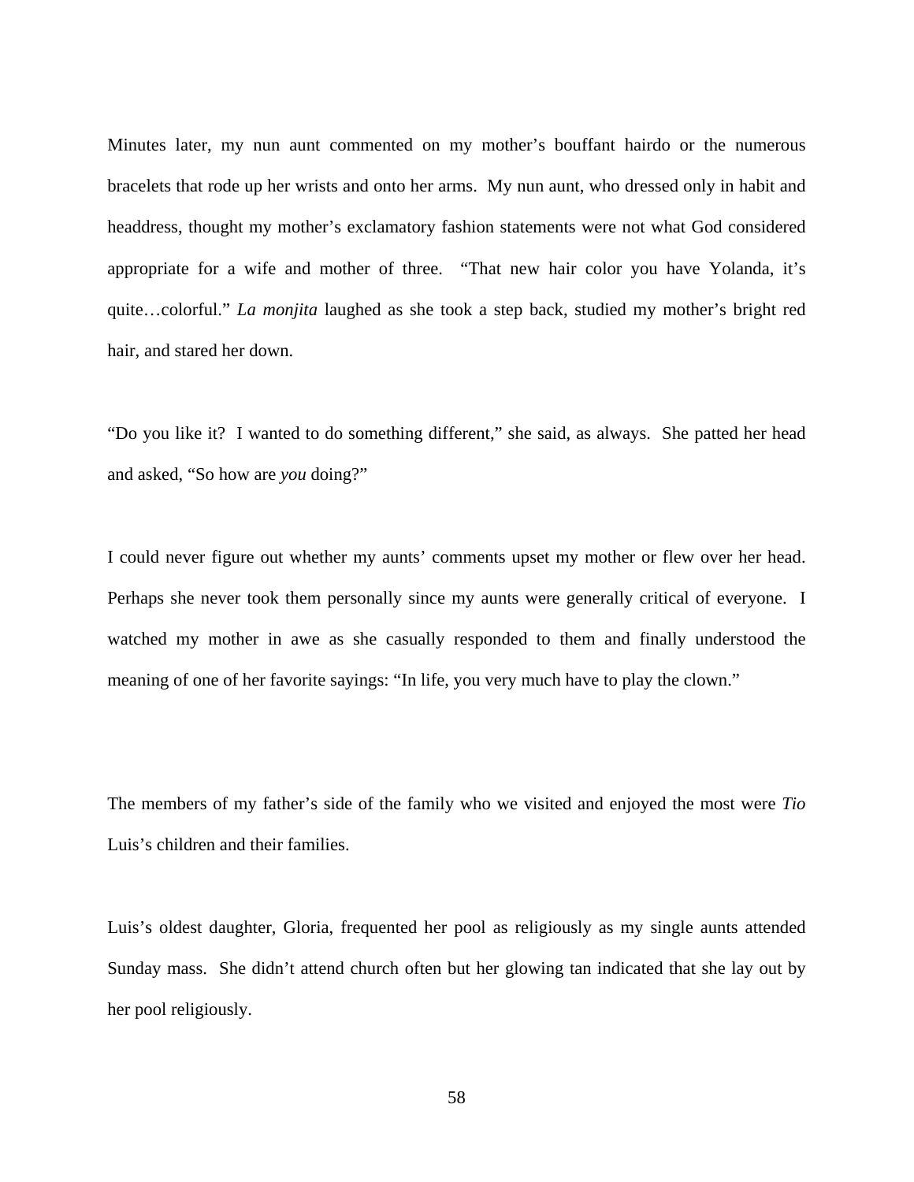Minutes later, my nun aunt commented on my mother's bouffant hairdo or the numerous bracelets that rode up her wrists and onto her arms. My nun aunt, who dressed only in habit and headdress, thought my mother's exclamatory fashion statements were not what God considered appropriate for a wife and mother of three. "That new hair color you have Yolanda, it's quite…colorful." *La monjita* laughed as she took a step back, studied my mother's bright red hair, and stared her down.

"Do you like it? I wanted to do something different," she said, as always. She patted her head and asked, "So how are *you* doing?"

I could never figure out whether my aunts' comments upset my mother or flew over her head. Perhaps she never took them personally since my aunts were generally critical of everyone. I watched my mother in awe as she casually responded to them and finally understood the meaning of one of her favorite sayings: "In life, you very much have to play the clown."

The members of my father's side of the family who we visited and enjoyed the most were *Tio* Luis's children and their families.

Luis's oldest daughter, Gloria, frequented her pool as religiously as my single aunts attended Sunday mass. She didn't attend church often but her glowing tan indicated that she lay out by her pool religiously.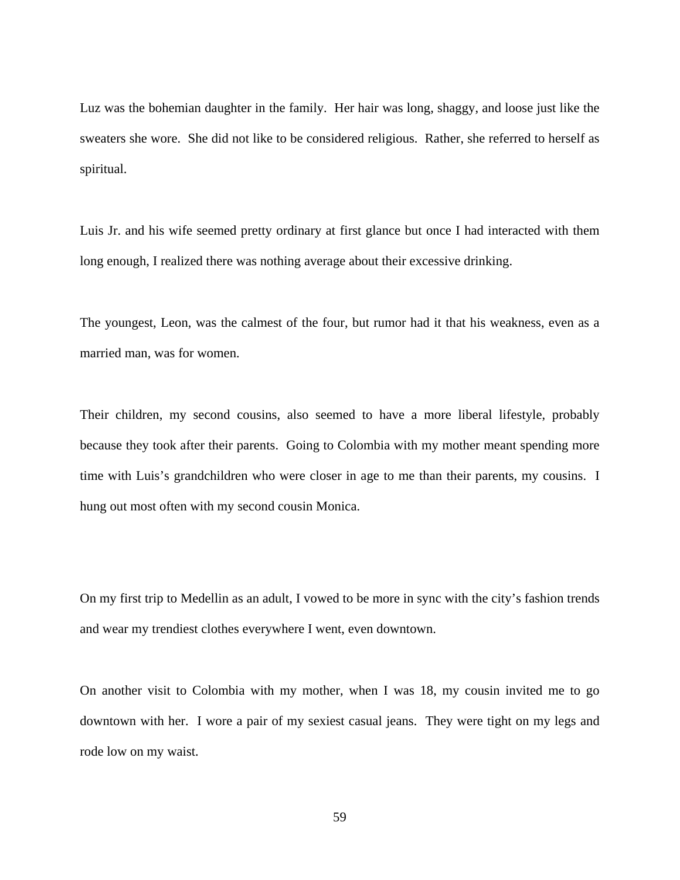Luz was the bohemian daughter in the family. Her hair was long, shaggy, and loose just like the sweaters she wore. She did not like to be considered religious. Rather, she referred to herself as spiritual.

Luis Jr. and his wife seemed pretty ordinary at first glance but once I had interacted with them long enough, I realized there was nothing average about their excessive drinking.

The youngest, Leon, was the calmest of the four, but rumor had it that his weakness, even as a married man, was for women.

Their children, my second cousins, also seemed to have a more liberal lifestyle, probably because they took after their parents. Going to Colombia with my mother meant spending more time with Luis's grandchildren who were closer in age to me than their parents, my cousins. I hung out most often with my second cousin Monica.

On my first trip to Medellin as an adult, I vowed to be more in sync with the city's fashion trends and wear my trendiest clothes everywhere I went, even downtown.

On another visit to Colombia with my mother, when I was 18, my cousin invited me to go downtown with her. I wore a pair of my sexiest casual jeans. They were tight on my legs and rode low on my waist.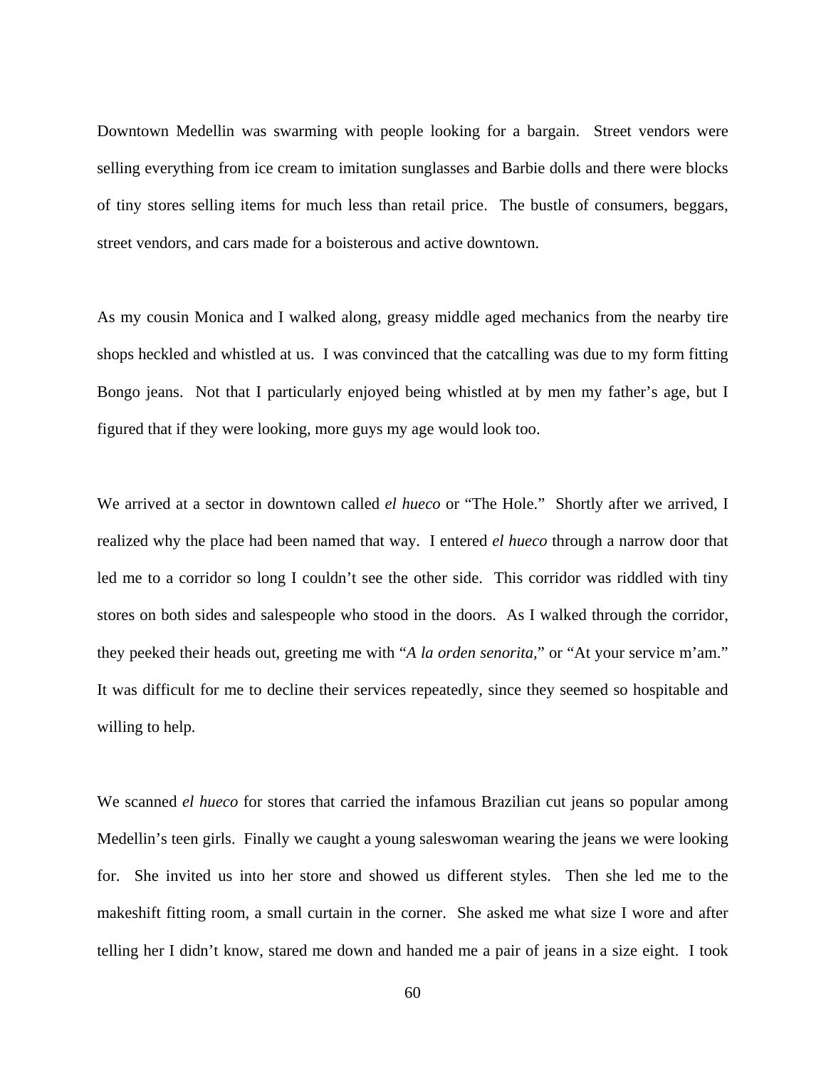Downtown Medellin was swarming with people looking for a bargain. Street vendors were selling everything from ice cream to imitation sunglasses and Barbie dolls and there were blocks of tiny stores selling items for much less than retail price. The bustle of consumers, beggars, street vendors, and cars made for a boisterous and active downtown.

As my cousin Monica and I walked along, greasy middle aged mechanics from the nearby tire shops heckled and whistled at us. I was convinced that the catcalling was due to my form fitting Bongo jeans. Not that I particularly enjoyed being whistled at by men my father's age, but I figured that if they were looking, more guys my age would look too.

We arrived at a sector in downtown called *el hueco* or "The Hole." Shortly after we arrived, I realized why the place had been named that way. I entered *el hueco* through a narrow door that led me to a corridor so long I couldn't see the other side. This corridor was riddled with tiny stores on both sides and salespeople who stood in the doors. As I walked through the corridor, they peeked their heads out, greeting me with "*A la orden senorita,*" or "At your service m'am." It was difficult for me to decline their services repeatedly, since they seemed so hospitable and willing to help.

We scanned *el hueco* for stores that carried the infamous Brazilian cut jeans so popular among Medellin's teen girls. Finally we caught a young saleswoman wearing the jeans we were looking for. She invited us into her store and showed us different styles. Then she led me to the makeshift fitting room, a small curtain in the corner. She asked me what size I wore and after telling her I didn't know, stared me down and handed me a pair of jeans in a size eight. I took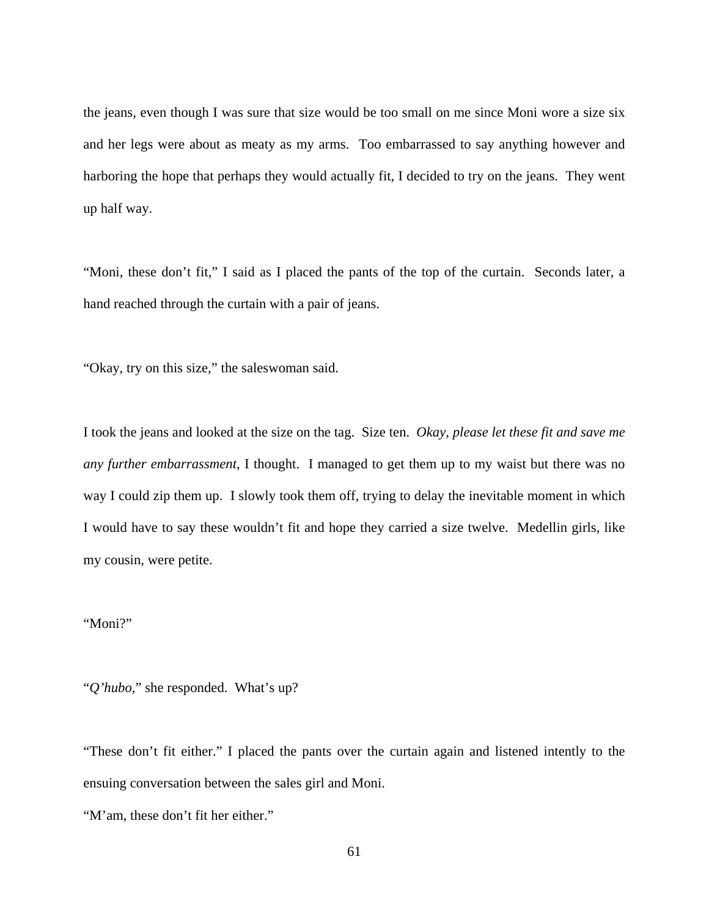the jeans, even though I was sure that size would be too small on me since Moni wore a size six and her legs were about as meaty as my arms. Too embarrassed to say anything however and harboring the hope that perhaps they would actually fit, I decided to try on the jeans. They went up half way.

"Moni, these don't fit," I said as I placed the pants of the top of the curtain. Seconds later, a hand reached through the curtain with a pair of jeans.

"Okay, try on this size," the saleswoman said.

I took the jeans and looked at the size on the tag. Size ten. *Okay, please let these fit and save me any further embarrassment*, I thought. I managed to get them up to my waist but there was no way I could zip them up. I slowly took them off, trying to delay the inevitable moment in which I would have to say these wouldn't fit and hope they carried a size twelve. Medellin girls, like my cousin, were petite.

"Moni?"

"*Q'hubo,*" she responded. What's up?

"These don't fit either." I placed the pants over the curtain again and listened intently to the ensuing conversation between the sales girl and Moni.

"M'am, these don't fit her either."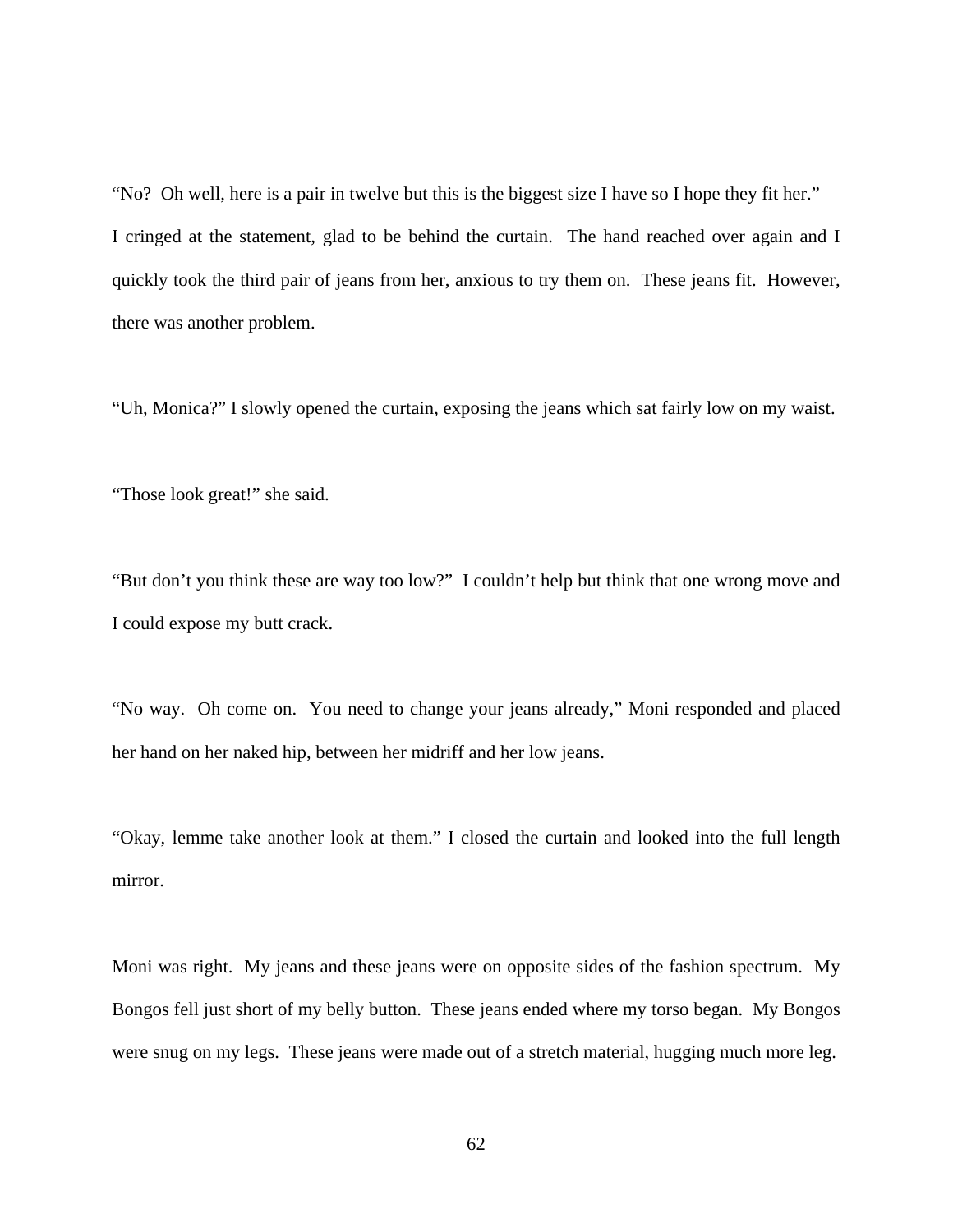"No? Oh well, here is a pair in twelve but this is the biggest size I have so I hope they fit her."

I cringed at the statement, glad to be behind the curtain. The hand reached over again and I quickly took the third pair of jeans from her, anxious to try them on. These jeans fit. However, there was another problem.

"Uh, Monica?" I slowly opened the curtain, exposing the jeans which sat fairly low on my waist.

"Those look great!" she said.

"But don't you think these are way too low?" I couldn't help but think that one wrong move and I could expose my butt crack.

"No way. Oh come on. You need to change your jeans already," Moni responded and placed her hand on her naked hip, between her midriff and her low jeans.

"Okay, lemme take another look at them." I closed the curtain and looked into the full length mirror.

Moni was right. My jeans and these jeans were on opposite sides of the fashion spectrum. My Bongos fell just short of my belly button. These jeans ended where my torso began. My Bongos were snug on my legs. These jeans were made out of a stretch material, hugging much more leg.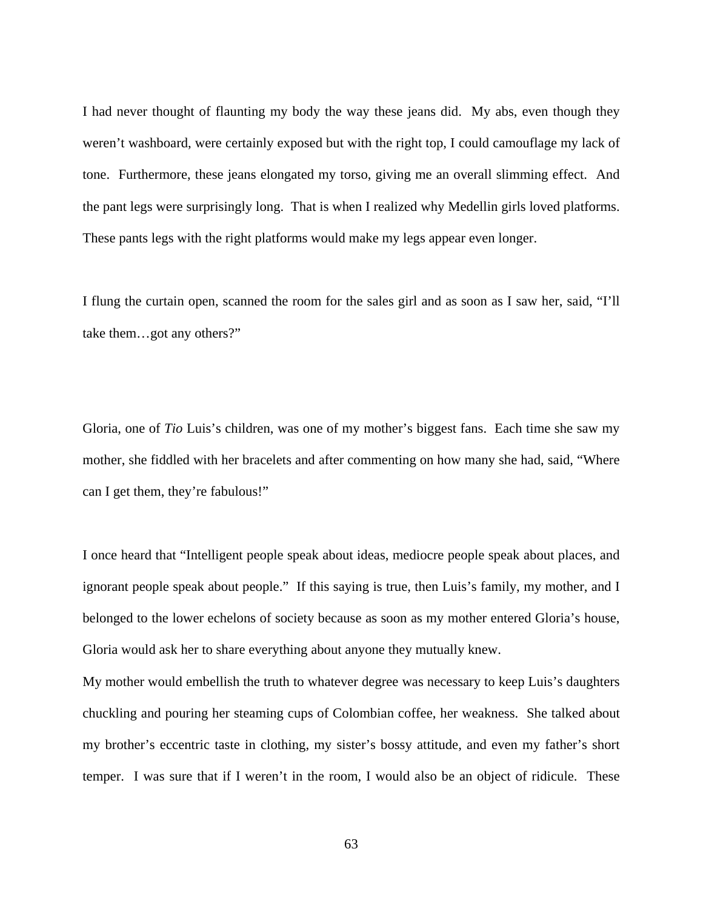I had never thought of flaunting my body the way these jeans did. My abs, even though they weren't washboard, were certainly exposed but with the right top, I could camouflage my lack of tone. Furthermore, these jeans elongated my torso, giving me an overall slimming effect. And the pant legs were surprisingly long. That is when I realized why Medellin girls loved platforms. These pants legs with the right platforms would make my legs appear even longer.

I flung the curtain open, scanned the room for the sales girl and as soon as I saw her, said, "I'll take them…got any others?"

Gloria, one of *Tio* Luis's children, was one of my mother's biggest fans. Each time she saw my mother, she fiddled with her bracelets and after commenting on how many she had, said, "Where can I get them, they're fabulous!"

I once heard that "Intelligent people speak about ideas, mediocre people speak about places, and ignorant people speak about people." If this saying is true, then Luis's family, my mother, and I belonged to the lower echelons of society because as soon as my mother entered Gloria's house, Gloria would ask her to share everything about anyone they mutually knew.

My mother would embellish the truth to whatever degree was necessary to keep Luis's daughters chuckling and pouring her steaming cups of Colombian coffee, her weakness. She talked about my brother's eccentric taste in clothing, my sister's bossy attitude, and even my father's short temper. I was sure that if I weren't in the room, I would also be an object of ridicule. These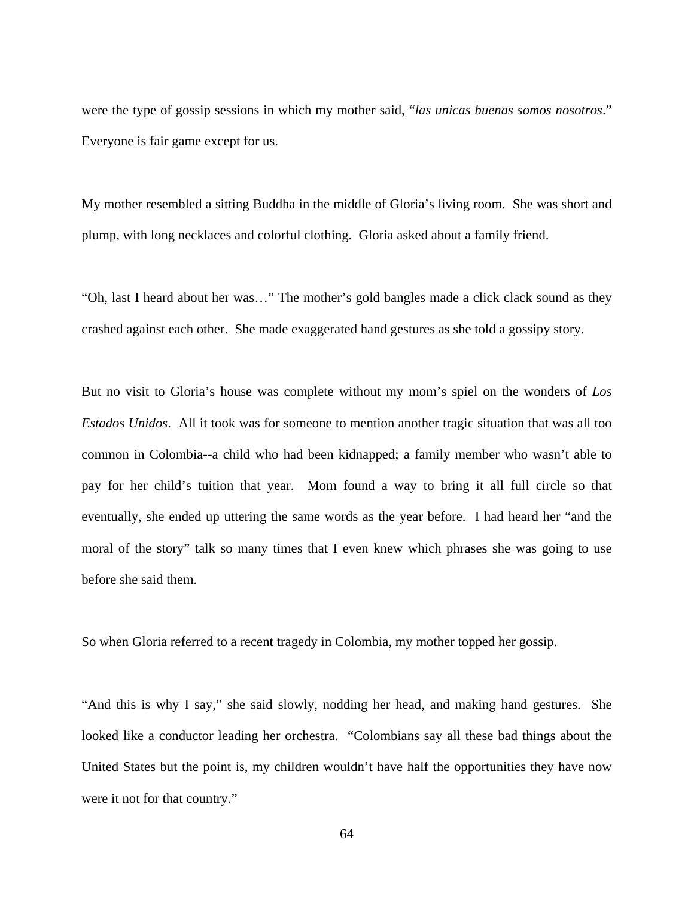were the type of gossip sessions in which my mother said, "*las unicas buenas somos nosotros*." Everyone is fair game except for us.

My mother resembled a sitting Buddha in the middle of Gloria's living room. She was short and plump, with long necklaces and colorful clothing. Gloria asked about a family friend.

"Oh, last I heard about her was…" The mother's gold bangles made a click clack sound as they crashed against each other. She made exaggerated hand gestures as she told a gossipy story.

But no visit to Gloria's house was complete without my mom's spiel on the wonders of *Los Estados Unidos*. All it took was for someone to mention another tragic situation that was all too common in Colombia--a child who had been kidnapped; a family member who wasn't able to pay for her child's tuition that year. Mom found a way to bring it all full circle so that eventually, she ended up uttering the same words as the year before. I had heard her "and the moral of the story" talk so many times that I even knew which phrases she was going to use before she said them.

So when Gloria referred to a recent tragedy in Colombia, my mother topped her gossip.

"And this is why I say," she said slowly, nodding her head, and making hand gestures. She looked like a conductor leading her orchestra. "Colombians say all these bad things about the United States but the point is, my children wouldn't have half the opportunities they have now were it not for that country."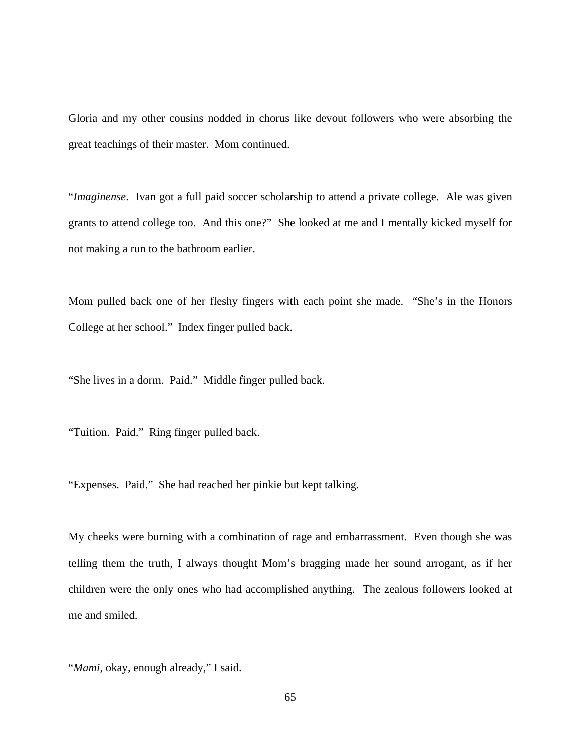Gloria and my other cousins nodded in chorus like devout followers who were absorbing the great teachings of their master. Mom continued.

"*Imaginense*. Ivan got a full paid soccer scholarship to attend a private college. Ale was given grants to attend college too. And this one?" She looked at me and I mentally kicked myself for not making a run to the bathroom earlier.

Mom pulled back one of her fleshy fingers with each point she made. "She's in the Honors College at her school." Index finger pulled back.

"She lives in a dorm. Paid." Middle finger pulled back.

"Tuition. Paid." Ring finger pulled back.

"Expenses. Paid." She had reached her pinkie but kept talking.

My cheeks were burning with a combination of rage and embarrassment. Even though she was telling them the truth, I always thought Mom's bragging made her sound arrogant, as if her children were the only ones who had accomplished anything. The zealous followers looked at me and smiled.

"*Mami*, okay, enough already," I said.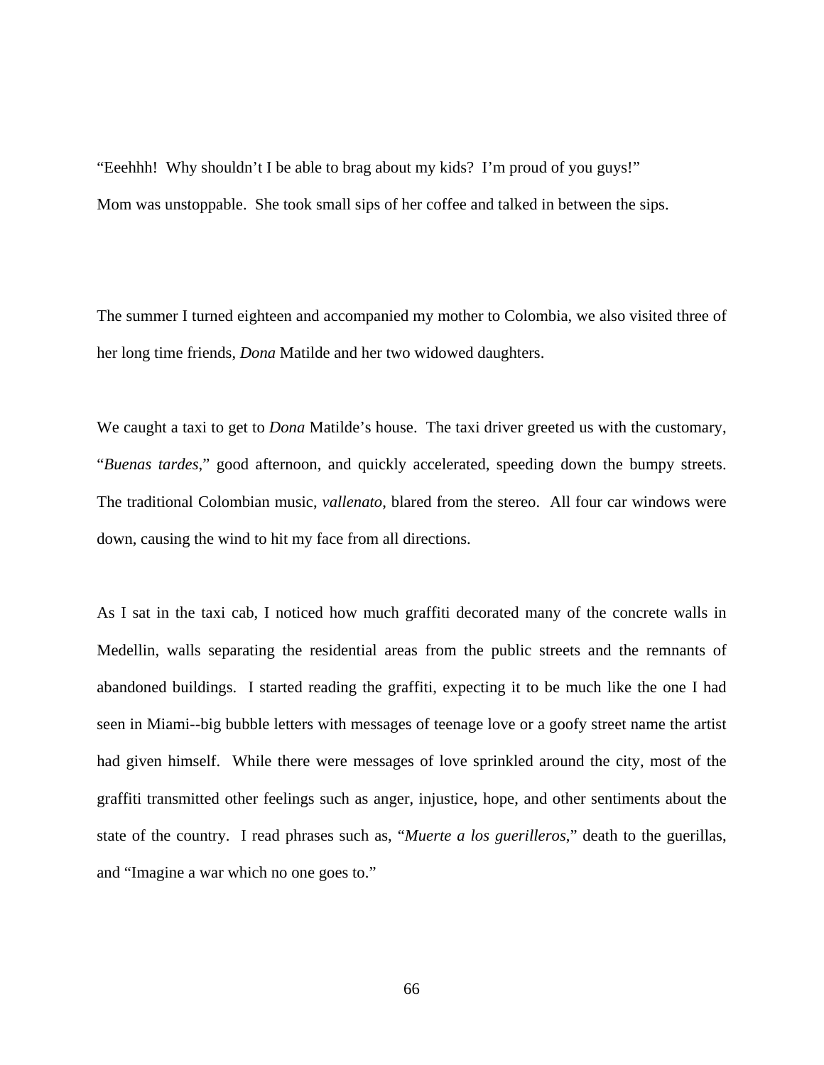"Eeehhh! Why shouldn't I be able to brag about my kids? I'm proud of you guys!"

Mom was unstoppable. She took small sips of her coffee and talked in between the sips.

The summer I turned eighteen and accompanied my mother to Colombia, we also visited three of her long time friends, *Dona* Matilde and her two widowed daughters.

We caught a taxi to get to *Dona* Matilde's house. The taxi driver greeted us with the customary, "*Buenas tardes*," good afternoon, and quickly accelerated, speeding down the bumpy streets. The traditional Colombian music, *vallenato*, blared from the stereo. All four car windows were down, causing the wind to hit my face from all directions.

As I sat in the taxi cab, I noticed how much graffiti decorated many of the concrete walls in Medellin, walls separating the residential areas from the public streets and the remnants of abandoned buildings. I started reading the graffiti, expecting it to be much like the one I had seen in Miami--big bubble letters with messages of teenage love or a goofy street name the artist had given himself. While there were messages of love sprinkled around the city, most of the graffiti transmitted other feelings such as anger, injustice, hope, and other sentiments about the state of the country. I read phrases such as, "*Muerte a los guerilleros*," death to the guerillas, and "Imagine a war which no one goes to."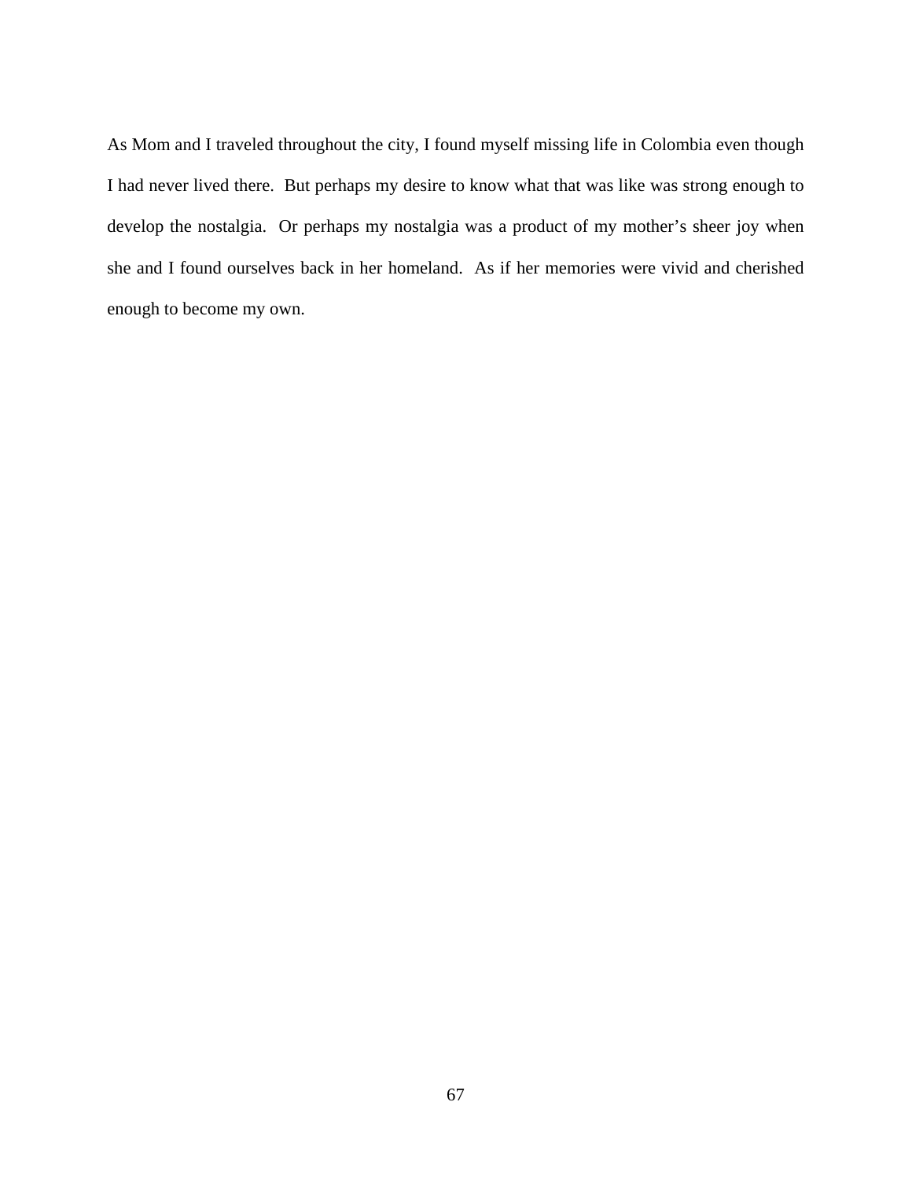As Mom and I traveled throughout the city, I found myself missing life in Colombia even though I had never lived there. But perhaps my desire to know what that was like was strong enough to develop the nostalgia. Or perhaps my nostalgia was a product of my mother's sheer joy when she and I found ourselves back in her homeland. As if her memories were vivid and cherished enough to become my own.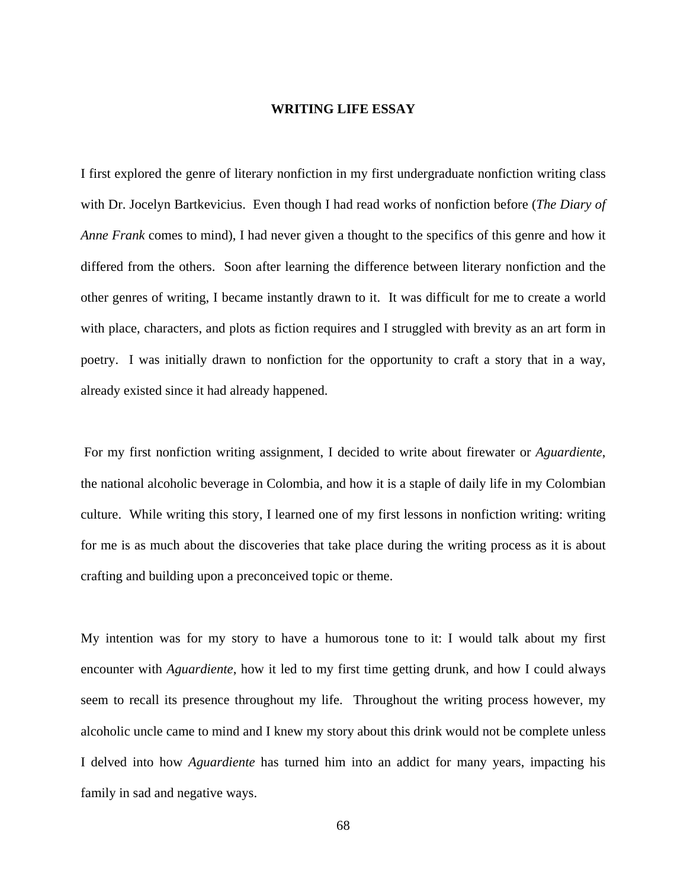**WRITING LIFE ESSAY**

I first explored the genre of literary nonfiction in my first undergraduate nonfiction writing class with Dr. Jocelyn Bartkevicius. Even though I had read works of nonfiction before (*The Diary of Anne Frank* comes to mind), I had never given a thought to the specifics of this genre and how it differed from the others. Soon after learning the difference between literary nonfiction and the other genres of writing, I became instantly drawn to it. It was difficult for me to create a world with place, characters, and plots as fiction requires and I struggled with brevity as an art form in poetry. I was initially drawn to nonfiction for the opportunity to craft a story that in a way, already existed since it had already happened.

For my first nonfiction writing assignment, I decided to write about firewater or *Aguardiente*, the national alcoholic beverage in Colombia, and how it is a staple of daily life in my Colombian culture. While writing this story, I learned one of my first lessons in nonfiction writing: writing for me is as much about the discoveries that take place during the writing process as it is about crafting and building upon a preconceived topic or theme.

My intention was for my story to have a humorous tone to it: I would talk about my first encounter with *Aguardiente*, how it led to my first time getting drunk, and how I could always seem to recall its presence throughout my life. Throughout the writing process however, my alcoholic uncle came to mind and I knew my story about this drink would not be complete unless I delved into how *Aguardiente* has turned him into an addict for many years, impacting his family in sad and negative ways.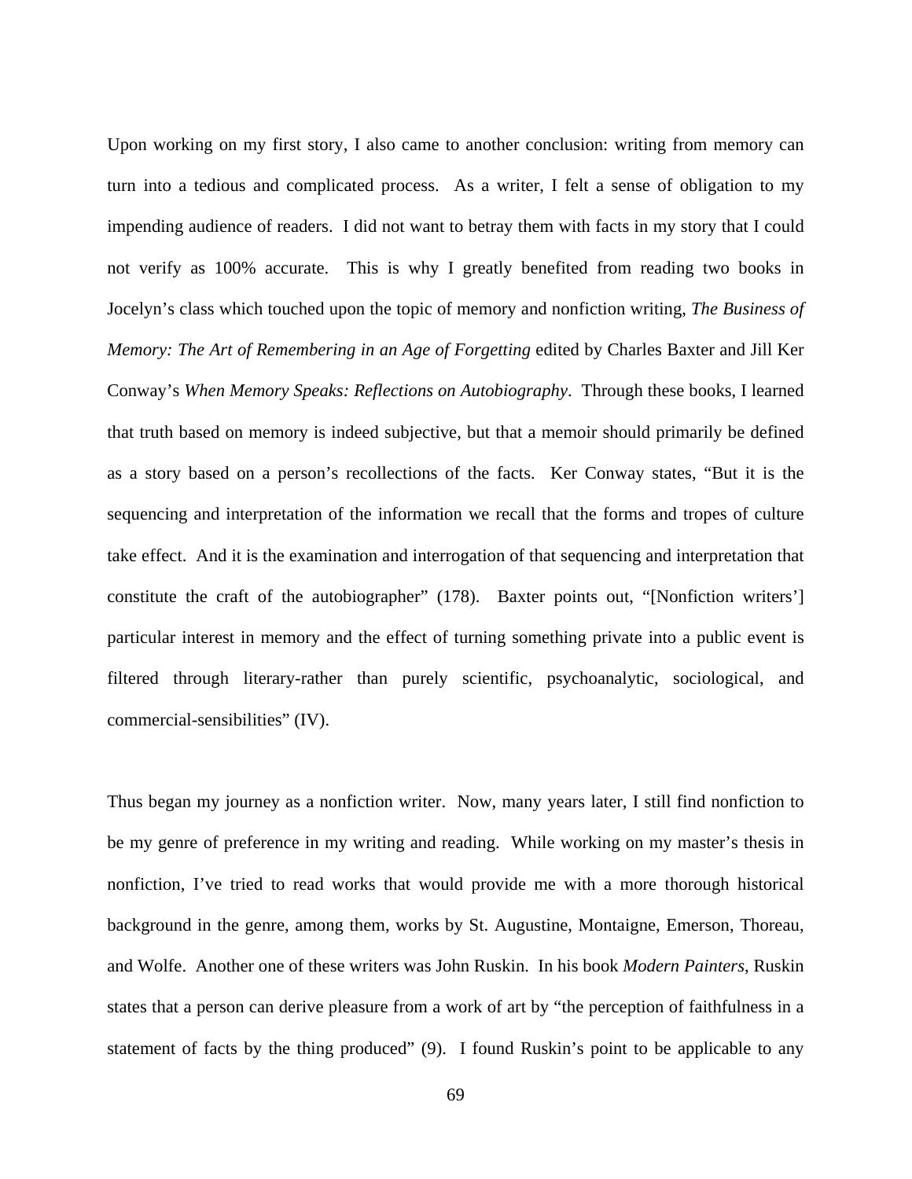Upon working on my first story, I also came to another conclusion: writing from memory can turn into a tedious and complicated process. As a writer, I felt a sense of obligation to my impending audience of readers. I did not want to betray them with facts in my story that I could not verify as 100% accurate. This is why I greatly benefited from reading two books in Jocelyn's class which touched upon the topic of memory and nonfiction writing, *The Business of Memory: The Art of Remembering in an Age of Forgetting* edited by Charles Baxter and Jill Ker Conway's *When Memory Speaks: Reflections on Autobiography*. Through these books, I learned that truth based on memory is indeed subjective, but that a memoir should primarily be defined as a story based on a person's recollections of the facts. Ker Conway states, "But it is the sequencing and interpretation of the information we recall that the forms and tropes of culture take effect. And it is the examination and interrogation of that sequencing and interpretation that constitute the craft of the autobiographer" (178). Baxter points out, "[Nonfiction writers'] particular interest in memory and the effect of turning something private into a public event is filtered through literary-rather than purely scientific, psychoanalytic, sociological, and commercial-sensibilities" (IV).

Thus began my journey as a nonfiction writer. Now, many years later, I still find nonfiction to be my genre of preference in my writing and reading. While working on my master's thesis in nonfiction, I've tried to read works that would provide me with a more thorough historical background in the genre, among them, works by St. Augustine, Montaigne, Emerson, Thoreau, and Wolfe. Another one of these writers was John Ruskin. In his book *Modern Painters*, Ruskin states that a person can derive pleasure from a work of art by "the perception of faithfulness in a statement of facts by the thing produced" (9). I found Ruskin's point to be applicable to any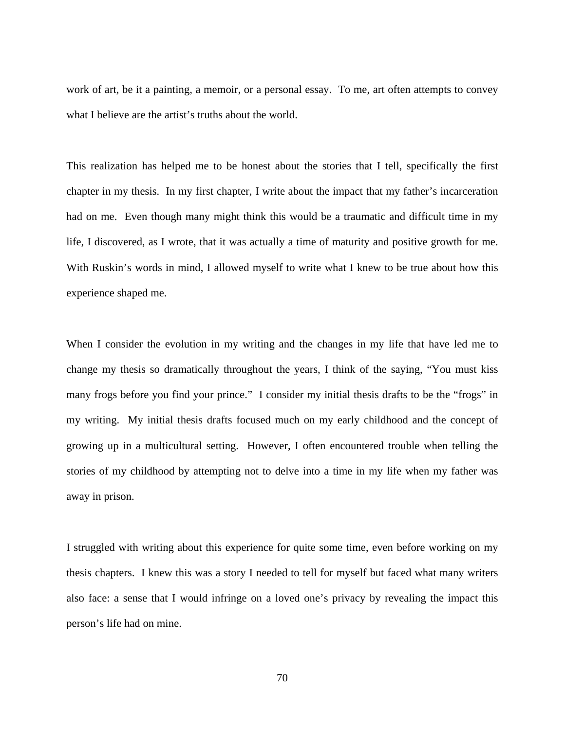work of art, be it a painting, a memoir, or a personal essay. To me, art often attempts to convey what I believe are the artist's truths about the world.

This realization has helped me to be honest about the stories that I tell, specifically the first chapter in my thesis. In my first chapter, I write about the impact that my father's incarceration had on me. Even though many might think this would be a traumatic and difficult time in my life, I discovered, as I wrote, that it was actually a time of maturity and positive growth for me. With Ruskin's words in mind, I allowed myself to write what I knew to be true about how this experience shaped me.

When I consider the evolution in my writing and the changes in my life that have led me to change my thesis so dramatically throughout the years, I think of the saying, "You must kiss many frogs before you find your prince." I consider my initial thesis drafts to be the "frogs" in my writing. My initial thesis drafts focused much on my early childhood and the concept of growing up in a multicultural setting. However, I often encountered trouble when telling the stories of my childhood by attempting not to delve into a time in my life when my father was away in prison.

I struggled with writing about this experience for quite some time, even before working on my thesis chapters. I knew this was a story I needed to tell for myself but faced what many writers also face: a sense that I would infringe on a loved one's privacy by revealing the impact this person's life had on mine.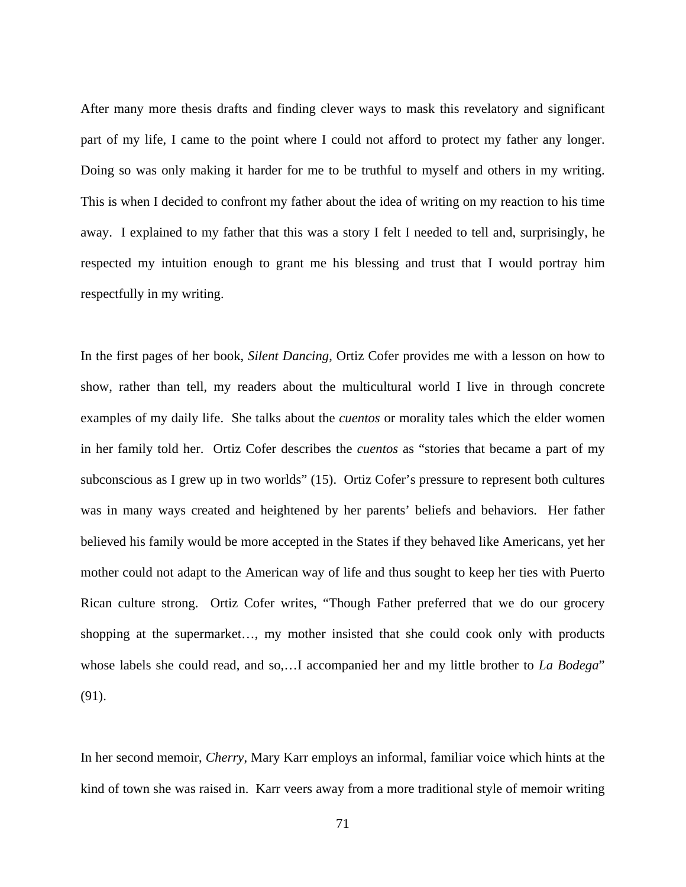After many more thesis drafts and finding clever ways to mask this revelatory and significant part of my life, I came to the point where I could not afford to protect my father any longer. Doing so was only making it harder for me to be truthful to myself and others in my writing. This is when I decided to confront my father about the idea of writing on my reaction to his time away. I explained to my father that this was a story I felt I needed to tell and, surprisingly, he respected my intuition enough to grant me his blessing and trust that I would portray him respectfully in my writing.

In the first pages of her book, *Silent Dancing*, Ortiz Cofer provides me with a lesson on how to show, rather than tell, my readers about the multicultural world I live in through concrete examples of my daily life. She talks about the *cuentos* or morality tales which the elder women in her family told her. Ortiz Cofer describes the *cuentos* as "stories that became a part of my subconscious as I grew up in two worlds" (15). Ortiz Cofer's pressure to represent both cultures was in many ways created and heightened by her parents' beliefs and behaviors. Her father believed his family would be more accepted in the States if they behaved like Americans, yet her mother could not adapt to the American way of life and thus sought to keep her ties with Puerto Rican culture strong. Ortiz Cofer writes, "Though Father preferred that we do our grocery shopping at the supermarket…, my mother insisted that she could cook only with products whose labels she could read, and so,…I accompanied her and my little brother to *La Bodega*" (91).

In her second memoir, *Cherry*, Mary Karr employs an informal, familiar voice which hints at the kind of town she was raised in. Karr veers away from a more traditional style of memoir writing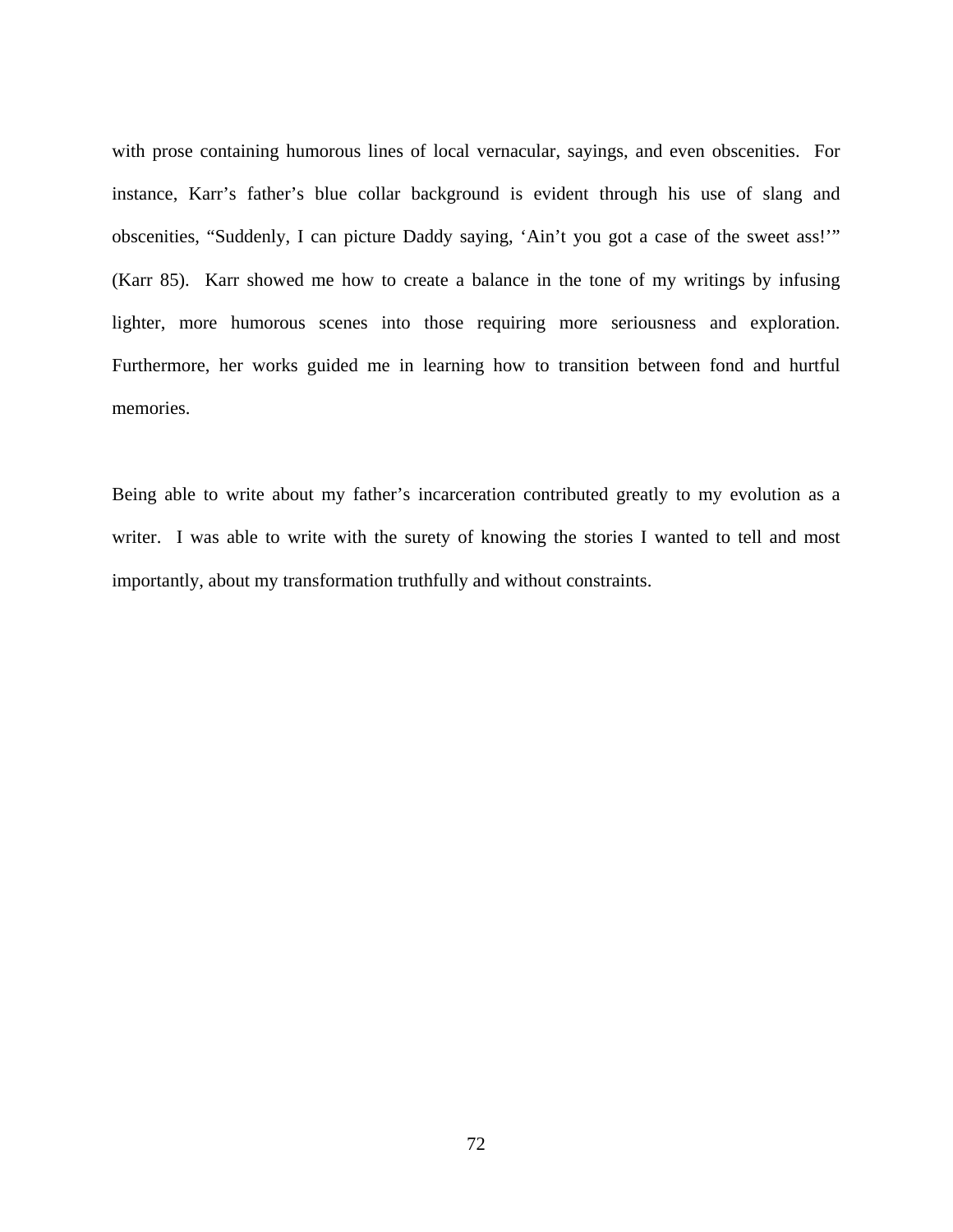with prose containing humorous lines of local vernacular, sayings, and even obscenities. For instance, Karr's father's blue collar background is evident through his use of slang and obscenities, "Suddenly, I can picture Daddy saying, 'Ain't you got a case of the sweet ass!'" (Karr 85). Karr showed me how to create a balance in the tone of my writings by infusing lighter, more humorous scenes into those requiring more seriousness and exploration. Furthermore, her works guided me in learning how to transition between fond and hurtful memories.

Being able to write about my father's incarceration contributed greatly to my evolution as a writer. I was able to write with the surety of knowing the stories I wanted to tell and most importantly, about my transformation truthfully and without constraints.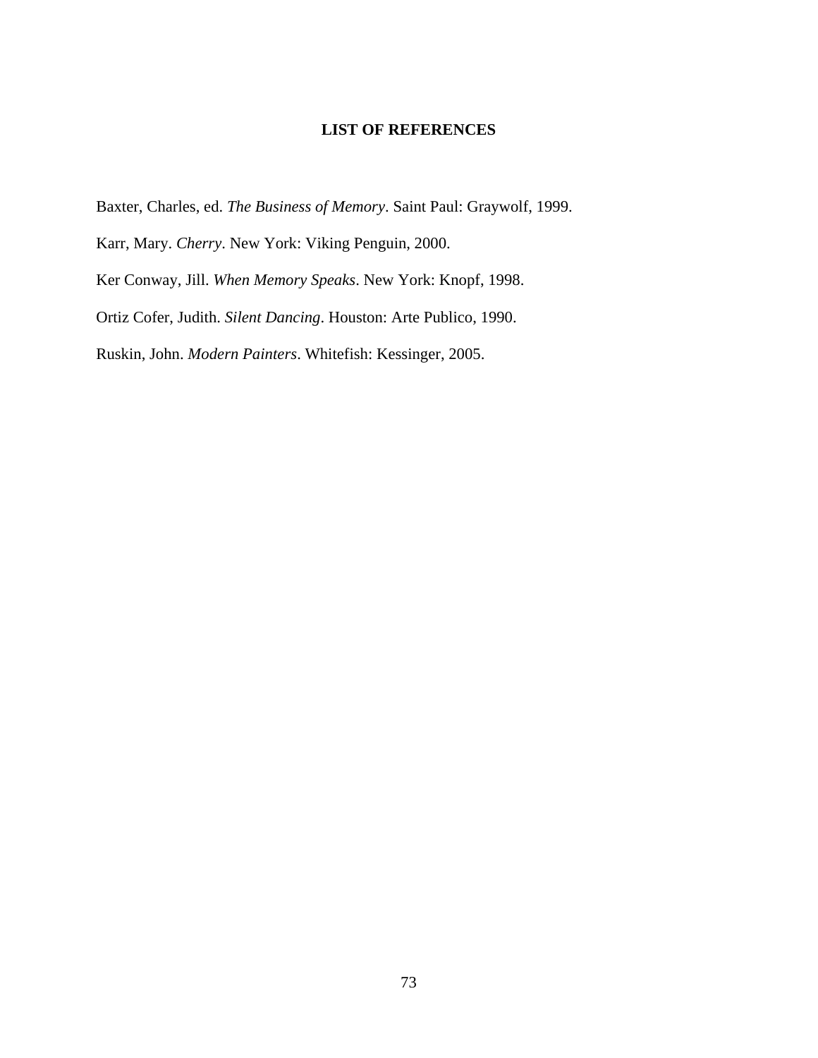# LIST OF REFERENCES

Baxter, Charles, ed. *The Business of Memory*. Saint Paul: Graywolf, 1999.

Karr, Mary. *Cherry*. New York: Viking Penguin, 2000.

Ker Conway, Jill. *When Memory Speaks*. New York: Knopf, 1998.

Ortiz Cofer, Judith. *Silent Dancing*. Houston: Arte Publico, 1990.

Ruskin, John. *Modern Painters*. Whitefish: Kessinger, 2005.